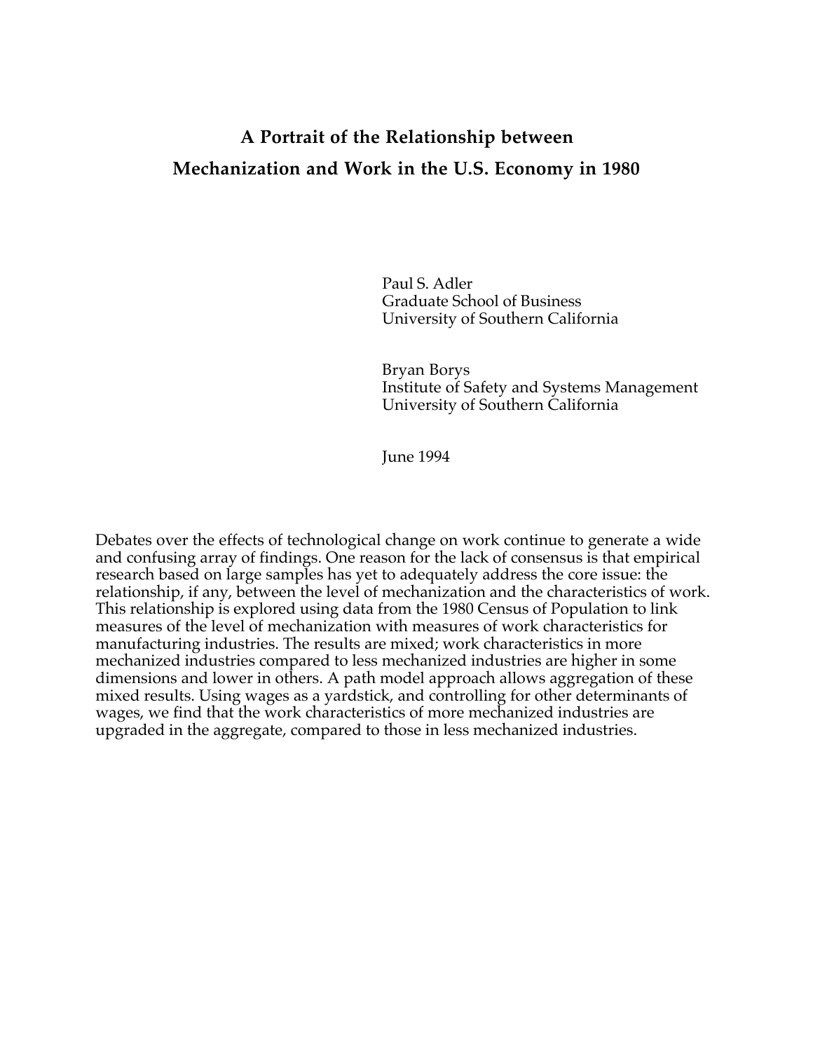# A Portrait of the Relationship between Mechanization and Work in the U.S. Economy in 1980

Paul S. Adler
Graduate School of Business
University of Southern California

Bryan Borys
Institute of Safety and Systems Management
University of Southern California

June 1994

Debates over the effects of technological change on work continue to generate a wide and confusing array of findings. One reason for the lack of consensus is that empirical research based on large samples has yet to adequately address the core issue: the relationship, if any, between the level of mechanization and the characteristics of work. This relationship is explored using data from the 1980 Census of Population to link measures of the level of mechanization with measures of work characteristics for manufacturing industries. The results are mixed; work characteristics in more mechanized industries compared to less mechanized industries are higher in some dimensions and lower in others. A path model approach allows aggregation of these mixed results. Using wages as a yardstick, and controlling for other determinants of wages, we find that the work characteristics of more mechanized industries are upgraded in the aggregate, compared to those in less mechanized industries.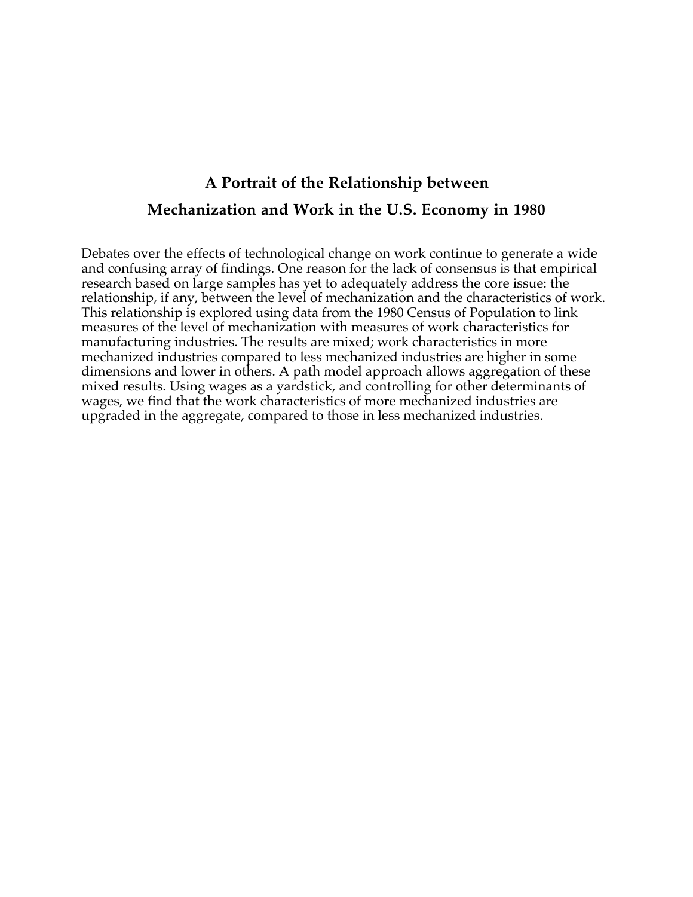# A Portrait of the Relationship between Mechanization and Work in the U.S. Economy in 1980

Debates over the effects of technological change on work continue to generate a wide and confusing array of findings. One reason for the lack of consensus is that empirical research based on large samples has yet to adequately address the core issue: the relationship, if any, between the level of mechanization and the characteristics of work. This relationship is explored using data from the 1980 Census of Population to link measures of the level of mechanization with measures of work characteristics for manufacturing industries. The results are mixed; work characteristics in more mechanized industries compared to less mechanized industries are higher in some dimensions and lower in others. A path model approach allows aggregation of these mixed results. Using wages as a yardstick, and controlling for other determinants of wages, we find that the work characteristics of more mechanized industries are upgraded in the aggregate, compared to those in less mechanized industries.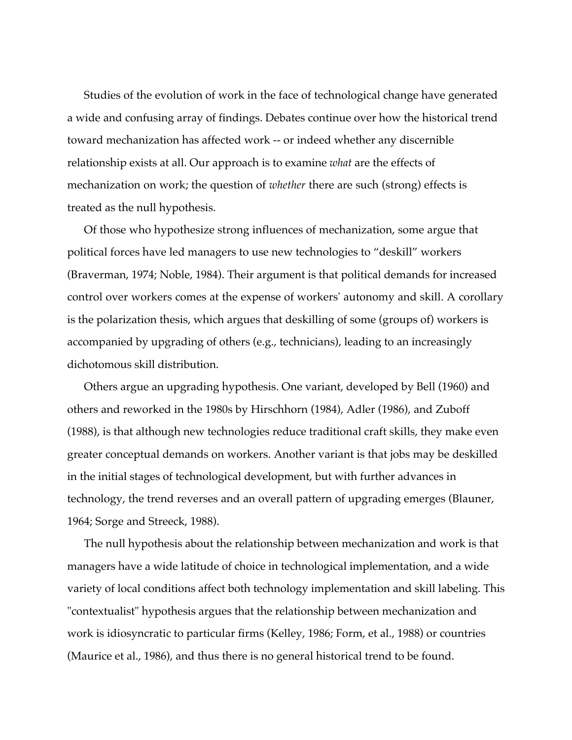Studies of the evolution of work in the face of technological change have generated a wide and confusing array of findings. Debates continue over how the historical trend toward mechanization has affected work -- or indeed whether any discernible relationship exists at all. Our approach is to examine *what* are the effects of mechanization on work; the question of *whether* there are such (strong) effects is treated as the null hypothesis.

Of those who hypothesize strong influences of mechanization, some argue that political forces have led managers to use new technologies to "deskill" workers (Braverman, 1974; Noble, 1984). Their argument is that political demands for increased control over workers comes at the expense of workers' autonomy and skill. A corollary is the polarization thesis, which argues that deskilling of some (groups of) workers is accompanied by upgrading of others (e.g., technicians), leading to an increasingly dichotomous skill distribution.

Others argue an upgrading hypothesis. One variant, developed by Bell (1960) and others and reworked in the 1980s by Hirschhorn (1984), Adler (1986), and Zuboff (1988), is that although new technologies reduce traditional craft skills, they make even greater conceptual demands on workers. Another variant is that jobs may be deskilled in the initial stages of technological development, but with further advances in technology, the trend reverses and an overall pattern of upgrading emerges (Blauner, 1964; Sorge and Streeck, 1988).

The null hypothesis about the relationship between mechanization and work is that managers have a wide latitude of choice in technological implementation, and a wide variety of local conditions affect both technology implementation and skill labeling. This "contextualist" hypothesis argues that the relationship between mechanization and work is idiosyncratic to particular firms (Kelley, 1986; Form, et al., 1988) or countries (Maurice et al., 1986), and thus there is no general historical trend to be found.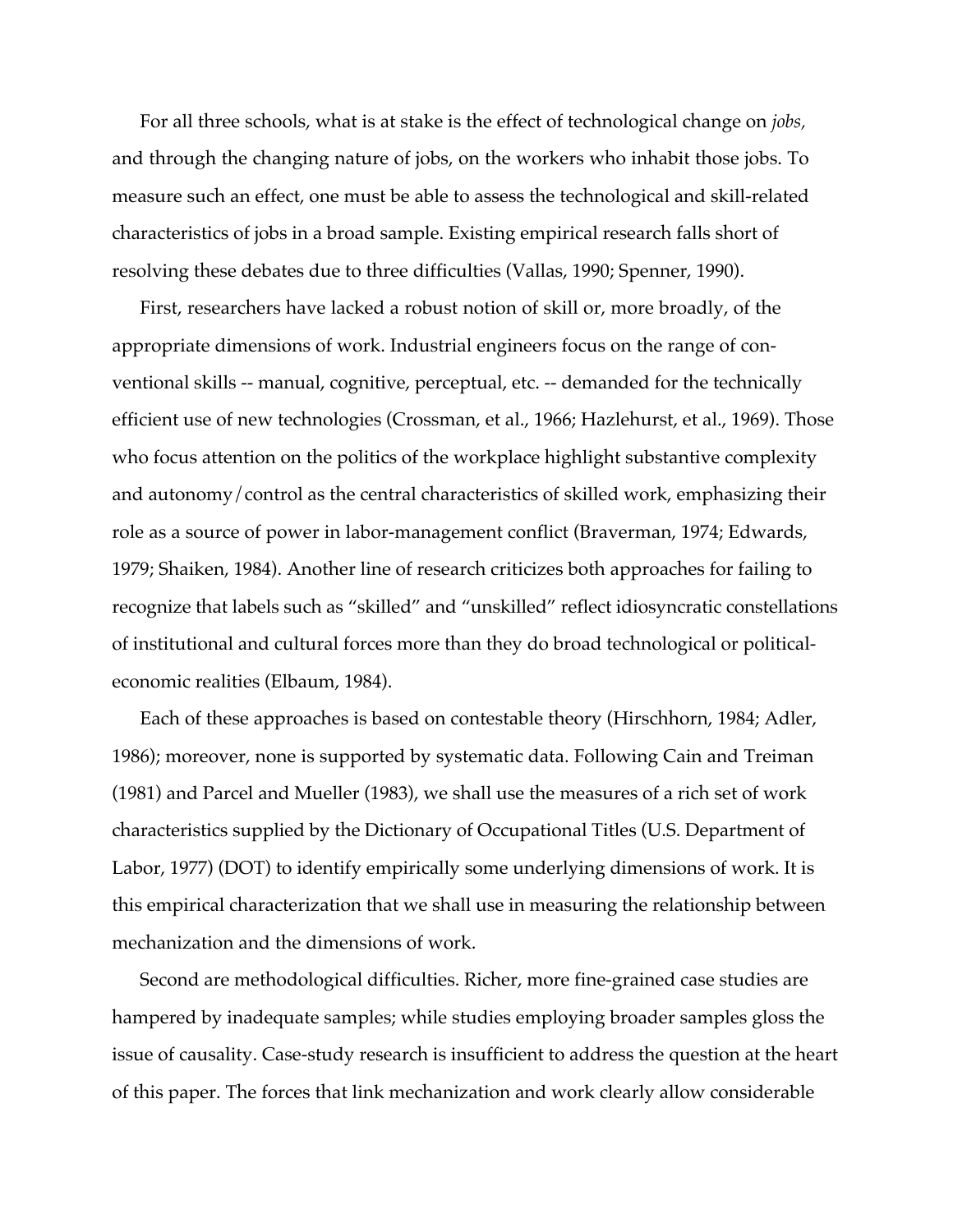For all three schools, what is at stake is the effect of technological change on *jobs,* and through the changing nature of jobs, on the workers who inhabit those jobs. To measure such an effect, one must be able to assess the technological and skill-related characteristics of jobs in a broad sample. Existing empirical research falls short of resolving these debates due to three difficulties (Vallas, 1990; Spenner, 1990).

First, researchers have lacked a robust notion of skill or, more broadly, of the appropriate dimensions of work. Industrial engineers focus on the range of conventional skills -- manual, cognitive, perceptual, etc. -- demanded for the technically efficient use of new technologies (Crossman, et al., 1966; Hazlehurst, et al., 1969). Those who focus attention on the politics of the workplace highlight substantive complexity and autonomy/control as the central characteristics of skilled work, emphasizing their role as a source of power in labor-management conflict (Braverman, 1974; Edwards, 1979; Shaiken, 1984). Another line of research criticizes both approaches for failing to recognize that labels such as “skilled” and “unskilled” reflect idiosyncratic constellations of institutional and cultural forces more than they do broad technological or political-economic realities (Elbaum, 1984).

Each of these approaches is based on contestable theory (Hirschhorn, 1984; Adler, 1986); moreover, none is supported by systematic data. Following Cain and Treiman (1981) and Parcel and Mueller (1983), we shall use the measures of a rich set of work characteristics supplied by the Dictionary of Occupational Titles (U.S. Department of Labor, 1977) (DOT) to identify empirically some underlying dimensions of work. It is this empirical characterization that we shall use in measuring the relationship between mechanization and the dimensions of work.

Second are methodological difficulties. Richer, more fine-grained case studies are hampered by inadequate samples; while studies employing broader samples gloss the issue of causality. Case-study research is insufficient to address the question at the heart of this paper. The forces that link mechanization and work clearly allow considerable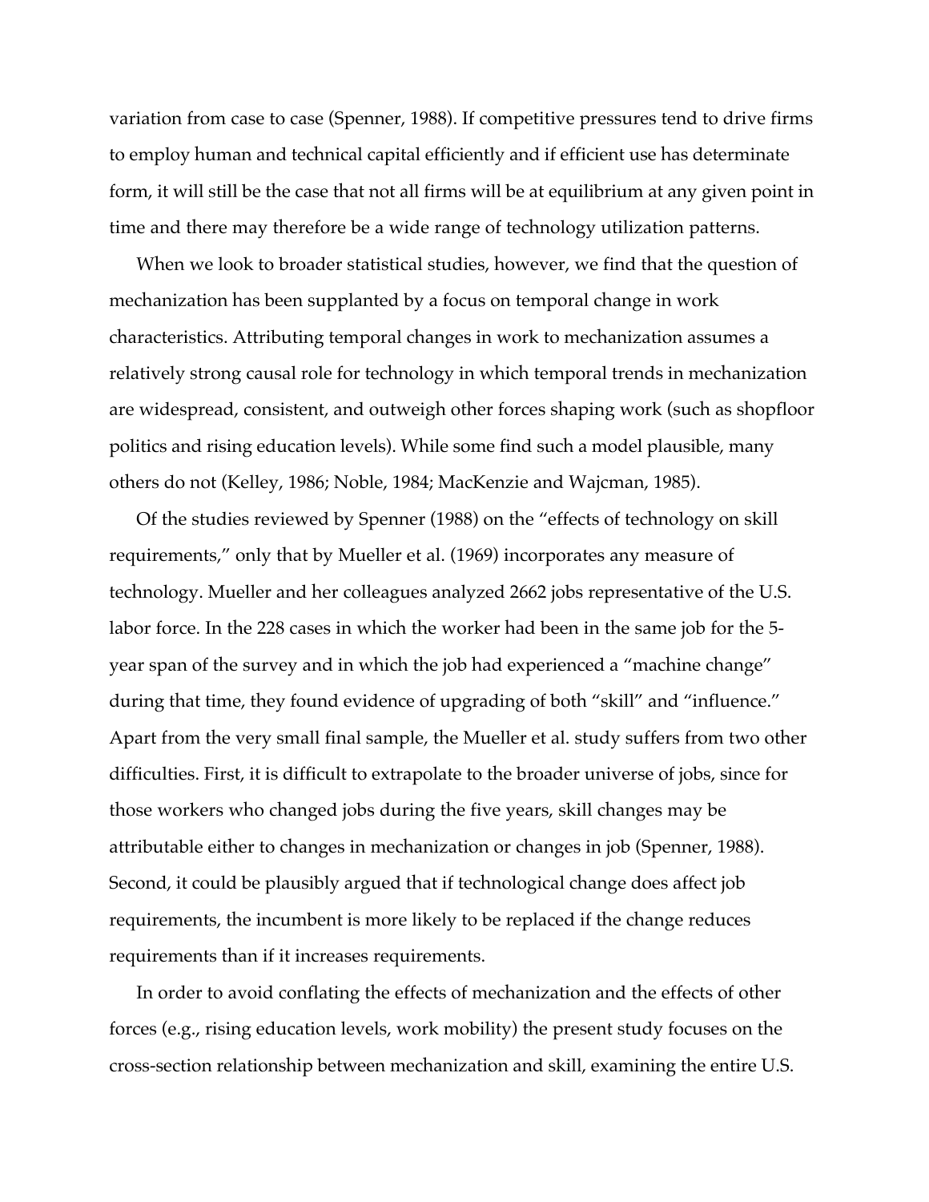variation from case to case (Spenner, 1988). If competitive pressures tend to drive firms to employ human and technical capital efficiently and if efficient use has determinate form, it will still be the case that not all firms will be at equilibrium at any given point in time and there may therefore be a wide range of technology utilization patterns.

When we look to broader statistical studies, however, we find that the question of mechanization has been supplanted by a focus on temporal change in work characteristics. Attributing temporal changes in work to mechanization assumes a relatively strong causal role for technology in which temporal trends in mechanization are widespread, consistent, and outweigh other forces shaping work (such as shopfloor politics and rising education levels). While some find such a model plausible, many others do not (Kelley, 1986; Noble, 1984; MacKenzie and Wajcman, 1985).

Of the studies reviewed by Spenner (1988) on the "effects of technology on skill requirements," only that by Mueller et al. (1969) incorporates any measure of technology. Mueller and her colleagues analyzed 2662 jobs representative of the U.S. labor force. In the 228 cases in which the worker had been in the same job for the 5-year span of the survey and in which the job had experienced a "machine change" during that time, they found evidence of upgrading of both "skill" and "influence." Apart from the very small final sample, the Mueller et al. study suffers from two other difficulties. First, it is difficult to extrapolate to the broader universe of jobs, since for those workers who changed jobs during the five years, skill changes may be attributable either to changes in mechanization or changes in job (Spenner, 1988). Second, it could be plausibly argued that if technological change does affect job requirements, the incumbent is more likely to be replaced if the change reduces requirements than if it increases requirements.

In order to avoid conflating the effects of mechanization and the effects of other forces (e.g., rising education levels, work mobility) the present study focuses on the cross-section relationship between mechanization and skill, examining the entire U.S.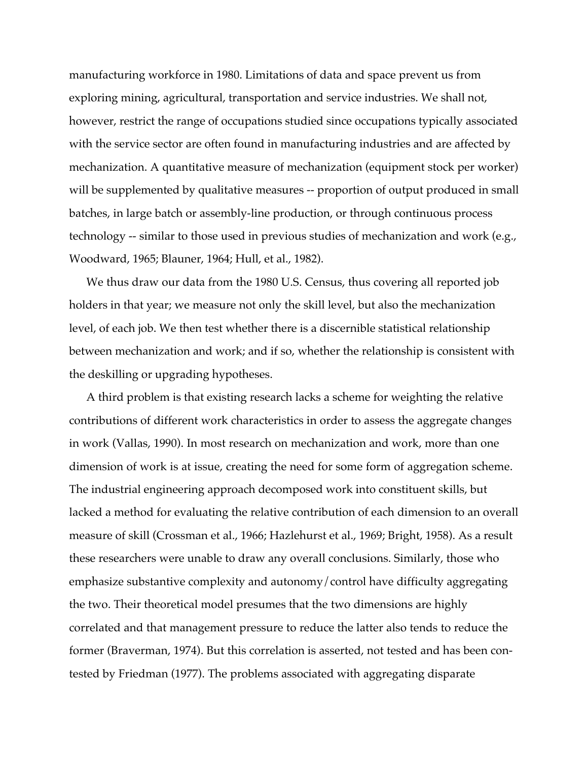manufacturing workforce in 1980. Limitations of data and space prevent us from exploring mining, agricultural, transportation and service industries. We shall not, however, restrict the range of occupations studied since occupations typically associated with the service sector are often found in manufacturing industries and are affected by mechanization. A quantitative measure of mechanization (equipment stock per worker) will be supplemented by qualitative measures -- proportion of output produced in small batches, in large batch or assembly-line production, or through continuous process technology -- similar to those used in previous studies of mechanization and work (e.g., Woodward, 1965; Blauner, 1964; Hull, et al., 1982).

We thus draw our data from the 1980 U.S. Census, thus covering all reported job holders in that year; we measure not only the skill level, but also the mechanization level, of each job. We then test whether there is a discernible statistical relationship between mechanization and work; and if so, whether the relationship is consistent with the deskilling or upgrading hypotheses.

A third problem is that existing research lacks a scheme for weighting the relative contributions of different work characteristics in order to assess the aggregate changes in work (Vallas, 1990). In most research on mechanization and work, more than one dimension of work is at issue, creating the need for some form of aggregation scheme. The industrial engineering approach decomposed work into constituent skills, but lacked a method for evaluating the relative contribution of each dimension to an overall measure of skill (Crossman et al., 1966; Hazlehurst et al., 1969; Bright, 1958). As a result these researchers were unable to draw any overall conclusions. Similarly, those who emphasize substantive complexity and autonomy/control have difficulty aggregating the two. Their theoretical model presumes that the two dimensions are highly correlated and that management pressure to reduce the latter also tends to reduce the former (Braverman, 1974). But this correlation is asserted, not tested and has been contested by Friedman (1977). The problems associated with aggregating disparate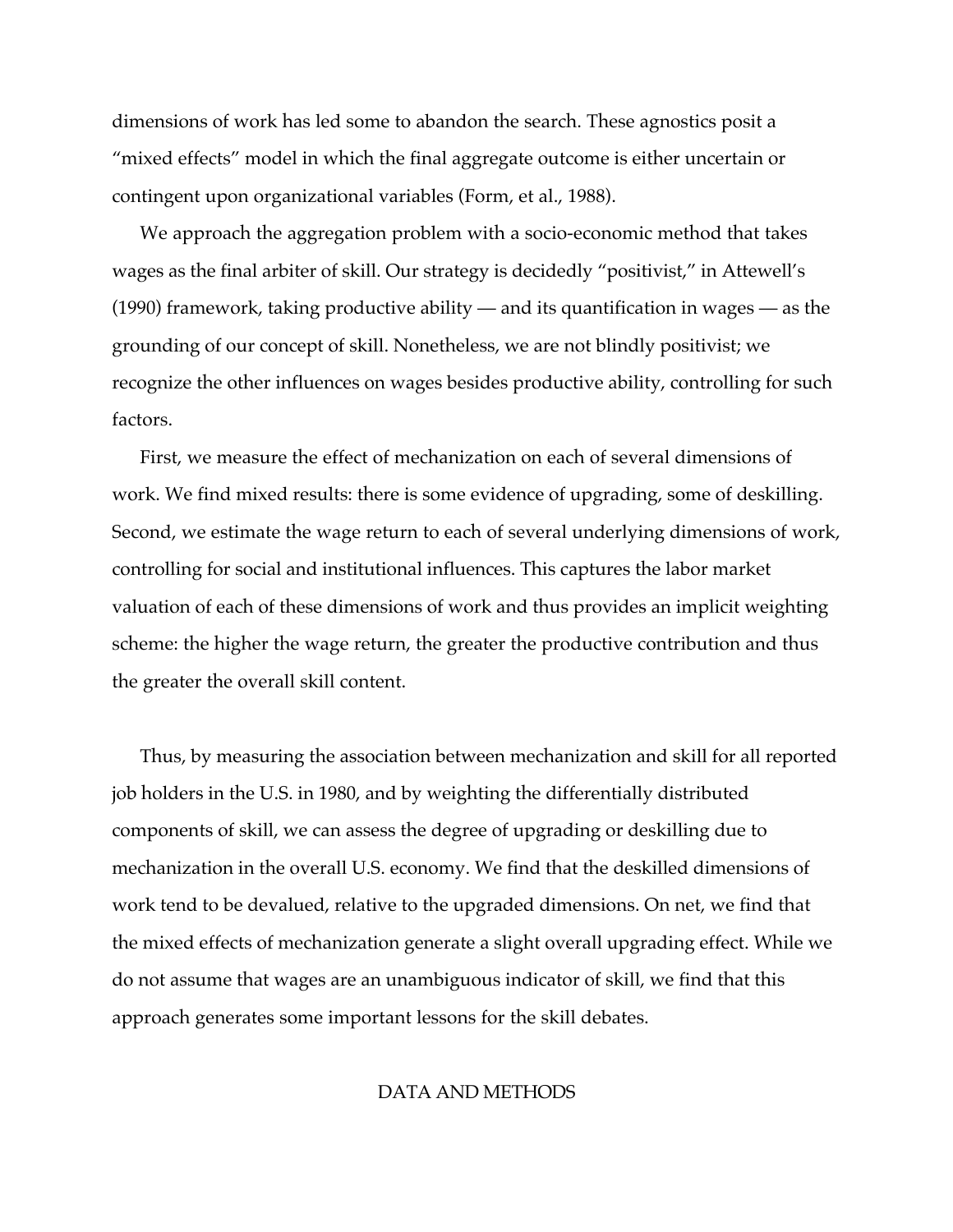dimensions of work has led some to abandon the search. These agnostics posit a "mixed effects" model in which the final aggregate outcome is either uncertain or contingent upon organizational variables (Form, et al., 1988).

We approach the aggregation problem with a socio-economic method that takes wages as the final arbiter of skill. Our strategy is decidedly "positivist," in Attewell's (1990) framework, taking productive ability — and its quantification in wages — as the grounding of our concept of skill. Nonetheless, we are not blindly positivist; we recognize the other influences on wages besides productive ability, controlling for such factors.

First, we measure the effect of mechanization on each of several dimensions of work. We find mixed results: there is some evidence of upgrading, some of deskilling. Second, we estimate the wage return to each of several underlying dimensions of work, controlling for social and institutional influences. This captures the labor market valuation of each of these dimensions of work and thus provides an implicit weighting scheme: the higher the wage return, the greater the productive contribution and thus the greater the overall skill content.

Thus, by measuring the association between mechanization and skill for all reported job holders in the U.S. in 1980, and by weighting the differentially distributed components of skill, we can assess the degree of upgrading or deskilling due to mechanization in the overall U.S. economy. We find that the deskilled dimensions of work tend to be devalued, relative to the upgraded dimensions. On net, we find that the mixed effects of mechanization generate a slight overall upgrading effect. While we do not assume that wages are an unambiguous indicator of skill, we find that this approach generates some important lessons for the skill debates.

## DATA AND METHODS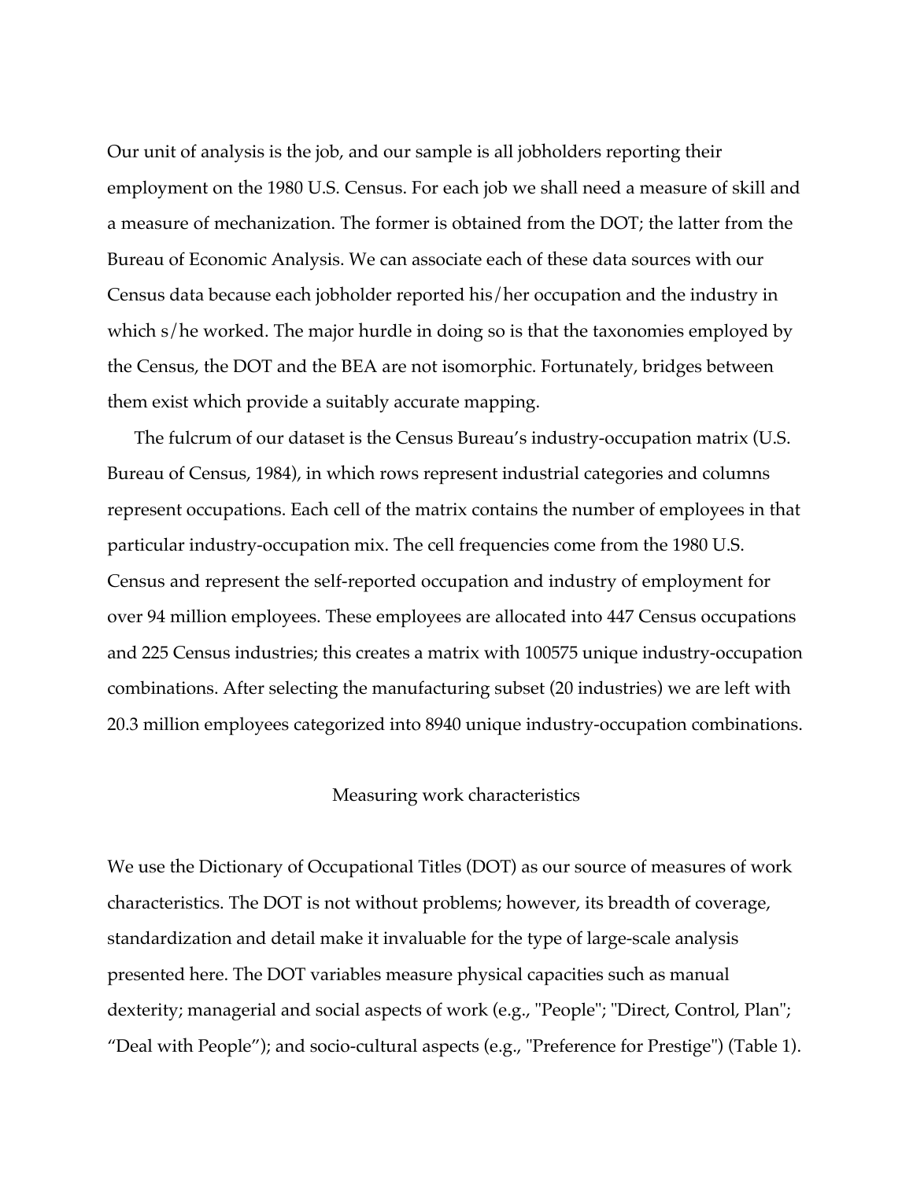Our unit of analysis is the job, and our sample is all jobholders reporting their employment on the 1980 U.S. Census. For each job we shall need a measure of skill and a measure of mechanization. The former is obtained from the DOT; the latter from the Bureau of Economic Analysis. We can associate each of these data sources with our Census data because each jobholder reported his/her occupation and the industry in which s/he worked. The major hurdle in doing so is that the taxonomies employed by the Census, the DOT and the BEA are not isomorphic. Fortunately, bridges between them exist which provide a suitably accurate mapping.

The fulcrum of our dataset is the Census Bureau's industry-occupation matrix (U.S. Bureau of Census, 1984), in which rows represent industrial categories and columns represent occupations. Each cell of the matrix contains the number of employees in that particular industry-occupation mix. The cell frequencies come from the 1980 U.S. Census and represent the self-reported occupation and industry of employment for over 94 million employees. These employees are allocated into 447 Census occupations and 225 Census industries; this creates a matrix with 100575 unique industry-occupation combinations. After selecting the manufacturing subset (20 industries) we are left with 20.3 million employees categorized into 8940 unique industry-occupation combinations.

## Measuring work characteristics

We use the Dictionary of Occupational Titles (DOT) as our source of measures of work characteristics. The DOT is not without problems; however, its breadth of coverage, standardization and detail make it invaluable for the type of large-scale analysis presented here. The DOT variables measure physical capacities such as manual dexterity; managerial and social aspects of work (e.g., "People"; "Direct, Control, Plan"; "Deal with People"); and socio-cultural aspects (e.g., "Preference for Prestige") (Table 1).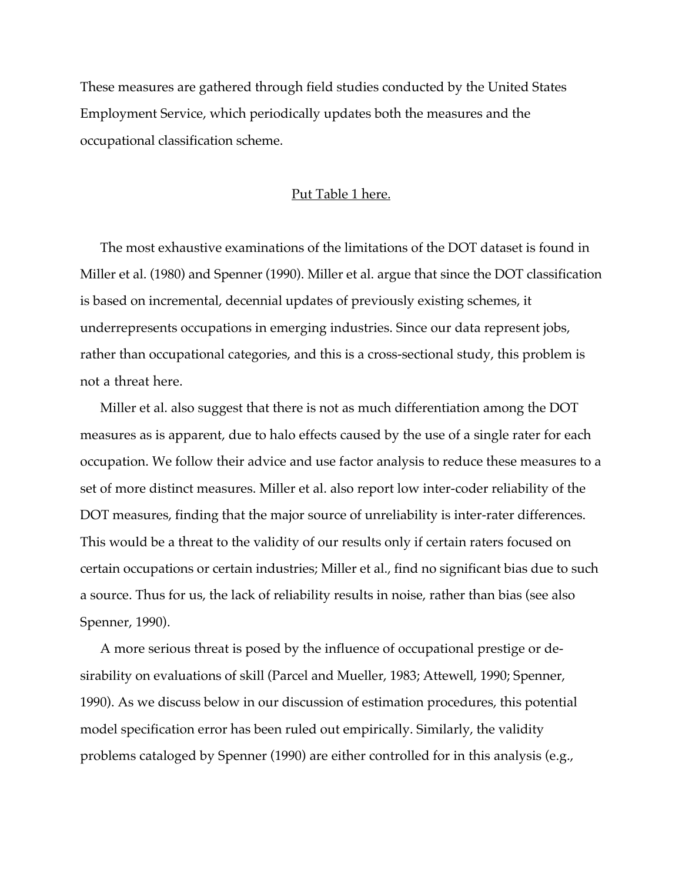These measures are gathered through field studies conducted by the United States Employment Service, which periodically updates both the measures and the occupational classification scheme.

Put Table 1 here.

The most exhaustive examinations of the limitations of the DOT dataset is found in Miller et al. (1980) and Spenner (1990). Miller et al. argue that since the DOT classification is based on incremental, decennial updates of previously existing schemes, it underrepresents occupations in emerging industries. Since our data represent jobs, rather than occupational categories, and this is a cross-sectional study, this problem is not a threat here.

Miller et al. also suggest that there is not as much differentiation among the DOT measures as is apparent, due to halo effects caused by the use of a single rater for each occupation. We follow their advice and use factor analysis to reduce these measures to a set of more distinct measures. Miller et al. also report low inter-coder reliability of the DOT measures, finding that the major source of unreliability is inter-rater differences. This would be a threat to the validity of our results only if certain raters focused on certain occupations or certain industries; Miller et al., find no significant bias due to such a source. Thus for us, the lack of reliability results in noise, rather than bias (see also Spenner, 1990).

A more serious threat is posed by the influence of occupational prestige or desirability on evaluations of skill (Parcel and Mueller, 1983; Attewell, 1990; Spenner, 1990). As we discuss below in our discussion of estimation procedures, this potential model specification error has been ruled out empirically. Similarly, the validity problems cataloged by Spenner (1990) are either controlled for in this analysis (e.g.,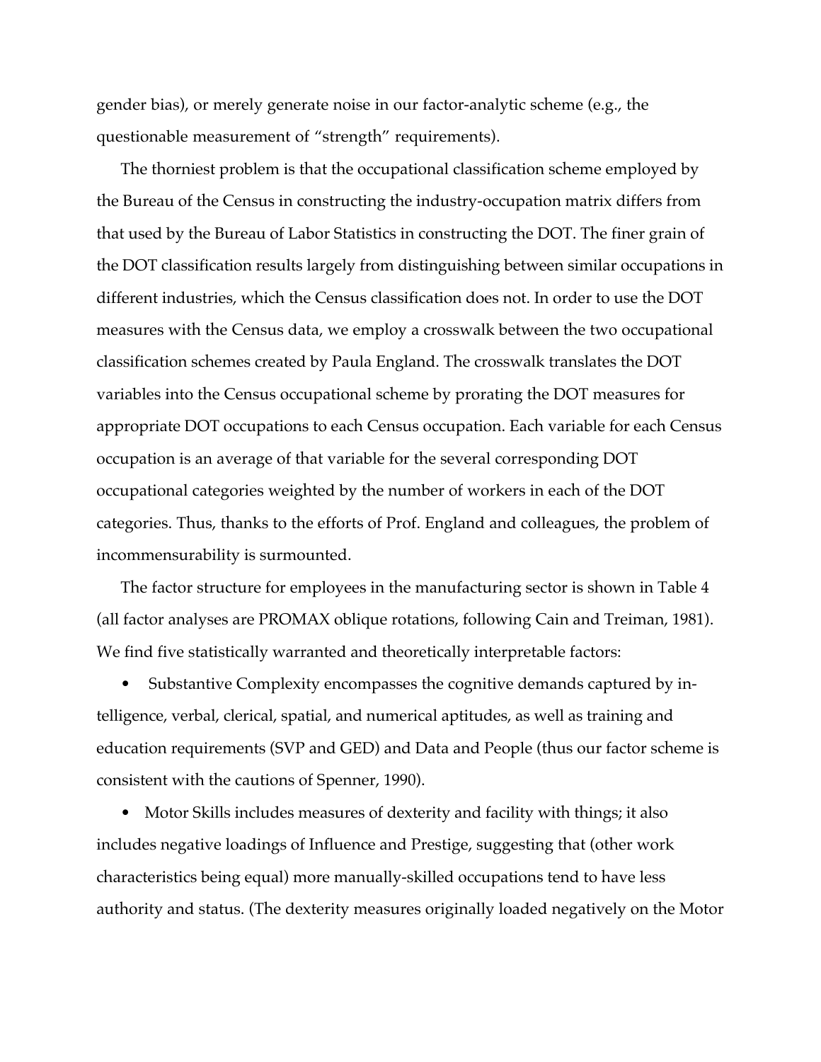gender bias), or merely generate noise in our factor-analytic scheme (e.g., the questionable measurement of "strength" requirements).

The thorniest problem is that the occupational classification scheme employed by the Bureau of the Census in constructing the industry-occupation matrix differs from that used by the Bureau of Labor Statistics in constructing the DOT. The finer grain of the DOT classification results largely from distinguishing between similar occupations in different industries, which the Census classification does not. In order to use the DOT measures with the Census data, we employ a crosswalk between the two occupational classification schemes created by Paula England. The crosswalk translates the DOT variables into the Census occupational scheme by prorating the DOT measures for appropriate DOT occupations to each Census occupation. Each variable for each Census occupation is an average of that variable for the several corresponding DOT occupational categories weighted by the number of workers in each of the DOT categories. Thus, thanks to the efforts of Prof. England and colleagues, the problem of incommensurability is surmounted.

The factor structure for employees in the manufacturing sector is shown in Table 4 (all factor analyses are PROMAX oblique rotations, following Cain and Treiman, 1981). We find five statistically warranted and theoretically interpretable factors:

- Substantive Complexity encompasses the cognitive demands captured by intelligence, verbal, clerical, spatial, and numerical aptitudes, as well as training and education requirements (SVP and GED) and Data and People (thus our factor scheme is consistent with the cautions of Spenner, 1990).
- Motor Skills includes measures of dexterity and facility with things; it also includes negative loadings of Influence and Prestige, suggesting that (other work characteristics being equal) more manually-skilled occupations tend to have less authority and status. (The dexterity measures originally loaded negatively on the Motor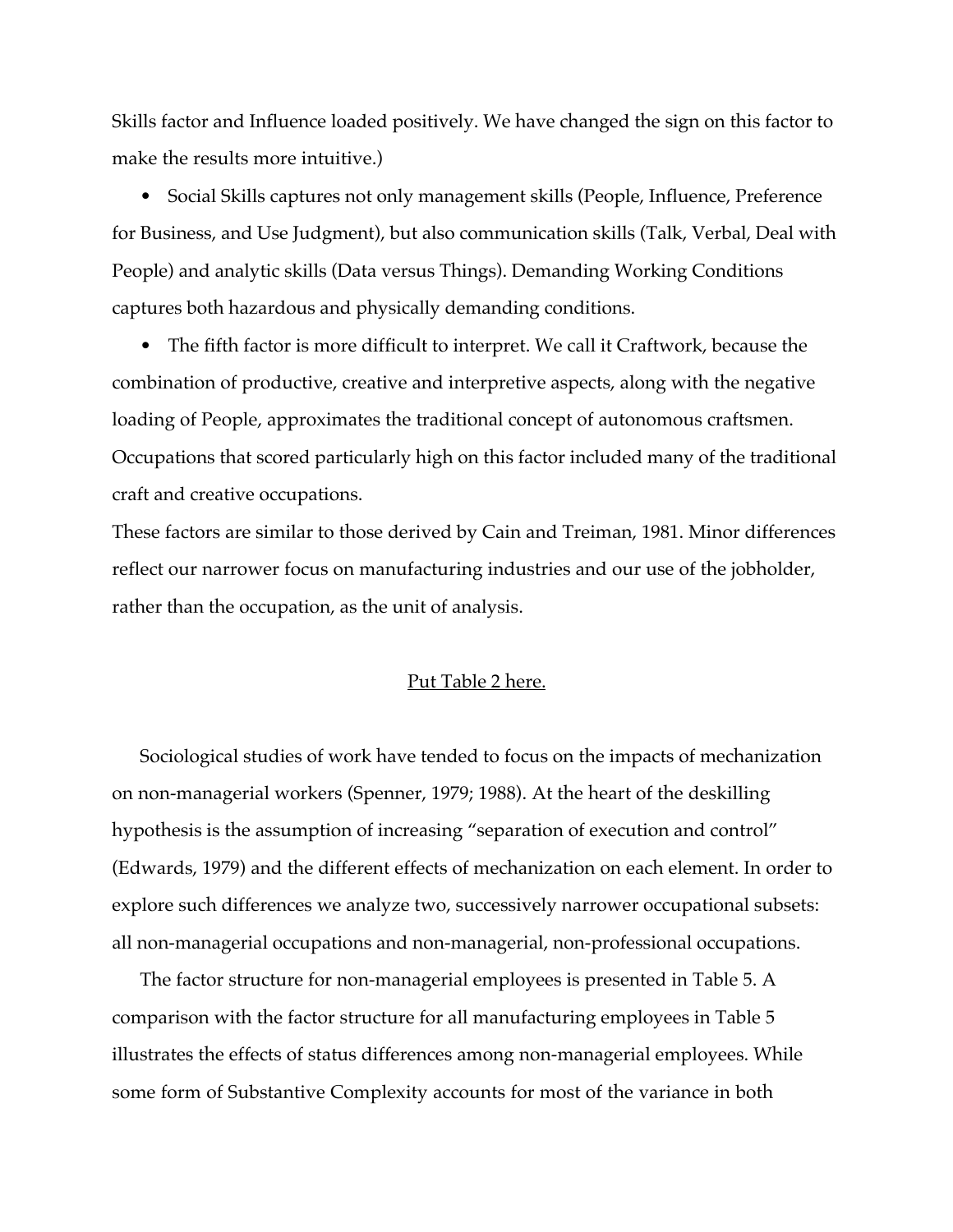Skills factor and Influence loaded positively. We have changed the sign on this factor to make the results more intuitive.)

- Social Skills captures not only management skills (People, Influence, Preference for Business, and Use Judgment), but also communication skills (Talk, Verbal, Deal with People) and analytic skills (Data versus Things). Demanding Working Conditions captures both hazardous and physically demanding conditions.
- The fifth factor is more difficult to interpret. We call it Craftwork, because the combination of productive, creative and interpretive aspects, along with the negative loading of People, approximates the traditional concept of autonomous craftsmen. Occupations that scored particularly high on this factor included many of the traditional craft and creative occupations.

These factors are similar to those derived by Cain and Treiman, 1981. Minor differences reflect our narrower focus on manufacturing industries and our use of the jobholder, rather than the occupation, as the unit of analysis.

<u>Put Table 2 here.</u>

Sociological studies of work have tended to focus on the impacts of mechanization on non-managerial workers (Spenner, 1979; 1988). At the heart of the deskilling hypothesis is the assumption of increasing "separation of execution and control" (Edwards, 1979) and the different effects of mechanization on each element. In order to explore such differences we analyze two, successively narrower occupational subsets: all non-managerial occupations and non-managerial, non-professional occupations.

The factor structure for non-managerial employees is presented in Table 5. A comparison with the factor structure for all manufacturing employees in Table 5 illustrates the effects of status differences among non-managerial employees. While some form of Substantive Complexity accounts for most of the variance in both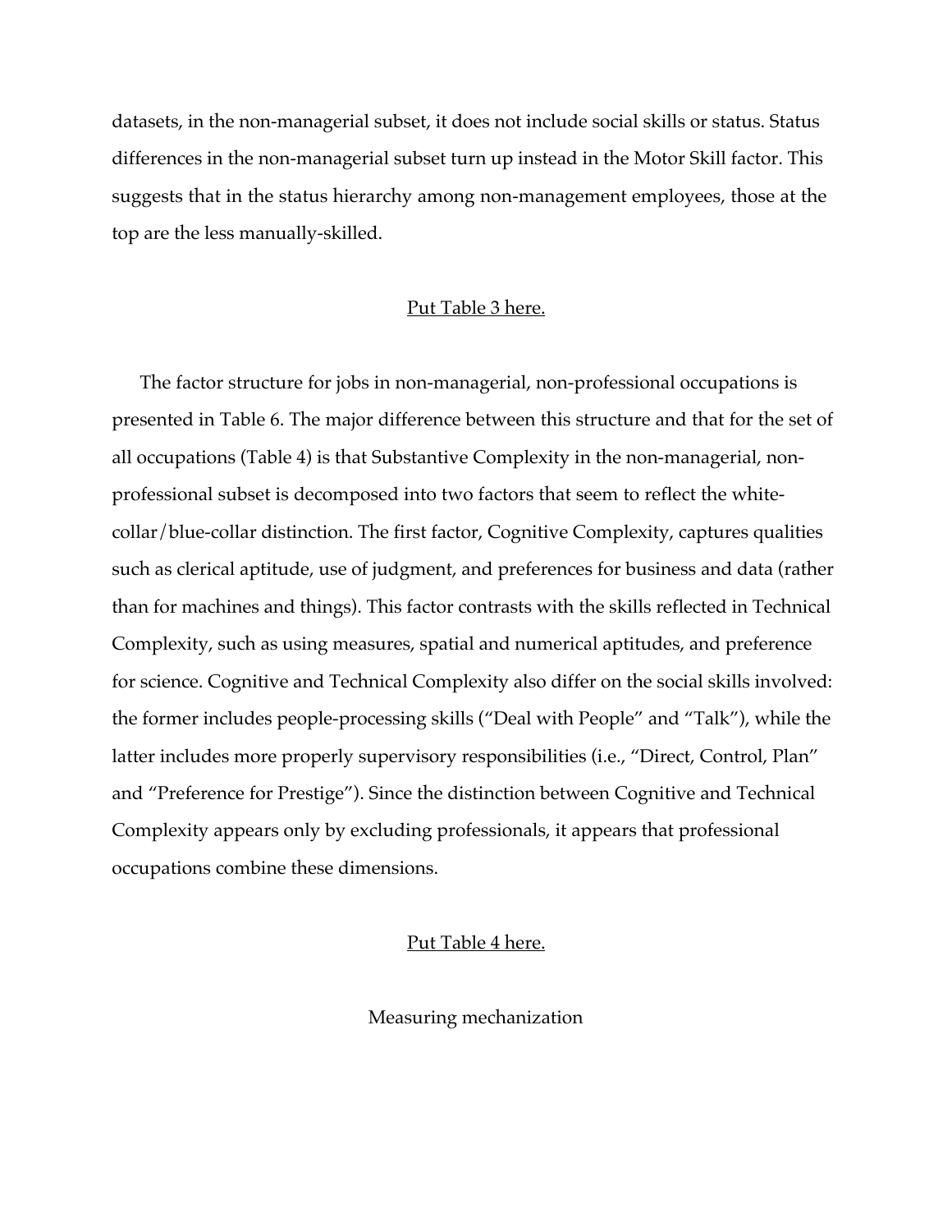datasets, in the non-managerial subset, it does not include social skills or status. Status differences in the non-managerial subset turn up instead in the Motor Skill factor. This suggests that in the status hierarchy among non-management employees, those at the top are the less manually-skilled.

Put Table 3 here.

The factor structure for jobs in non-managerial, non-professional occupations is presented in Table 6. The major difference between this structure and that for the set of all occupations (Table 4) is that Substantive Complexity in the non-managerial, non-professional subset is decomposed into two factors that seem to reflect the white-collar/blue-collar distinction. The first factor, Cognitive Complexity, captures qualities such as clerical aptitude, use of judgment, and preferences for business and data (rather than for machines and things). This factor contrasts with the skills reflected in Technical Complexity, such as using measures, spatial and numerical aptitudes, and preference for science. Cognitive and Technical Complexity also differ on the social skills involved: the former includes people-processing skills ("Deal with People" and "Talk"), while the latter includes more properly supervisory responsibilities (i.e., "Direct, Control, Plan" and "Preference for Prestige"). Since the distinction between Cognitive and Technical Complexity appears only by excluding professionals, it appears that professional occupations combine these dimensions.

Put Table 4 here.

## Measuring mechanization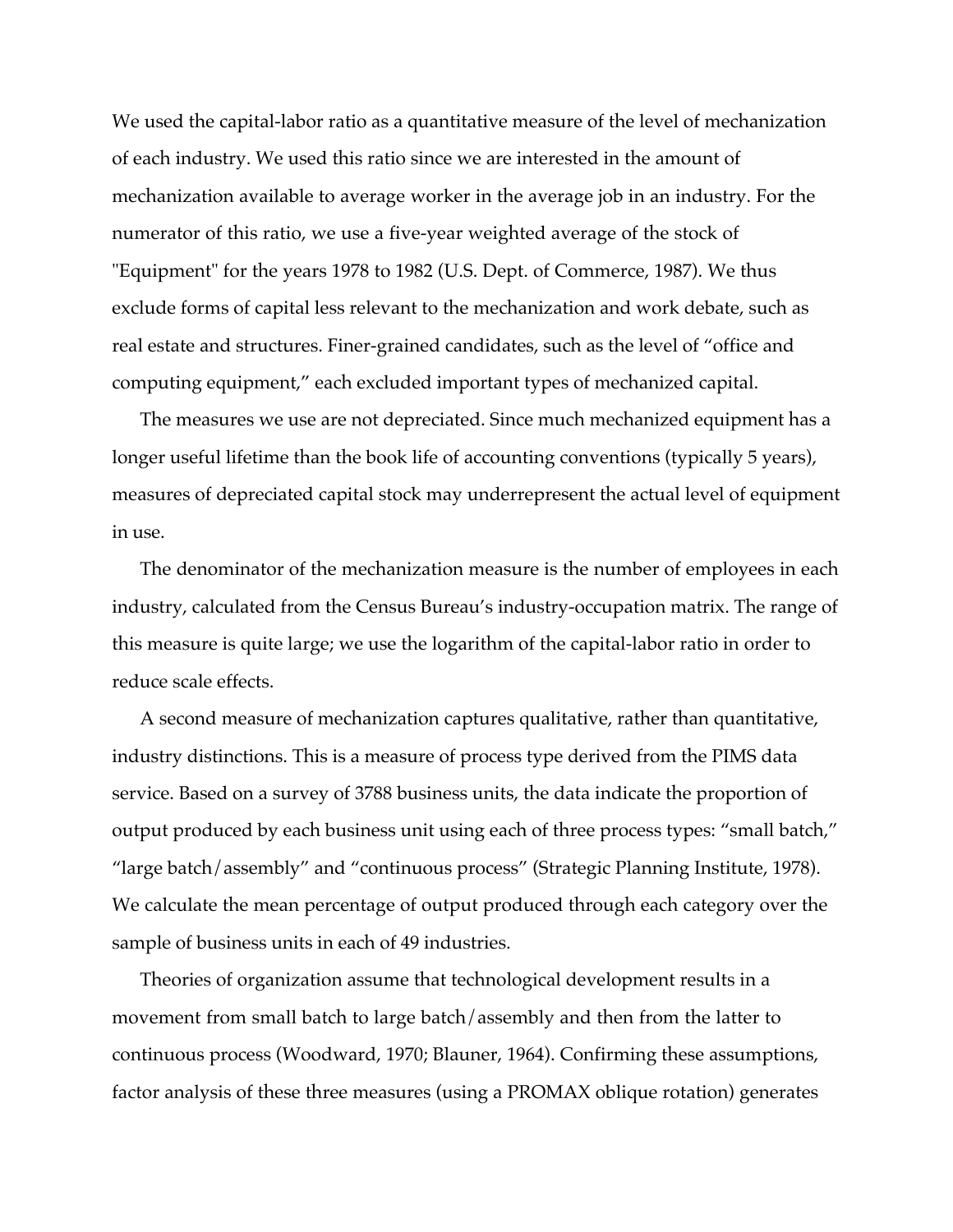We used the capital-labor ratio as a quantitative measure of the level of mechanization of each industry. We used this ratio since we are interested in the amount of mechanization available to average worker in the average job in an industry. For the numerator of this ratio, we use a five-year weighted average of the stock of "Equipment" for the years 1978 to 1982 (U.S. Dept. of Commerce, 1987). We thus exclude forms of capital less relevant to the mechanization and work debate, such as real estate and structures. Finer-grained candidates, such as the level of "office and computing equipment," each excluded important types of mechanized capital.

The measures we use are not depreciated. Since much mechanized equipment has a longer useful lifetime than the book life of accounting conventions (typically 5 years), measures of depreciated capital stock may underrepresent the actual level of equipment in use.

The denominator of the mechanization measure is the number of employees in each industry, calculated from the Census Bureau's industry-occupation matrix. The range of this measure is quite large; we use the logarithm of the capital-labor ratio in order to reduce scale effects.

A second measure of mechanization captures qualitative, rather than quantitative, industry distinctions. This is a measure of process type derived from the PIMS data service. Based on a survey of 3788 business units, the data indicate the proportion of output produced by each business unit using each of three process types: "small batch," "large batch/assembly" and "continuous process" (Strategic Planning Institute, 1978). We calculate the mean percentage of output produced through each category over the sample of business units in each of 49 industries.

Theories of organization assume that technological development results in a movement from small batch to large batch/assembly and then from the latter to continuous process (Woodward, 1970; Blauner, 1964). Confirming these assumptions, factor analysis of these three measures (using a PROMAX oblique rotation) generates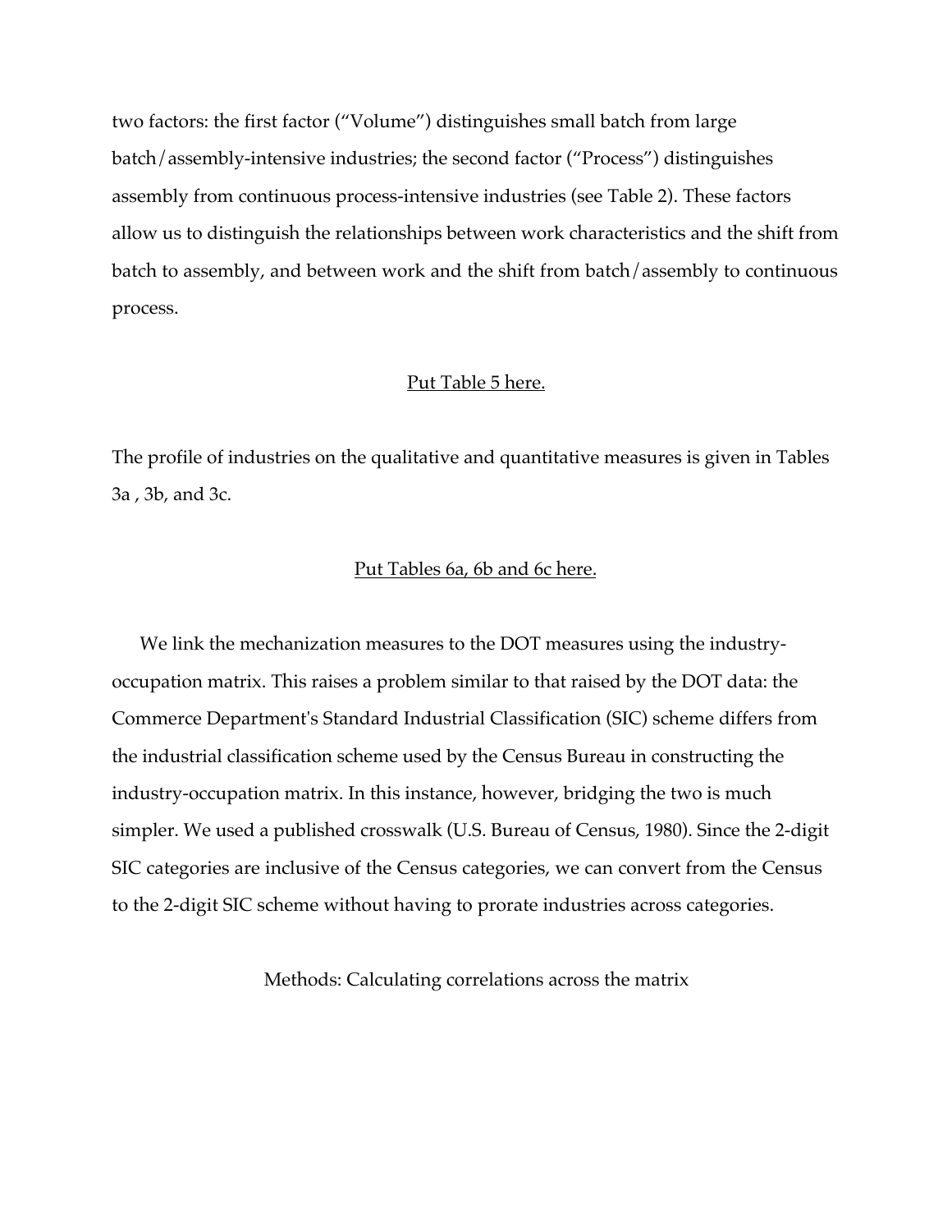two factors: the first factor ("Volume") distinguishes small batch from large batch/assembly-intensive industries; the second factor ("Process") distinguishes assembly from continuous process-intensive industries (see Table 2). These factors allow us to distinguish the relationships between work characteristics and the shift from batch to assembly, and between work and the shift from batch/assembly to continuous process.

<u>Put Table 5 here.</u>

The profile of industries on the qualitative and quantitative measures is given in Tables 3a , 3b, and 3c.

<u>Put Tables 6a, 6b and 6c here.</u>

We link the mechanization measures to the DOT measures using the industry-occupation matrix. This raises a problem similar to that raised by the DOT data: the Commerce Department's Standard Industrial Classification (SIC) scheme differs from the industrial classification scheme used by the Census Bureau in constructing the industry-occupation matrix. In this instance, however, bridging the two is much simpler. We used a published crosswalk (U.S. Bureau of Census, 1980). Since the 2-digit SIC categories are inclusive of the Census categories, we can convert from the Census to the 2-digit SIC scheme without having to prorate industries across categories.

Methods: Calculating correlations across the matrix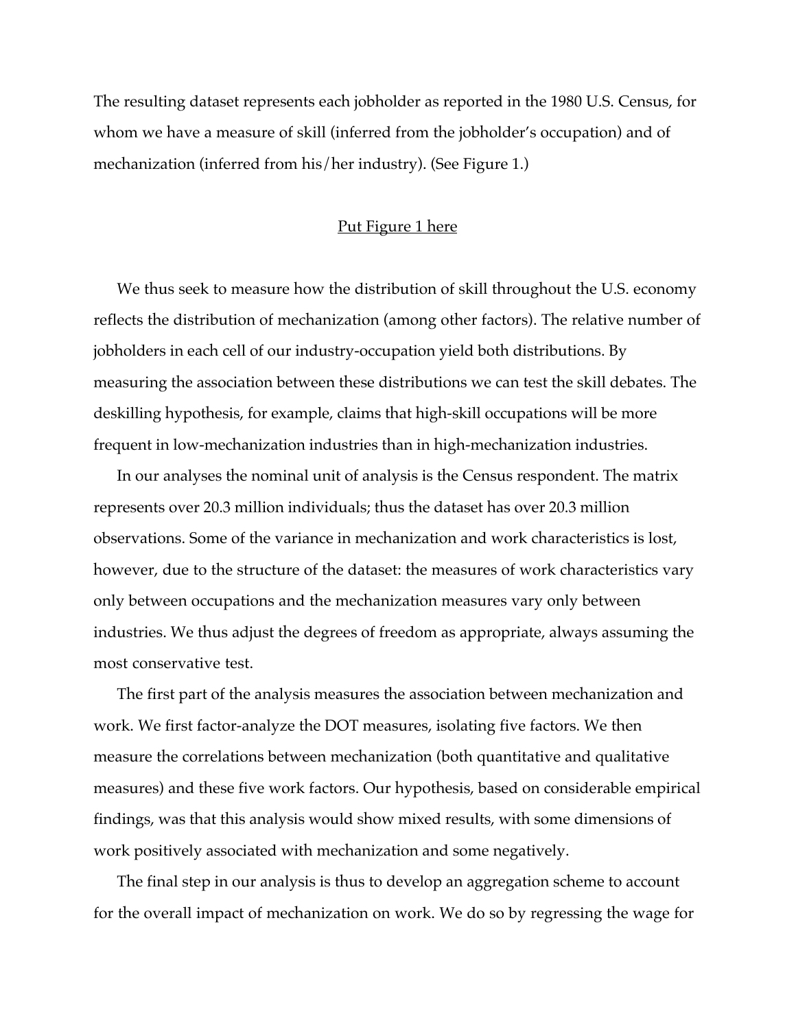The resulting dataset represents each jobholder as reported in the 1980 U.S. Census, for whom we have a measure of skill (inferred from the jobholder's occupation) and of mechanization (inferred from his/her industry). (See Figure 1.)

<u>Put Figure 1 here</u>

We thus seek to measure how the distribution of skill throughout the U.S. economy reflects the distribution of mechanization (among other factors). The relative number of jobholders in each cell of our industry-occupation yield both distributions. By measuring the association between these distributions we can test the skill debates. The deskilling hypothesis, for example, claims that high-skill occupations will be more frequent in low-mechanization industries than in high-mechanization industries.

In our analyses the nominal unit of analysis is the Census respondent. The matrix represents over 20.3 million individuals; thus the dataset has over 20.3 million observations. Some of the variance in mechanization and work characteristics is lost, however, due to the structure of the dataset: the measures of work characteristics vary only between occupations and the mechanization measures vary only between industries. We thus adjust the degrees of freedom as appropriate, always assuming the most conservative test.

The first part of the analysis measures the association between mechanization and work. We first factor-analyze the DOT measures, isolating five factors. We then measure the correlations between mechanization (both quantitative and qualitative measures) and these five work factors. Our hypothesis, based on considerable empirical findings, was that this analysis would show mixed results, with some dimensions of work positively associated with mechanization and some negatively.

The final step in our analysis is thus to develop an aggregation scheme to account for the overall impact of mechanization on work. We do so by regressing the wage for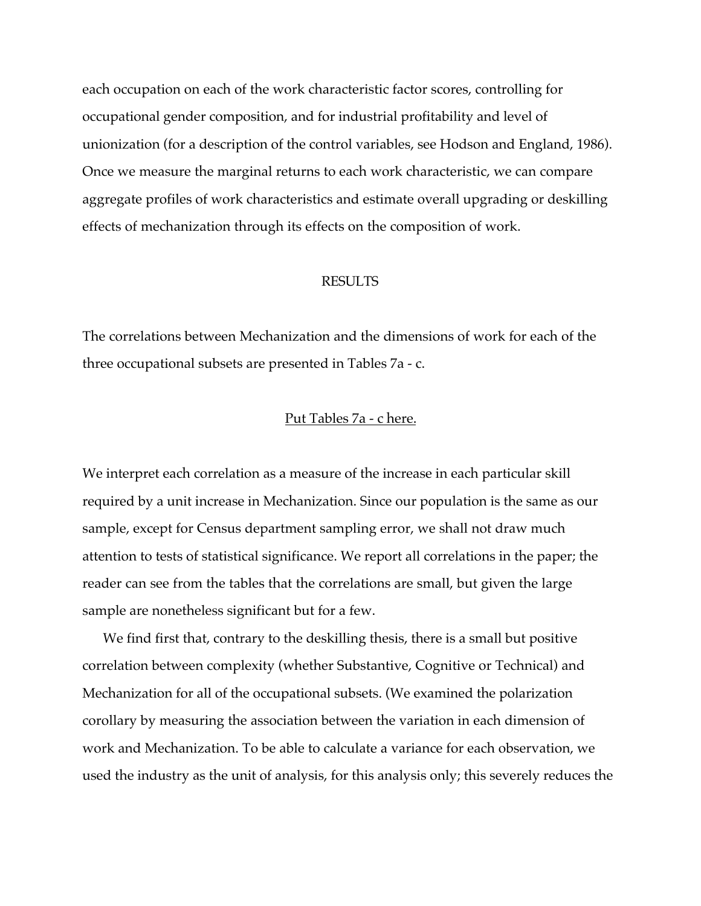each occupation on each of the work characteristic factor scores, controlling for occupational gender composition, and for industrial profitability and level of unionization (for a description of the control variables, see Hodson and England, 1986). Once we measure the marginal returns to each work characteristic, we can compare aggregate profiles of work characteristics and estimate overall upgrading or deskilling effects of mechanization through its effects on the composition of work.

## RESULTS

The correlations between Mechanization and the dimensions of work for each of the three occupational subsets are presented in Tables 7a - c.

Put Tables 7a - c here.

We interpret each correlation as a measure of the increase in each particular skill required by a unit increase in Mechanization. Since our population is the same as our sample, except for Census department sampling error, we shall not draw much attention to tests of statistical significance. We report all correlations in the paper; the reader can see from the tables that the correlations are small, but given the large sample are nonetheless significant but for a few.

We find first that, contrary to the deskilling thesis, there is a small but positive correlation between complexity (whether Substantive, Cognitive or Technical) and Mechanization for all of the occupational subsets. (We examined the polarization corollary by measuring the association between the variation in each dimension of work and Mechanization. To be able to calculate a variance for each observation, we used the industry as the unit of analysis, for this analysis only; this severely reduces the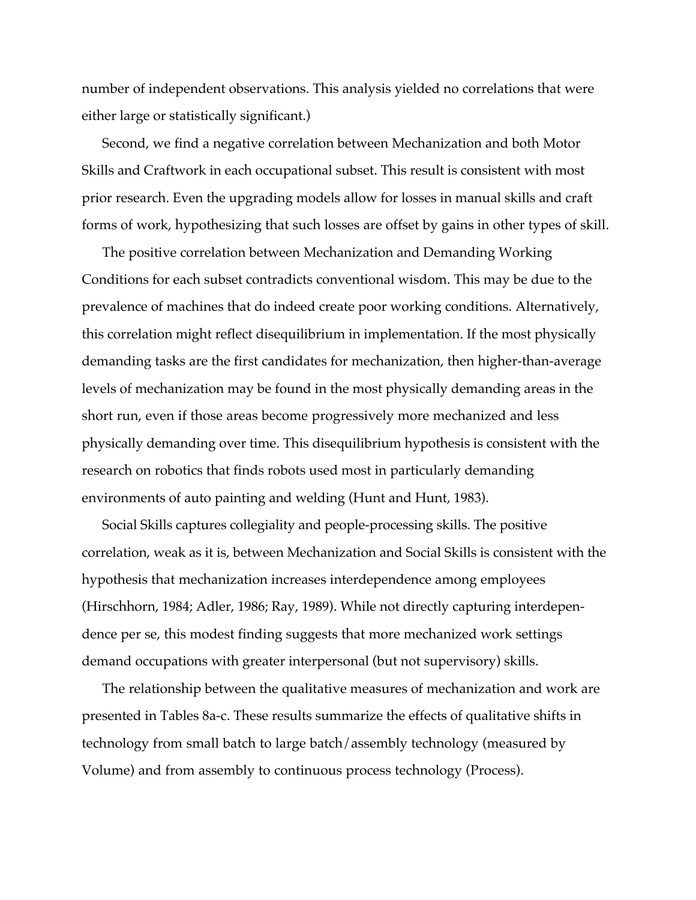number of independent observations. This analysis yielded no correlations that were either large or statistically significant.)

Second, we find a negative correlation between Mechanization and both Motor Skills and Craftwork in each occupational subset. This result is consistent with most prior research. Even the upgrading models allow for losses in manual skills and craft forms of work, hypothesizing that such losses are offset by gains in other types of skill.

The positive correlation between Mechanization and Demanding Working Conditions for each subset contradicts conventional wisdom. This may be due to the prevalence of machines that do indeed create poor working conditions. Alternatively, this correlation might reflect disequilibrium in implementation. If the most physically demanding tasks are the first candidates for mechanization, then higher-than-average levels of mechanization may be found in the most physically demanding areas in the short run, even if those areas become progressively more mechanized and less physically demanding over time. This disequilibrium hypothesis is consistent with the research on robotics that finds robots used most in particularly demanding environments of auto painting and welding (Hunt and Hunt, 1983).

Social Skills captures collegiality and people-processing skills. The positive correlation, weak as it is, between Mechanization and Social Skills is consistent with the hypothesis that mechanization increases interdependence among employees (Hirschhorn, 1984; Adler, 1986; Ray, 1989). While not directly capturing interdependence per se, this modest finding suggests that more mechanized work settings demand occupations with greater interpersonal (but not supervisory) skills.

The relationship between the qualitative measures of mechanization and work are presented in Tables 8a-c. These results summarize the effects of qualitative shifts in technology from small batch to large batch/assembly technology (measured by Volume) and from assembly to continuous process technology (Process).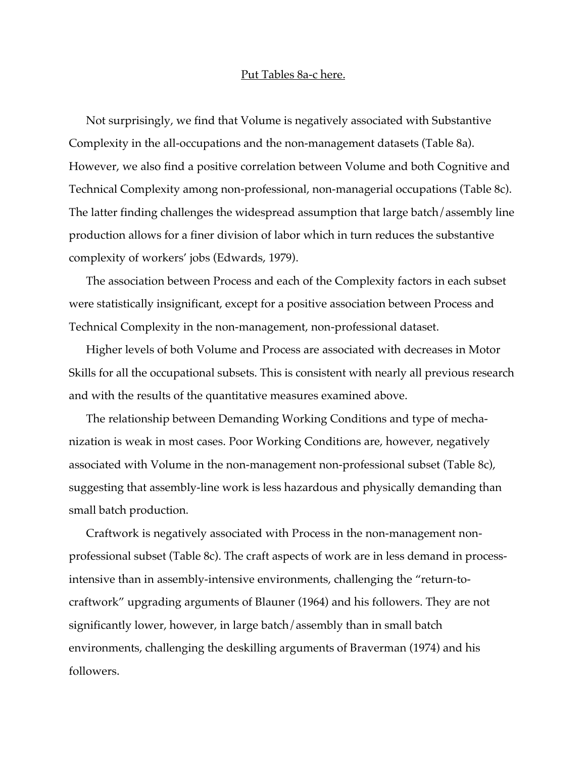Put Tables 8a-c here.

Not surprisingly, we find that Volume is negatively associated with Substantive Complexity in the all-occupations and the non-management datasets (Table 8a). However, we also find a positive correlation between Volume and both Cognitive and Technical Complexity among non-professional, non-managerial occupations (Table 8c). The latter finding challenges the widespread assumption that large batch/assembly line production allows for a finer division of labor which in turn reduces the substantive complexity of workers' jobs (Edwards, 1979).

The association between Process and each of the Complexity factors in each subset were statistically insignificant, except for a positive association between Process and Technical Complexity in the non-management, non-professional dataset.

Higher levels of both Volume and Process are associated with decreases in Motor Skills for all the occupational subsets. This is consistent with nearly all previous research and with the results of the quantitative measures examined above.

The relationship between Demanding Working Conditions and type of mechanization is weak in most cases. Poor Working Conditions are, however, negatively associated with Volume in the non-management non-professional subset (Table 8c), suggesting that assembly-line work is less hazardous and physically demanding than small batch production.

Craftwork is negatively associated with Process in the non-management non-professional subset (Table 8c). The craft aspects of work are in less demand in process-intensive than in assembly-intensive environments, challenging the "return-to-craftwork" upgrading arguments of Blauner (1964) and his followers. They are not significantly lower, however, in large batch/assembly than in small batch environments, challenging the deskilling arguments of Braverman (1974) and his followers.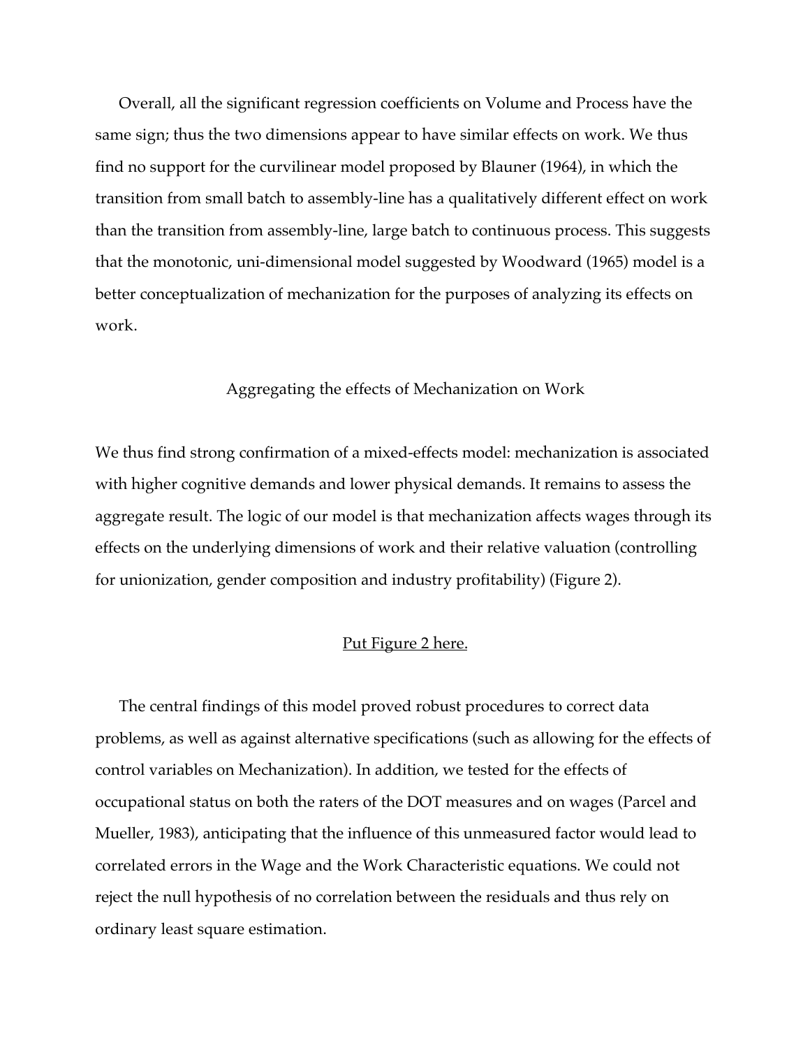Overall, all the significant regression coefficients on Volume and Process have the same sign; thus the two dimensions appear to have similar effects on work. We thus find no support for the curvilinear model proposed by Blauner (1964), in which the transition from small batch to assembly-line has a qualitatively different effect on work than the transition from assembly-line, large batch to continuous process. This suggests that the monotonic, uni-dimensional model suggested by Woodward (1965) model is a better conceptualization of mechanization for the purposes of analyzing its effects on work.

## Aggregating the effects of Mechanization on Work

We thus find strong confirmation of a mixed-effects model: mechanization is associated with higher cognitive demands and lower physical demands. It remains to assess the aggregate result. The logic of our model is that mechanization affects wages through its effects on the underlying dimensions of work and their relative valuation (controlling for unionization, gender composition and industry profitability) (Figure 2).

Put Figure 2 here.

The central findings of this model proved robust procedures to correct data problems, as well as against alternative specifications (such as allowing for the effects of control variables on Mechanization). In addition, we tested for the effects of occupational status on both the raters of the DOT measures and on wages (Parcel and Mueller, 1983), anticipating that the influence of this unmeasured factor would lead to correlated errors in the Wage and the Work Characteristic equations. We could not reject the null hypothesis of no correlation between the residuals and thus rely on ordinary least square estimation.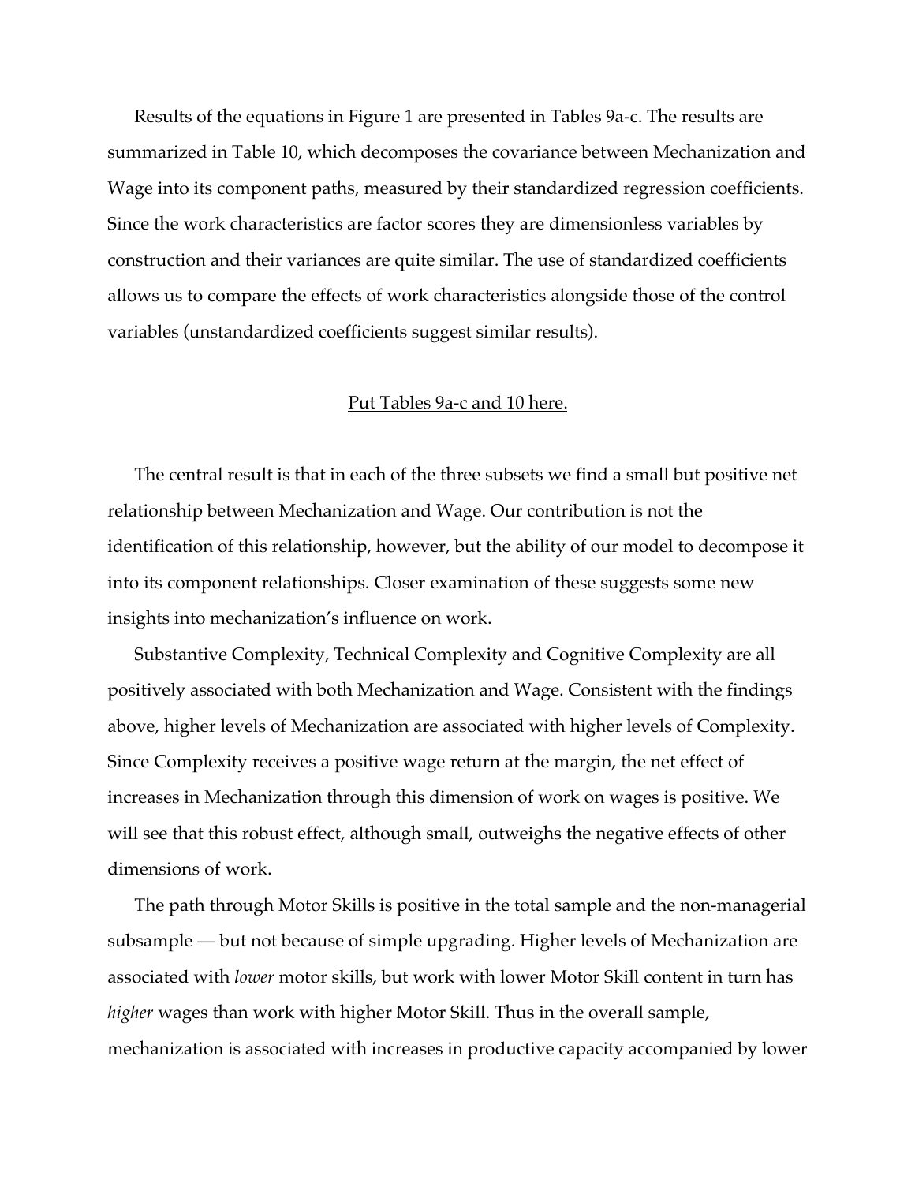Results of the equations in Figure 1 are presented in Tables 9a-c. The results are summarized in Table 10, which decomposes the covariance between Mechanization and Wage into its component paths, measured by their standardized regression coefficients. Since the work characteristics are factor scores they are dimensionless variables by construction and their variances are quite similar. The use of standardized coefficients allows us to compare the effects of work characteristics alongside those of the control variables (unstandardized coefficients suggest similar results).

<u>Put Tables 9a-c and 10 here.</u>

The central result is that in each of the three subsets we find a small but positive net relationship between Mechanization and Wage. Our contribution is not the identification of this relationship, however, but the ability of our model to decompose it into its component relationships. Closer examination of these suggests some new insights into mechanization's influence on work.

Substantive Complexity, Technical Complexity and Cognitive Complexity are all positively associated with both Mechanization and Wage. Consistent with the findings above, higher levels of Mechanization are associated with higher levels of Complexity. Since Complexity receives a positive wage return at the margin, the net effect of increases in Mechanization through this dimension of work on wages is positive. We will see that this robust effect, although small, outweighs the negative effects of other dimensions of work.

The path through Motor Skills is positive in the total sample and the non-managerial subsample — but not because of simple upgrading. Higher levels of Mechanization are associated with *lower* motor skills, but work with lower Motor Skill content in turn has *higher* wages than work with higher Motor Skill. Thus in the overall sample, mechanization is associated with increases in productive capacity accompanied by lower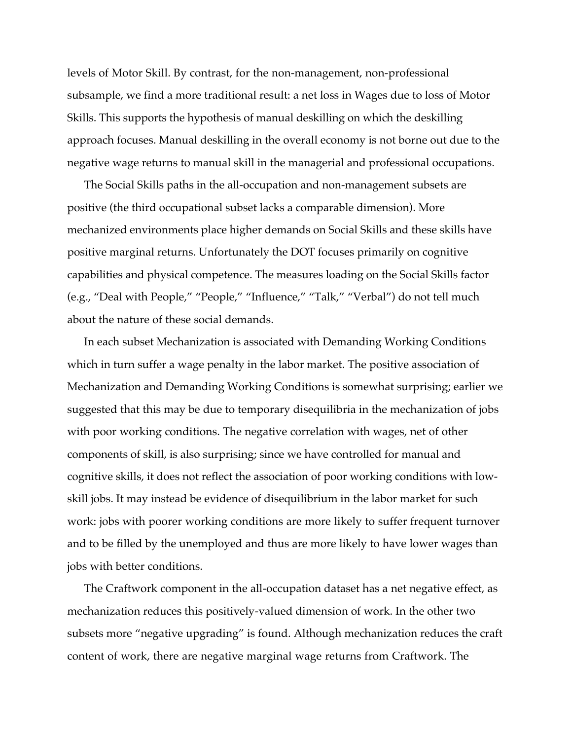levels of Motor Skill. By contrast, for the non-management, non-professional subsample, we find a more traditional result: a net loss in Wages due to loss of Motor Skills. This supports the hypothesis of manual deskilling on which the deskilling approach focuses. Manual deskilling in the overall economy is not borne out due to the negative wage returns to manual skill in the managerial and professional occupations.

The Social Skills paths in the all-occupation and non-management subsets are positive (the third occupational subset lacks a comparable dimension). More mechanized environments place higher demands on Social Skills and these skills have positive marginal returns. Unfortunately the DOT focuses primarily on cognitive capabilities and physical competence. The measures loading on the Social Skills factor (e.g., "Deal with People," "People," "Influence," "Talk," "Verbal") do not tell much about the nature of these social demands.

In each subset Mechanization is associated with Demanding Working Conditions which in turn suffer a wage penalty in the labor market. The positive association of Mechanization and Demanding Working Conditions is somewhat surprising; earlier we suggested that this may be due to temporary disequilibria in the mechanization of jobs with poor working conditions. The negative correlation with wages, net of other components of skill, is also surprising; since we have controlled for manual and cognitive skills, it does not reflect the association of poor working conditions with low-skill jobs. It may instead be evidence of disequilibrium in the labor market for such work: jobs with poorer working conditions are more likely to suffer frequent turnover and to be filled by the unemployed and thus are more likely to have lower wages than jobs with better conditions.

The Craftwork component in the all-occupation dataset has a net negative effect, as mechanization reduces this positively-valued dimension of work. In the other two subsets more "negative upgrading" is found. Although mechanization reduces the craft content of work, there are negative marginal wage returns from Craftwork. The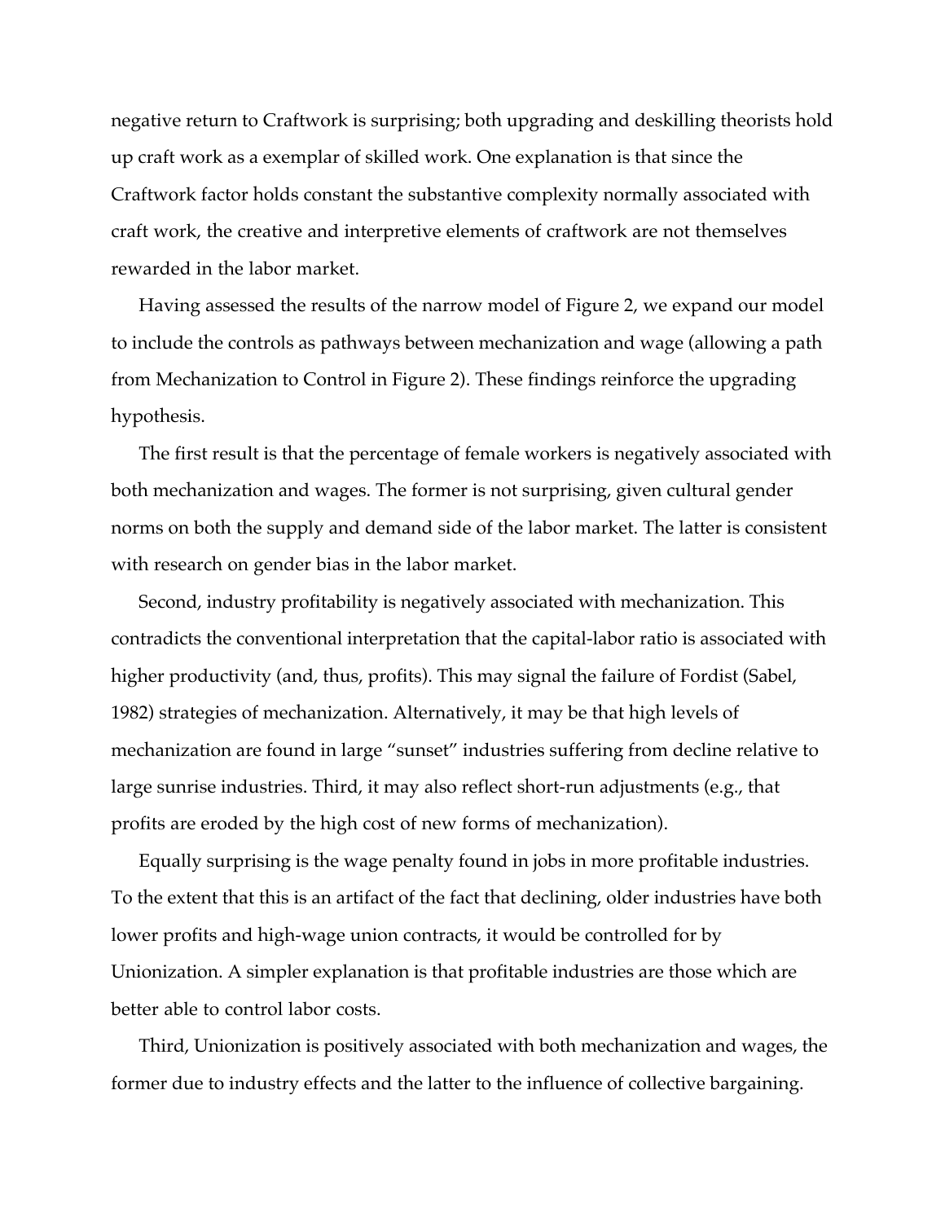negative return to Craftwork is surprising; both upgrading and deskilling theorists hold up craft work as a exemplar of skilled work. One explanation is that since the Craftwork factor holds constant the substantive complexity normally associated with craft work, the creative and interpretive elements of craftwork are not themselves rewarded in the labor market.

Having assessed the results of the narrow model of Figure 2, we expand our model to include the controls as pathways between mechanization and wage (allowing a path from Mechanization to Control in Figure 2). These findings reinforce the upgrading hypothesis.

The first result is that the percentage of female workers is negatively associated with both mechanization and wages. The former is not surprising, given cultural gender norms on both the supply and demand side of the labor market. The latter is consistent with research on gender bias in the labor market.

Second, industry profitability is negatively associated with mechanization. This contradicts the conventional interpretation that the capital-labor ratio is associated with higher productivity (and, thus, profits). This may signal the failure of Fordist (Sabel, 1982) strategies of mechanization. Alternatively, it may be that high levels of mechanization are found in large "sunset" industries suffering from decline relative to large sunrise industries. Third, it may also reflect short-run adjustments (e.g., that profits are eroded by the high cost of new forms of mechanization).

Equally surprising is the wage penalty found in jobs in more profitable industries. To the extent that this is an artifact of the fact that declining, older industries have both lower profits and high-wage union contracts, it would be controlled for by Unionization. A simpler explanation is that profitable industries are those which are better able to control labor costs.

Third, Unionization is positively associated with both mechanization and wages, the former due to industry effects and the latter to the influence of collective bargaining.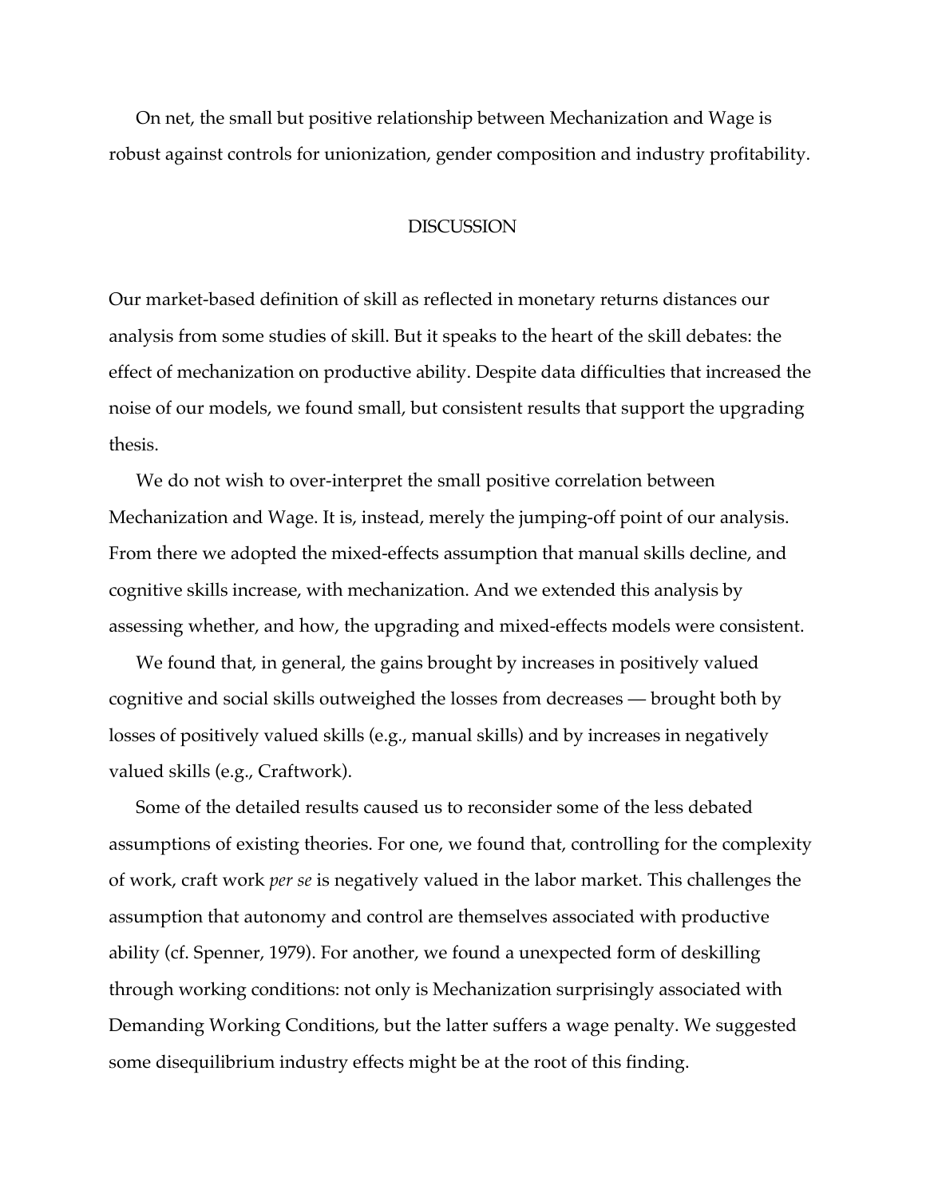On net, the small but positive relationship between Mechanization and Wage is robust against controls for unionization, gender composition and industry profitability.

## DISCUSSION

Our market-based definition of skill as reflected in monetary returns distances our analysis from some studies of skill. But it speaks to the heart of the skill debates: the effect of mechanization on productive ability. Despite data difficulties that increased the noise of our models, we found small, but consistent results that support the upgrading thesis.

We do not wish to over-interpret the small positive correlation between Mechanization and Wage. It is, instead, merely the jumping-off point of our analysis. From there we adopted the mixed-effects assumption that manual skills decline, and cognitive skills increase, with mechanization. And we extended this analysis by assessing whether, and how, the upgrading and mixed-effects models were consistent.

We found that, in general, the gains brought by increases in positively valued cognitive and social skills outweighed the losses from decreases — brought both by losses of positively valued skills (e.g., manual skills) and by increases in negatively valued skills (e.g., Craftwork).

Some of the detailed results caused us to reconsider some of the less debated assumptions of existing theories. For one, we found that, controlling for the complexity of work, craft work *per se* is negatively valued in the labor market. This challenges the assumption that autonomy and control are themselves associated with productive ability (cf. Spenner, 1979). For another, we found a unexpected form of deskilling through working conditions: not only is Mechanization surprisingly associated with Demanding Working Conditions, but the latter suffers a wage penalty. We suggested some disequilibrium industry effects might be at the root of this finding.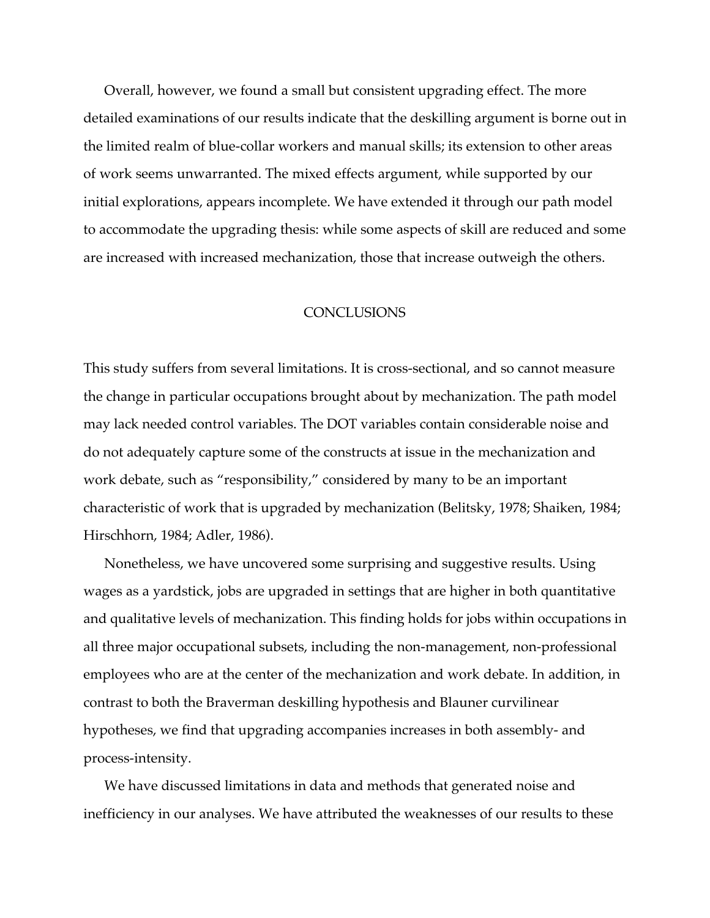Overall, however, we found a small but consistent upgrading effect. The more detailed examinations of our results indicate that the deskilling argument is borne out in the limited realm of blue-collar workers and manual skills; its extension to other areas of work seems unwarranted. The mixed effects argument, while supported by our initial explorations, appears incomplete. We have extended it through our path model to accommodate the upgrading thesis: while some aspects of skill are reduced and some are increased with increased mechanization, those that increase outweigh the others.

## CONCLUSIONS

This study suffers from several limitations. It is cross-sectional, and so cannot measure the change in particular occupations brought about by mechanization. The path model may lack needed control variables. The DOT variables contain considerable noise and do not adequately capture some of the constructs at issue in the mechanization and work debate, such as "responsibility," considered by many to be an important characteristic of work that is upgraded by mechanization (Belitsky, 1978; Shaiken, 1984; Hirschhorn, 1984; Adler, 1986).

Nonetheless, we have uncovered some surprising and suggestive results. Using wages as a yardstick, jobs are upgraded in settings that are higher in both quantitative and qualitative levels of mechanization. This finding holds for jobs within occupations in all three major occupational subsets, including the non-management, non-professional employees who are at the center of the mechanization and work debate. In addition, in contrast to both the Braverman deskilling hypothesis and Blauner curvilinear hypotheses, we find that upgrading accompanies increases in both assembly- and process-intensity.

We have discussed limitations in data and methods that generated noise and inefficiency in our analyses. We have attributed the weaknesses of our results to these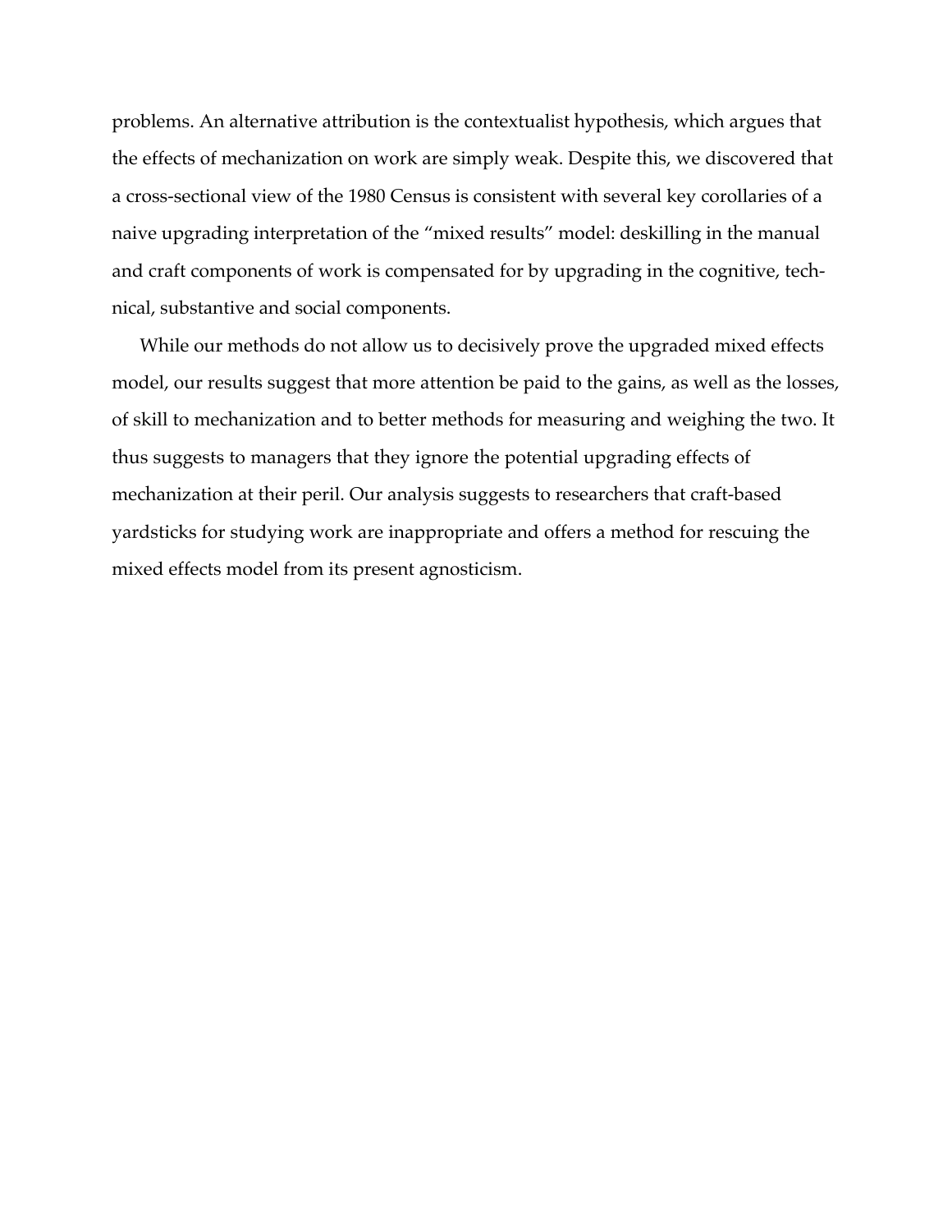problems. An alternative attribution is the contextualist hypothesis, which argues that the effects of mechanization on work are simply weak. Despite this, we discovered that a cross-sectional view of the 1980 Census is consistent with several key corollaries of a naive upgrading interpretation of the "mixed results" model: deskilling in the manual and craft components of work is compensated for by upgrading in the cognitive, technical, substantive and social components.

While our methods do not allow us to decisively prove the upgraded mixed effects model, our results suggest that more attention be paid to the gains, as well as the losses, of skill to mechanization and to better methods for measuring and weighing the two. It thus suggests to managers that they ignore the potential upgrading effects of mechanization at their peril. Our analysis suggests to researchers that craft-based yardsticks for studying work are inappropriate and offers a method for rescuing the mixed effects model from its present agnosticism.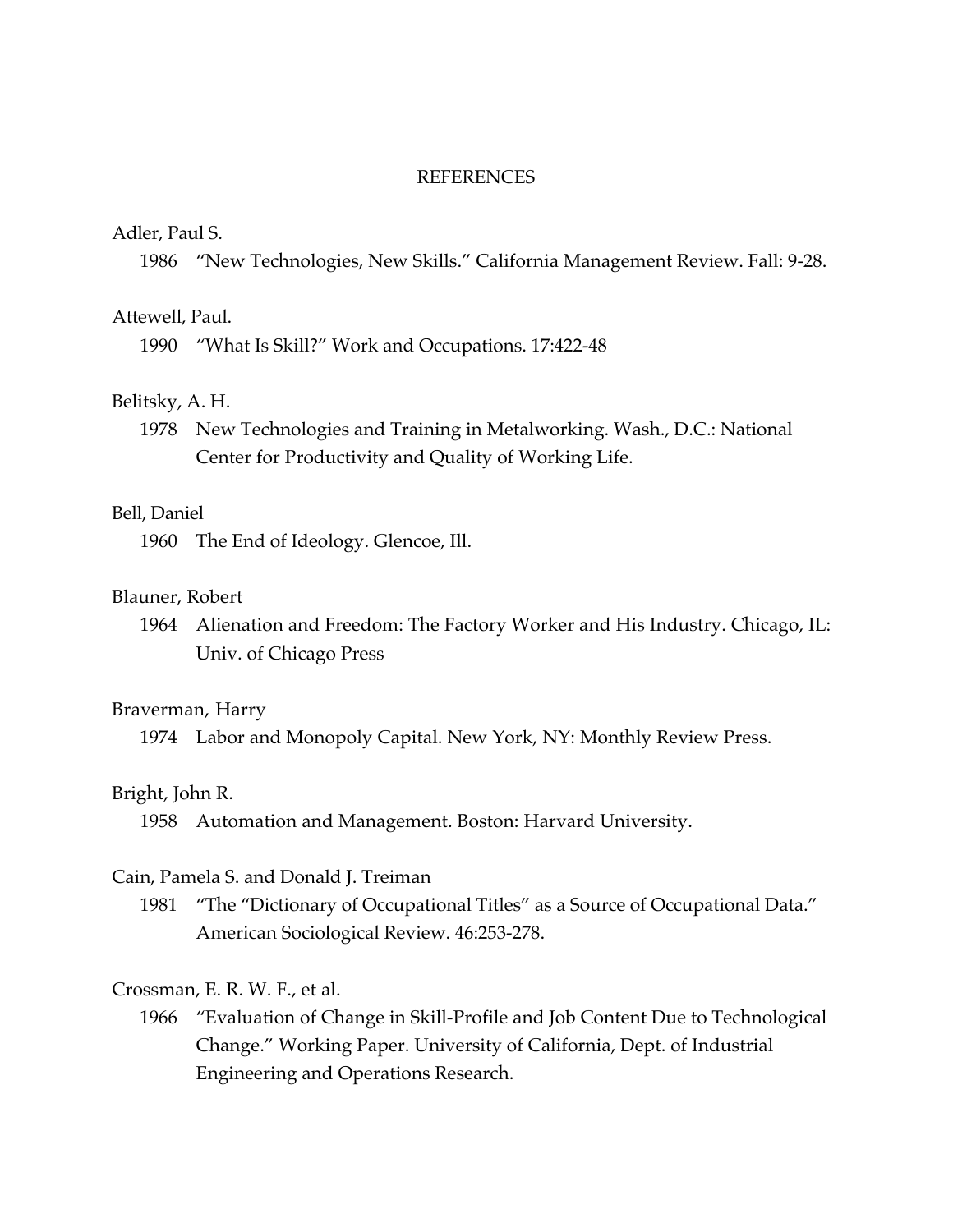## REFERENCES

Adler, Paul S.

1986 "New Technologies, New Skills." California Management Review. Fall: 9-28.

Attewell, Paul.

1990 "What Is Skill?" Work and Occupations. 17:422-48

Belitsky, A. H.

1978 New Technologies and Training in Metalworking. Wash., D.C.: National Center for Productivity and Quality of Working Life.

Bell, Daniel

1960 The End of Ideology. Glencoe, Ill.

Blauner, Robert

1964 Alienation and Freedom: The Factory Worker and His Industry. Chicago, IL: Univ. of Chicago Press

Braverman, Harry

1974 Labor and Monopoly Capital. New York, NY: Monthly Review Press.

Bright, John R.

1958 Automation and Management. Boston: Harvard University.

Cain, Pamela S. and Donald J. Treiman

1981 "The "Dictionary of Occupational Titles" as a Source of Occupational Data." American Sociological Review. 46:253-278.

Crossman, E. R. W. F., et al.

1966 "Evaluation of Change in Skill-Profile and Job Content Due to Technological Change." Working Paper. University of California, Dept. of Industrial Engineering and Operations Research.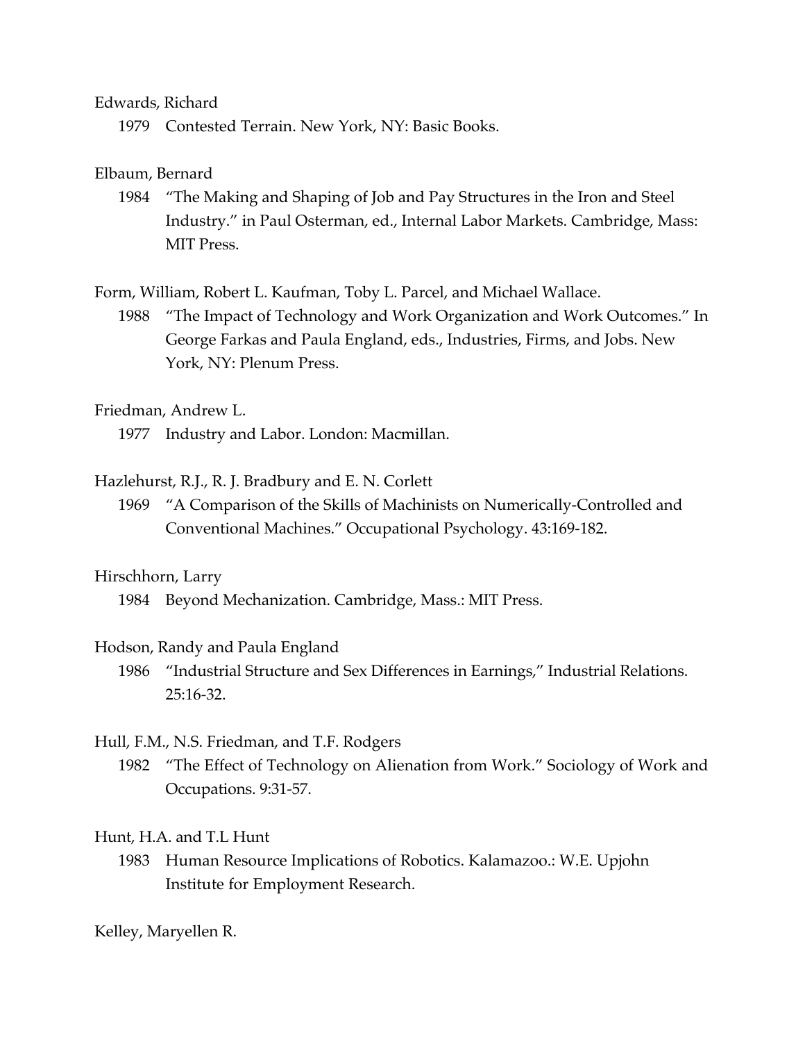Edwards, Richard

1979 Contested Terrain. New York, NY: Basic Books.

Elbaum, Bernard

1984 "The Making and Shaping of Job and Pay Structures in the Iron and Steel Industry." in Paul Osterman, ed., Internal Labor Markets. Cambridge, Mass: MIT Press.

Form, William, Robert L. Kaufman, Toby L. Parcel, and Michael Wallace.

1988 "The Impact of Technology and Work Organization and Work Outcomes." In George Farkas and Paula England, eds., Industries, Firms, and Jobs. New York, NY: Plenum Press.

Friedman, Andrew L.

1977 Industry and Labor. London: Macmillan.

Hazlehurst, R.J., R. J. Bradbury and E. N. Corlett

1969 "A Comparison of the Skills of Machinists on Numerically-Controlled and Conventional Machines." Occupational Psychology. 43:169-182.

Hirschhorn, Larry

1984 Beyond Mechanization. Cambridge, Mass.: MIT Press.

Hodson, Randy and Paula England

1986 "Industrial Structure and Sex Differences in Earnings," Industrial Relations. 25:16-32.

Hull, F.M., N.S. Friedman, and T.F. Rodgers

1982 "The Effect of Technology on Alienation from Work." Sociology of Work and Occupations. 9:31-57.

Hunt, H.A. and T.L Hunt

1983 Human Resource Implications of Robotics. Kalamazoo.: W.E. Upjohn Institute for Employment Research.

Kelley, Maryellen R.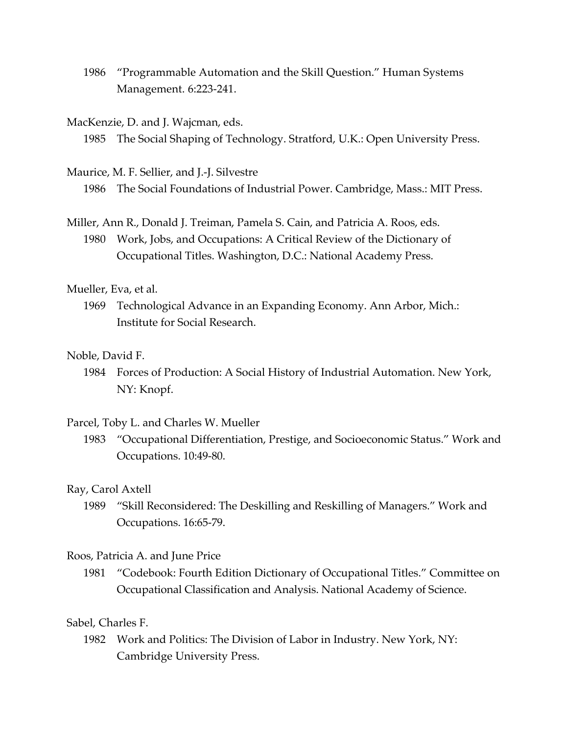1986 "Programmable Automation and the Skill Question." Human Systems Management. 6:223-241.

MacKenzie, D. and J. Wajcman, eds.

1985 The Social Shaping of Technology. Stratford, U.K.: Open University Press.

Maurice, M. F. Sellier, and J.-J. Silvestre

1986 The Social Foundations of Industrial Power. Cambridge, Mass.: MIT Press.

Miller, Ann R., Donald J. Treiman, Pamela S. Cain, and Patricia A. Roos, eds.

1980 Work, Jobs, and Occupations: A Critical Review of the Dictionary of Occupational Titles. Washington, D.C.: National Academy Press.

Mueller, Eva, et al.

1969 Technological Advance in an Expanding Economy. Ann Arbor, Mich.: Institute for Social Research.

Noble, David F.

1984 Forces of Production: A Social History of Industrial Automation. New York, NY: Knopf.

Parcel, Toby L. and Charles W. Mueller

1983 "Occupational Differentiation, Prestige, and Socioeconomic Status." Work and Occupations. 10:49-80.

Ray, Carol Axtell

1989 "Skill Reconsidered: The Deskilling and Reskilling of Managers." Work and Occupations. 16:65-79.

Roos, Patricia A. and June Price

1981 "Codebook: Fourth Edition Dictionary of Occupational Titles." Committee on Occupational Classification and Analysis. National Academy of Science.

Sabel, Charles F.

1982 Work and Politics: The Division of Labor in Industry. New York, NY: Cambridge University Press.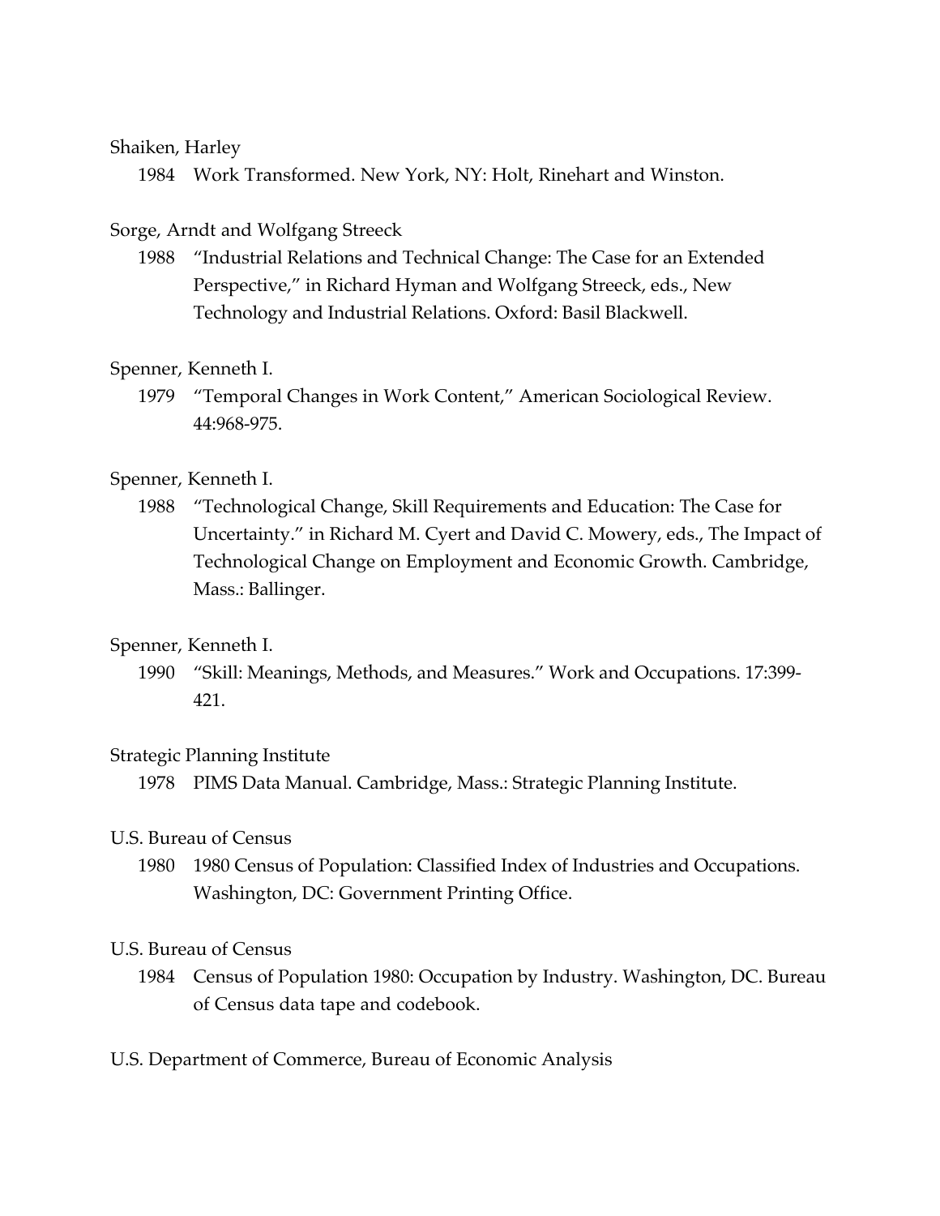Shaiken, Harley

1984 Work Transformed. New York, NY: Holt, Rinehart and Winston.

Sorge, Arndt and Wolfgang Streeck

1988 "Industrial Relations and Technical Change: The Case for an Extended Perspective," in Richard Hyman and Wolfgang Streeck, eds., New Technology and Industrial Relations. Oxford: Basil Blackwell.

Spenner, Kenneth I.

1979 "Temporal Changes in Work Content," American Sociological Review. 44:968-975.

Spenner, Kenneth I.

1988 "Technological Change, Skill Requirements and Education: The Case for Uncertainty." in Richard M. Cyert and David C. Mowery, eds., The Impact of Technological Change on Employment and Economic Growth. Cambridge, Mass.: Ballinger.

Spenner, Kenneth I.

1990 "Skill: Meanings, Methods, and Measures." Work and Occupations. 17:399-421.

Strategic Planning Institute

1978 PIMS Data Manual. Cambridge, Mass.: Strategic Planning Institute.

U.S. Bureau of Census

1980 1980 Census of Population: Classified Index of Industries and Occupations. Washington, DC: Government Printing Office.

U.S. Bureau of Census

1984 Census of Population 1980: Occupation by Industry. Washington, DC. Bureau of Census data tape and codebook.

U.S. Department of Commerce, Bureau of Economic Analysis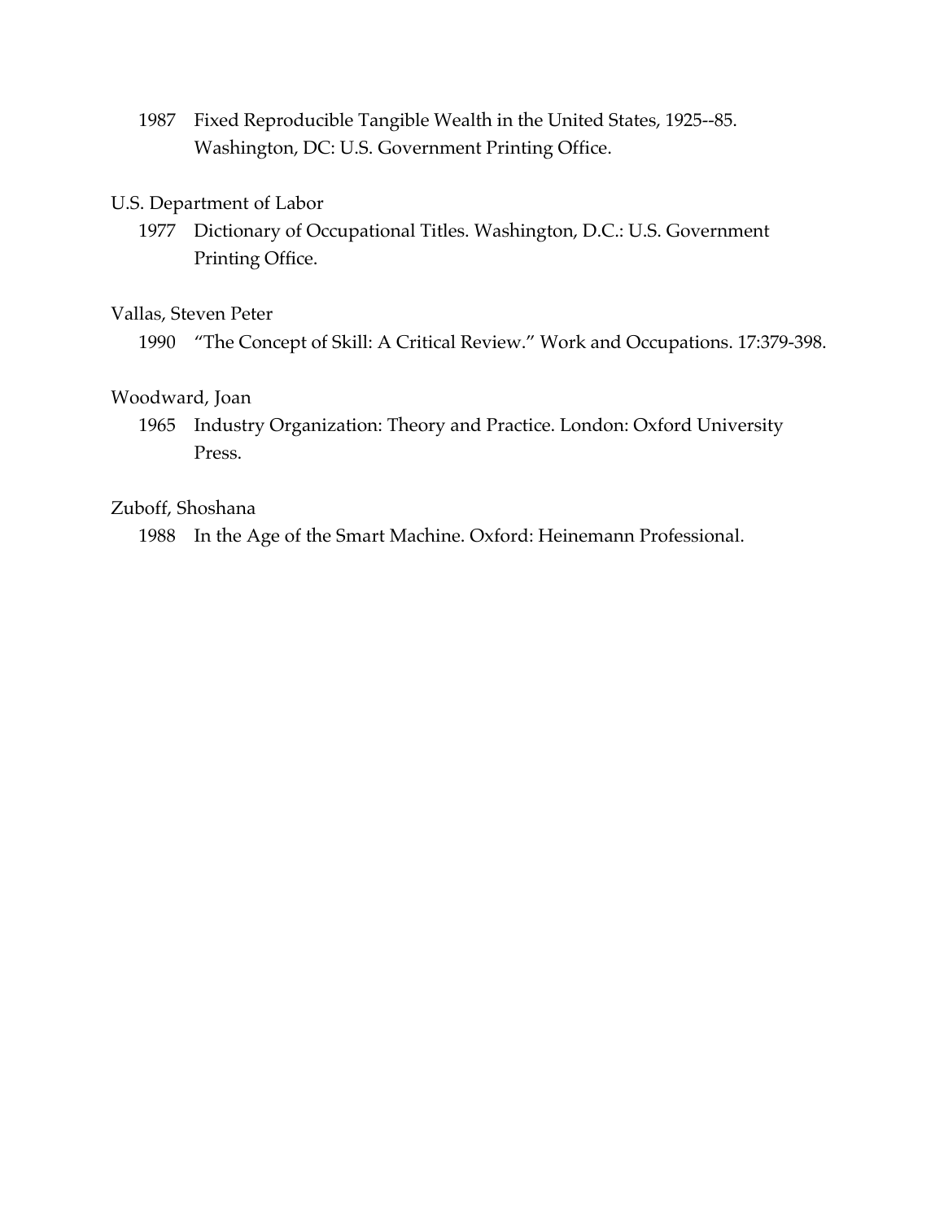1987 Fixed Reproducible Tangible Wealth in the United States, 1925--85. Washington, DC: U.S. Government Printing Office.

U.S. Department of Labor

1977 Dictionary of Occupational Titles. Washington, D.C.: U.S. Government Printing Office.

Vallas, Steven Peter

1990 "The Concept of Skill: A Critical Review." Work and Occupations. 17:379-398.

Woodward, Joan

1965 Industry Organization: Theory and Practice. London: Oxford University Press.

Zuboff, Shoshana

1988 In the Age of the Smart Machine. Oxford: Heinemann Professional.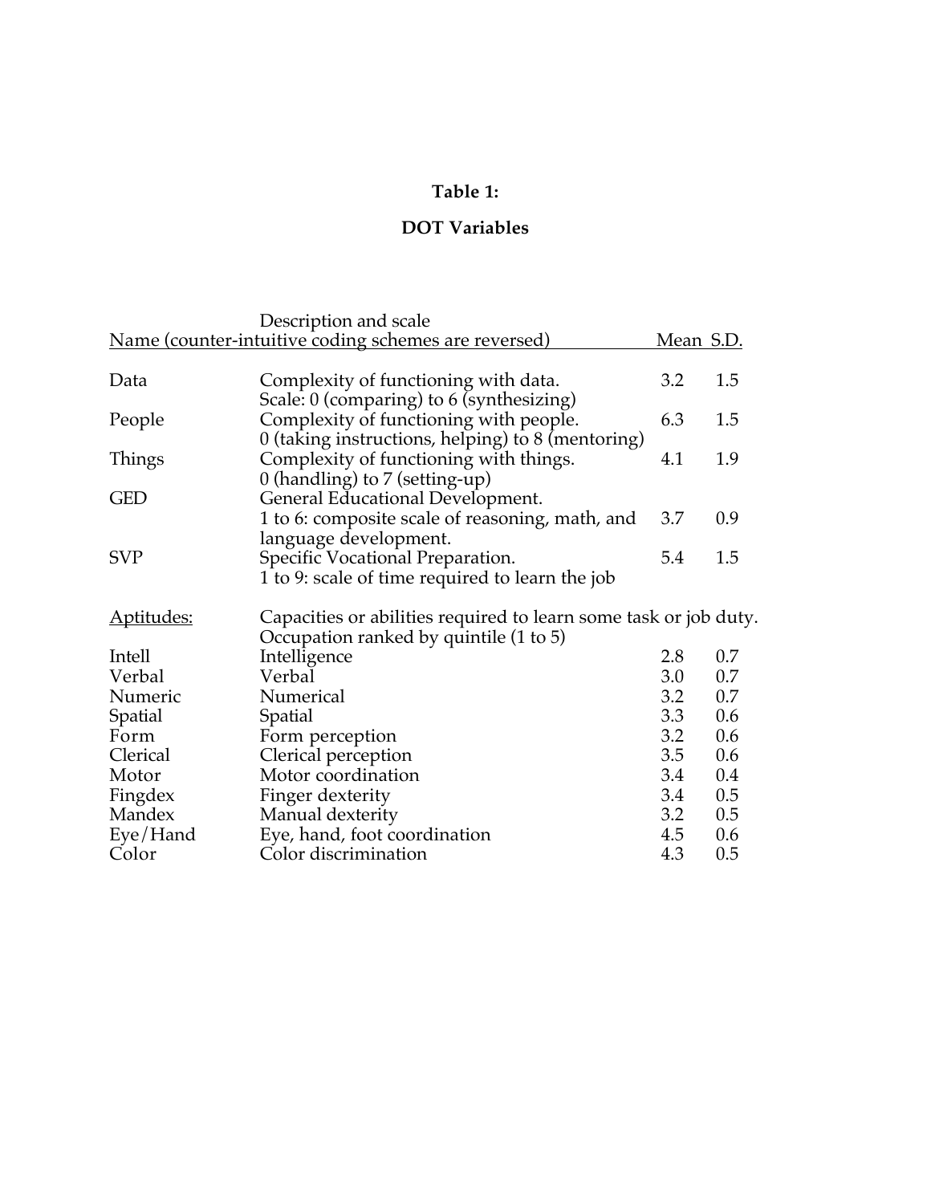**Table 1:**

**DOT Variables**

| Name | Description and scale (counter-intuitive coding schemes are reversed) | Mean | S.D. |
|---|---|---|---|
| Data | Complexity of functioning with data. Scale: 0 (comparing) to 6 (synthesizing) | 3.2 | 1.5 |
| People | Complexity of functioning with people. 0 (taking instructions, helping) to 8 (mentoring) | 6.3 | 1.5 |
| Things | Complexity of functioning with things. 0 (handling) to 7 (setting-up) | 4.1 | 1.9 |
| GED | General Educational Development. 1 to 6: composite scale of reasoning, math, and language development. | 3.7 | 0.9 |
| SVP | Specific Vocational Preparation. 1 to 9: scale of time required to learn the job | 5.4 | 1.5 |
| Aptitudes: | Capacities or abilities required to learn some task or job duty. Occupation ranked by quintile (1 to 5) | | |
| Intell | Intelligence | 2.8 | 0.7 |
| Verbal | Verbal | 3.0 | 0.7 |
| Numeric | Numerical | 3.2 | 0.7 |
| Spatial | Spatial | 3.3 | 0.6 |
| Form | Form perception | 3.2 | 0.6 |
| Clerical | Clerical perception | 3.5 | 0.6 |
| Motor | Motor coordination | 3.4 | 0.4 |
| Fingdex | Finger dexterity | 3.4 | 0.5 |
| Mandex | Manual dexterity | 3.2 | 0.5 |
| Eye/Hand | Eye, hand, foot coordination | 4.5 | 0.6 |
| Color | Color discrimination | 4.3 | 0.5 |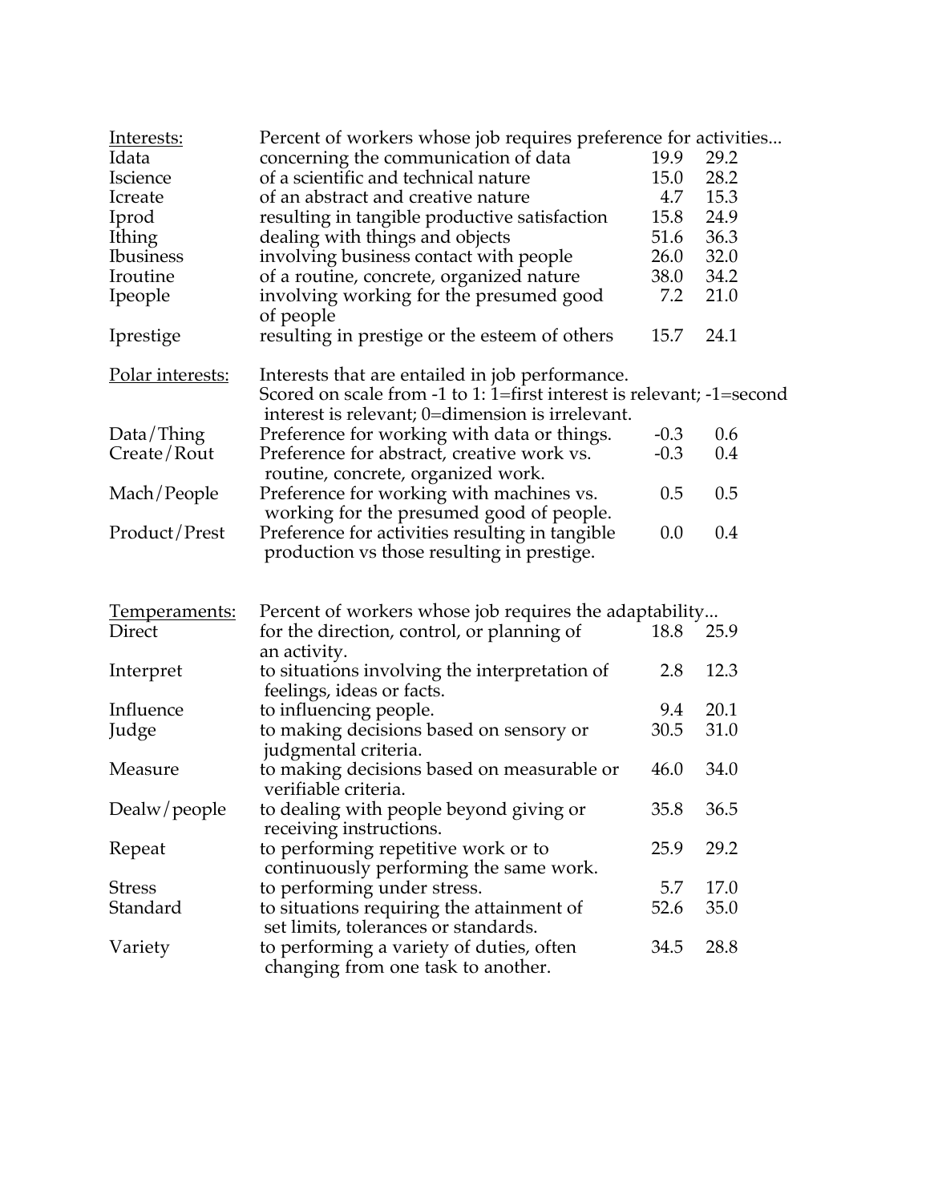| Variable | Description | | |
|---|---|---|---|
| Interests: | Percent of workers whose job requires preference for activities... | | |
| Idata | concerning the communication of data | 19.9 | 29.2 |
| Iscience | of a scientific and technical nature | 15.0 | 28.2 |
| Icreate | of an abstract and creative nature | 4.7 | 15.3 |
| Iprod | resulting in tangible productive satisfaction | 15.8 | 24.9 |
| Ithing | dealing with things and objects | 51.6 | 36.3 |
| Ibusiness | involving business contact with people | 26.0 | 32.0 |
| Iroutine | of a routine, concrete, organized nature | 38.0 | 34.2 |
| Ipeople | involving working for the presumed good of people | 7.2 | 21.0 |
| Iprestige | resulting in prestige or the esteem of others | 15.7 | 24.1 |
| Polar interests: | Interests that are entailed in job performance. Scored on scale from -1 to 1: 1=first interest is relevant; -1=second interest is relevant; 0=dimension is irrelevant. | | |
| Data/Thing | Preference for working with data or things. | -0.3 | 0.6 |
| Create/Rout | Preference for abstract, creative work vs. routine, concrete, organized work. | -0.3 | 0.4 |
| Mach/People | Preference for working with machines vs. working for the presumed good of people. | 0.5 | 0.5 |
| Product/Prest | Preference for activities resulting in tangible production vs those resulting in prestige. | 0.0 | 0.4 |
| Temperaments: | Percent of workers whose job requires the adaptability... | | |
| Direct | for the direction, control, or planning of an activity. | 18.8 | 25.9 |
| Interpret | to situations involving the interpretation of feelings, ideas or facts. | 2.8 | 12.3 |
| Influence | to influencing people. | 9.4 | 20.1 |
| Judge | to making decisions based on sensory or judgmental criteria. | 30.5 | 31.0 |
| Measure | to making decisions based on measurable or verifiable criteria. | 46.0 | 34.0 |
| Dealw/people | to dealing with people beyond giving or receiving instructions. | 35.8 | 36.5 |
| Repeat | to performing repetitive work or to continuously performing the same work. | 25.9 | 29.2 |
| Stress | to performing under stress. | 5.7 | 17.0 |
| Standard | to situations requiring the attainment of set limits, tolerances or standards. | 52.6 | 35.0 |
| Variety | to performing a variety of duties, often changing from one task to another. | 34.5 | 28.8 |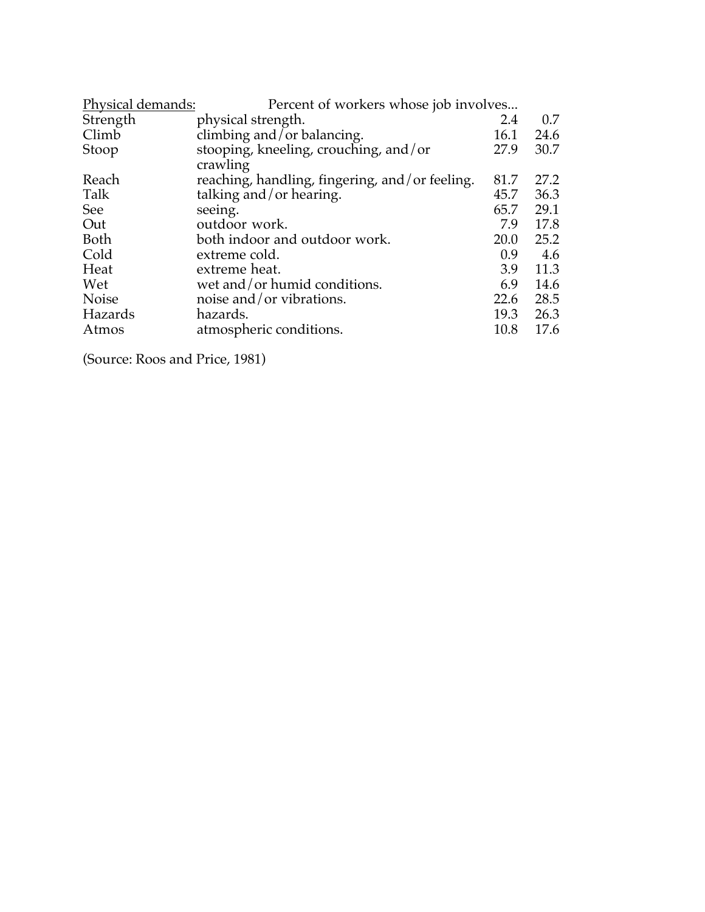| Physical demands: | Percent of workers whose job involves... | | |
|---|---|---|---|
| Strength | physical strength. | 2.4 | 0.7 |
| Climb | climbing and/or balancing. | 16.1 | 24.6 |
| Stoop | stooping, kneeling, crouching, and/or crawling | 27.9 | 30.7 |
| Reach | reaching, handling, fingering, and/or feeling. | 81.7 | 27.2 |
| Talk | talking and/or hearing. | 45.7 | 36.3 |
| See | seeing. | 65.7 | 29.1 |
| Out | outdoor work. | 7.9 | 17.8 |
| Both | both indoor and outdoor work. | 20.0 | 25.2 |
| Cold | extreme cold. | 0.9 | 4.6 |
| Heat | extreme heat. | 3.9 | 11.3 |
| Wet | wet and/or humid conditions. | 6.9 | 14.6 |
| Noise | noise and/or vibrations. | 22.6 | 28.5 |
| Hazards | hazards. | 19.3 | 26.3 |
| Atmos | atmospheric conditions. | 10.8 | 17.6 |

(Source: Roos and Price, 1981)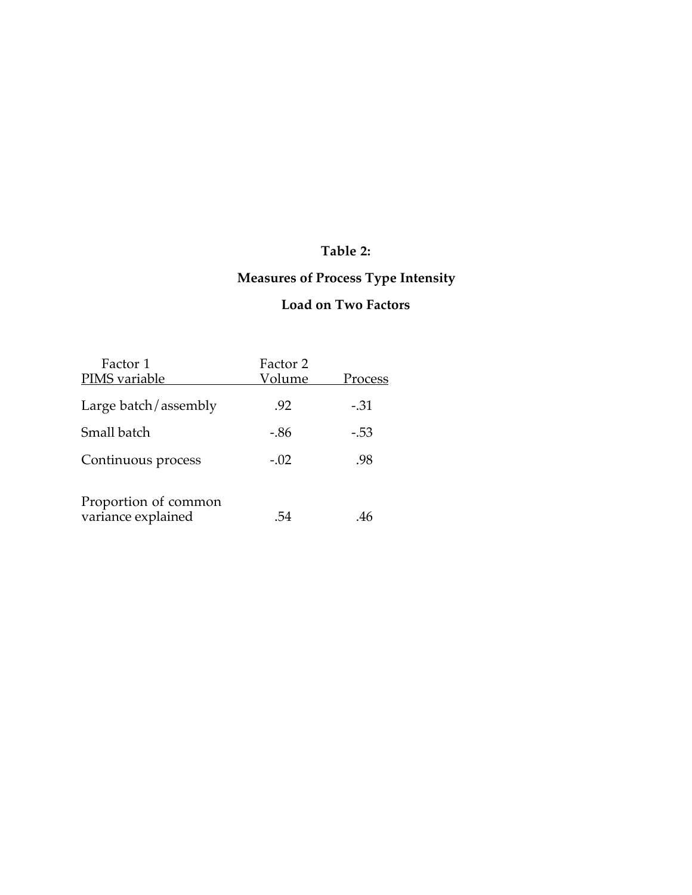**Table 2:**

**Measures of Process Type Intensity**

**Load on Two Factors**

| Factor 1 | Factor 2 | |
|---|---|---|
| PIMS variable | Volume | Process |
| Large batch/assembly | .92 | -.31 |
| Small batch | -.86 | -.53 |
| Continuous process | -.02 | .98 |
| Proportion of common variance explained | .54 | .46 |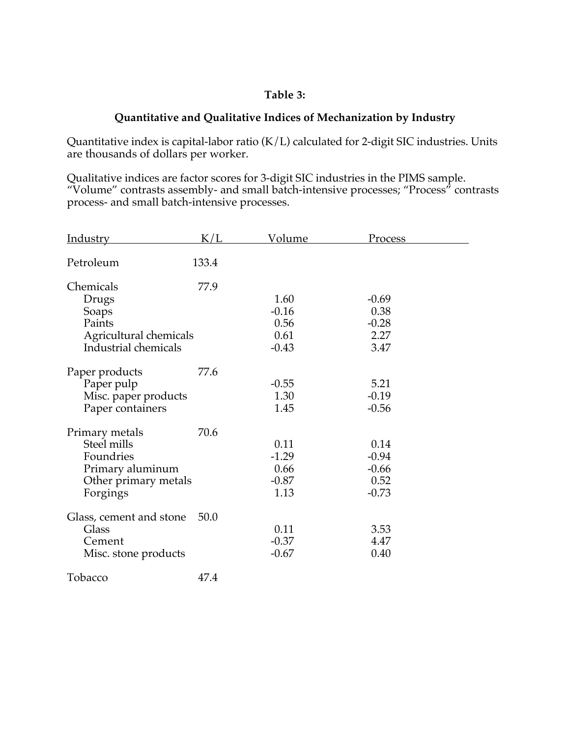**Table 3:**

**Quantitative and Qualitative Indices of Mechanization by Industry**

Quantitative index is capital-labor ratio (K/L) calculated for 2-digit SIC industries. Units are thousands of dollars per worker.

Qualitative indices are factor scores for 3-digit SIC industries in the PIMS sample. "Volume" contrasts assembly- and small batch-intensive processes; "Process" contrasts process- and small batch-intensive processes.

| Industry | K/L | Volume | Process |
|---|---|---|---|
| Petroleum | 133.4 | | |
| Chemicals | 77.9 | | |
| Drugs | | 1.60 | -0.69 |
| Soaps | | -0.16 | 0.38 |
| Paints | | 0.56 | -0.28 |
| Agricultural chemicals | | 0.61 | 2.27 |
| Industrial chemicals | | -0.43 | 3.47 |
| Paper products | 77.6 | | |
| Paper pulp | | -0.55 | 5.21 |
| Misc. paper products | | 1.30 | -0.19 |
| Paper containers | | 1.45 | -0.56 |
| Primary metals | 70.6 | | |
| Steel mills | | 0.11 | 0.14 |
| Foundries | | -1.29 | -0.94 |
| Primary aluminum | | 0.66 | -0.66 |
| Other primary metals | | -0.87 | 0.52 |
| Forgings | | 1.13 | -0.73 |
| Glass, cement and stone | 50.0 | | |
| Glass | | 0.11 | 3.53 |
| Cement | | -0.37 | 4.47 |
| Misc. stone products | | -0.67 | 0.40 |
| Tobacco | 47.4 | | |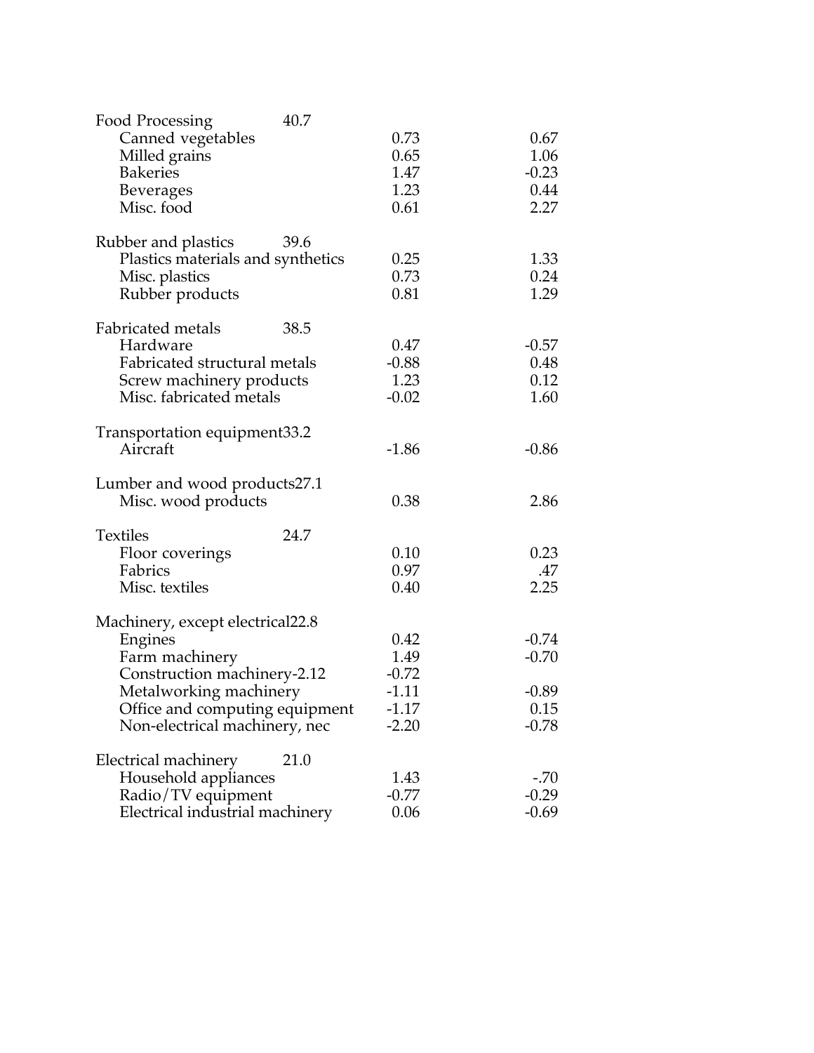| | | | |
|---|---|---|---|
| Food Processing | 40.7 | | |
| Canned vegetables | | 0.73 | 0.67 |
| Milled grains | | 0.65 | 1.06 |
| Bakeries | | 1.47 | -0.23 |
| Beverages | | 1.23 | 0.44 |
| Misc. food | | 0.61 | 2.27 |
| Rubber and plastics | 39.6 | | |
| Plastics materials and synthetics | | 0.25 | 1.33 |
| Misc. plastics | | 0.73 | 0.24 |
| Rubber products | | 0.81 | 1.29 |
| Fabricated metals | 38.5 | | |
| Hardware | | 0.47 | -0.57 |
| Fabricated structural metals | | -0.88 | 0.48 |
| Screw machinery products | | 1.23 | 0.12 |
| Misc. fabricated metals | | -0.02 | 1.60 |
| Transportation equipment | 33.2 | | |
| Aircraft | | -1.86 | -0.86 |
| Lumber and wood products | 27.1 | | |
| Misc. wood products | | 0.38 | 2.86 |
| Textiles | 24.7 | | |
| Floor coverings | | 0.10 | 0.23 |
| Fabrics | | 0.97 | .47 |
| Misc. textiles | | 0.40 | 2.25 |
| Machinery, except electrical | 22.8 | | |
| Engines | | 0.42 | -0.74 |
| Farm machinery | | 1.49 | -0.70 |
| Construction machinery | -2.12 | -0.72 | |
| Metalworking machinery | | -1.11 | -0.89 |
| Office and computing equipment | | -1.17 | 0.15 |
| Non-electrical machinery, nec | | -2.20 | -0.78 |
| Electrical machinery | 21.0 | | |
| Household appliances | | 1.43 | -.70 |
| Radio/TV equipment | | -0.77 | -0.29 |
| Electrical industrial machinery | | 0.06 | -0.69 |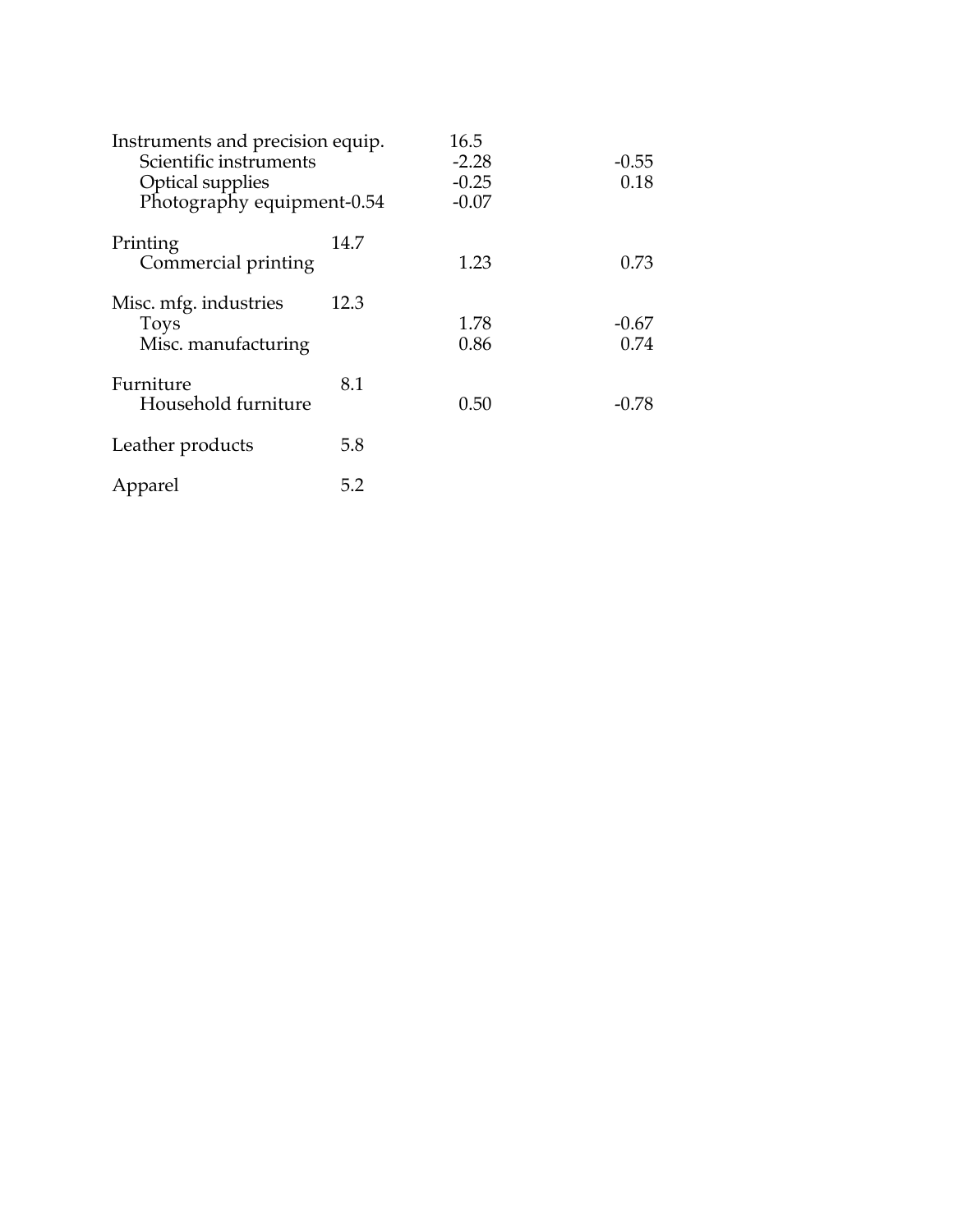| | | | |
|---|---|---|---|
| Instruments and precision equip. | | 16.5 | |
| Scientific instruments | | -2.28 | -0.55 |
| Optical supplies | | -0.25 | 0.18 |
| Photography equipment-0.54 | | -0.07 | |
| Printing | 14.7 | | |
| Commercial printing | | 1.23 | 0.73 |
| Misc. mfg. industries | 12.3 | | |
| Toys | | 1.78 | -0.67 |
| Misc. manufacturing | | 0.86 | 0.74 |
| Furniture | 8.1 | | |
| Household furniture | | 0.50 | -0.78 |
| Leather products | 5.8 | | |
| Apparel | 5.2 | | |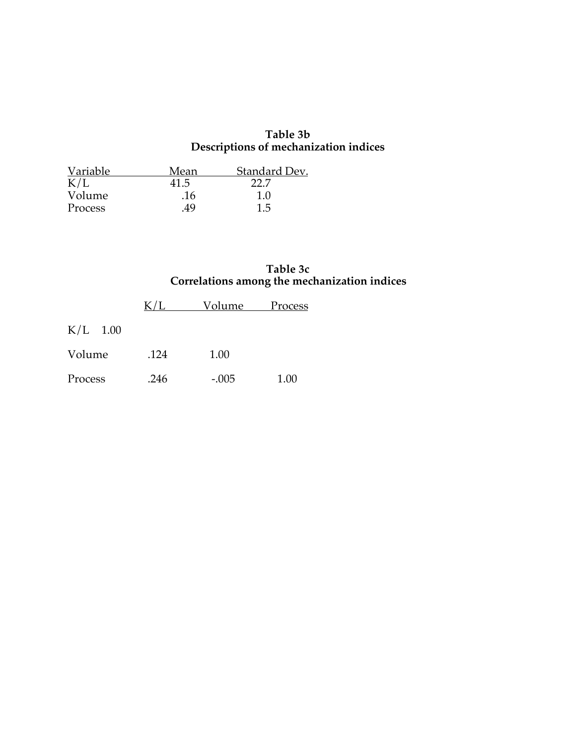**Table 3b**
**Descriptions of mechanization indices**

| Variable | Mean | Standard Dev. |
|---|---|---|
| K/L | 41.5 | 22.7 |
| Volume | .16 | 1.0 |
| Process | .49 | 1.5 |

**Table 3c**
**Correlations among the mechanization indices**

| | K/L | Volume | Process |
|---|---|---|---|
| K/L | 1.00 | | |
| Volume | .124 | 1.00 | |
| Process | .246 | -.005 | 1.00 |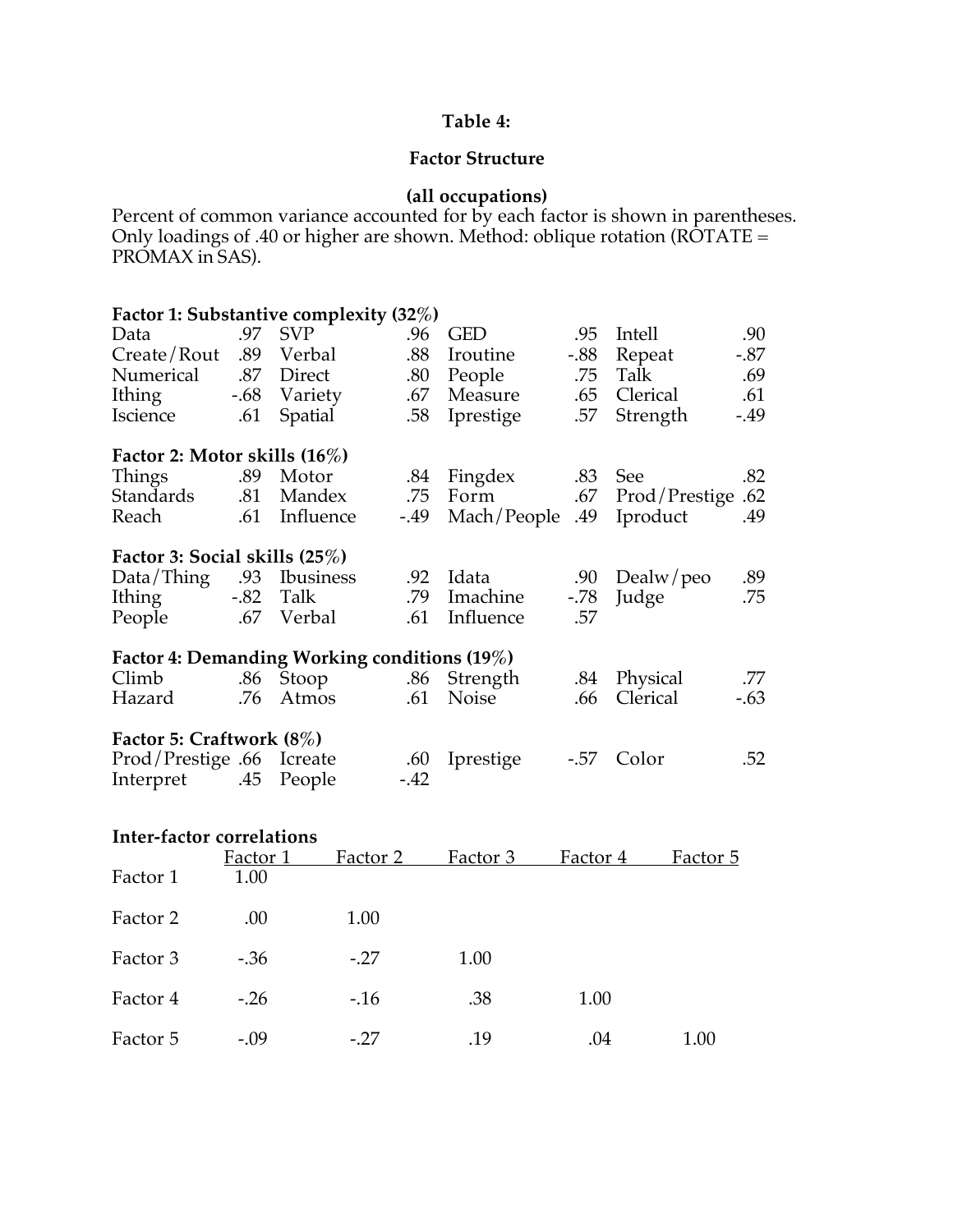**Table 4:**

**Factor Structure**

**(all occupations)**

Percent of common variance accounted for by each factor is shown in parentheses. Only loadings of .40 or higher are shown. Method: oblique rotation (ROTATE = PROMAX in SAS).

**Factor 1: Substantive complexity (32%)**

| | | | | | | | |
|---|---|---|---|---|---|---|---|
| Data | .97 | SVP | .96 | GED | .95 | Intell | .90 |
| Create/Rout | .89 | Verbal | .88 | Iroutine | -.88 | Repeat | -.87 |
| Numerical | .87 | Direct | .80 | People | .75 | Talk | .69 |
| Ithing | -.68 | Variety | .67 | Measure | .65 | Clerical | .61 |
| Iscience | .61 | Spatial | .58 | Iprestige | .57 | Strength | -.49 |

**Factor 2: Motor skills (16%)**

| | | | | | | | |
|---|---|---|---|---|---|---|---|
| Things | .89 | Motor | .84 | Fingdex | .83 | See | .82 |
| Standards | .81 | Mandex | .75 | Form | .67 | Prod/Prestige | .62 |
| Reach | .61 | Influence | -.49 | Mach/People | .49 | Iproduct | .49 |

**Factor 3: Social skills (25%)**

| | | | | | | | |
|---|---|---|---|---|---|---|---|
| Data/Thing | .93 | Ibusiness | .92 | Idata | .90 | Dealw/peo | .89 |
| Ithing | -.82 | Talk | .79 | Imachine | -.78 | Judge | .75 |
| People | .67 | Verbal | .61 | Influence | .57 | | |

**Factor 4: Demanding Working conditions (19%)**

| | | | | | | | |
|---|---|---|---|---|---|---|---|
| Climb | .86 | Stoop | .86 | Strength | .84 | Physical | .77 |
| Hazard | .76 | Atmos | .61 | Noise | .66 | Clerical | -.63 |

**Factor 5: Craftwork (8%)**

| | | | | | | | |
|---|---|---|---|---|---|---|---|
| Prod/Prestige | .66 | Icreate | .60 | Iprestige | -.57 | Color | .52 |
| Interpret | .45 | People | -.42 | | | | |

**Inter-factor correlations**

| | Factor 1 | Factor 2 | Factor 3 | Factor 4 | Factor 5 |
|---|---|---|---|---|---|
| Factor 1 | 1.00 | | | | |
| Factor 2 | .00 | 1.00 | | | |
| Factor 3 | -.36 | -.27 | 1.00 | | |
| Factor 4 | -.26 | -.16 | .38 | 1.00 | |
| Factor 5 | -.09 | -.27 | .19 | .04 | 1.00 |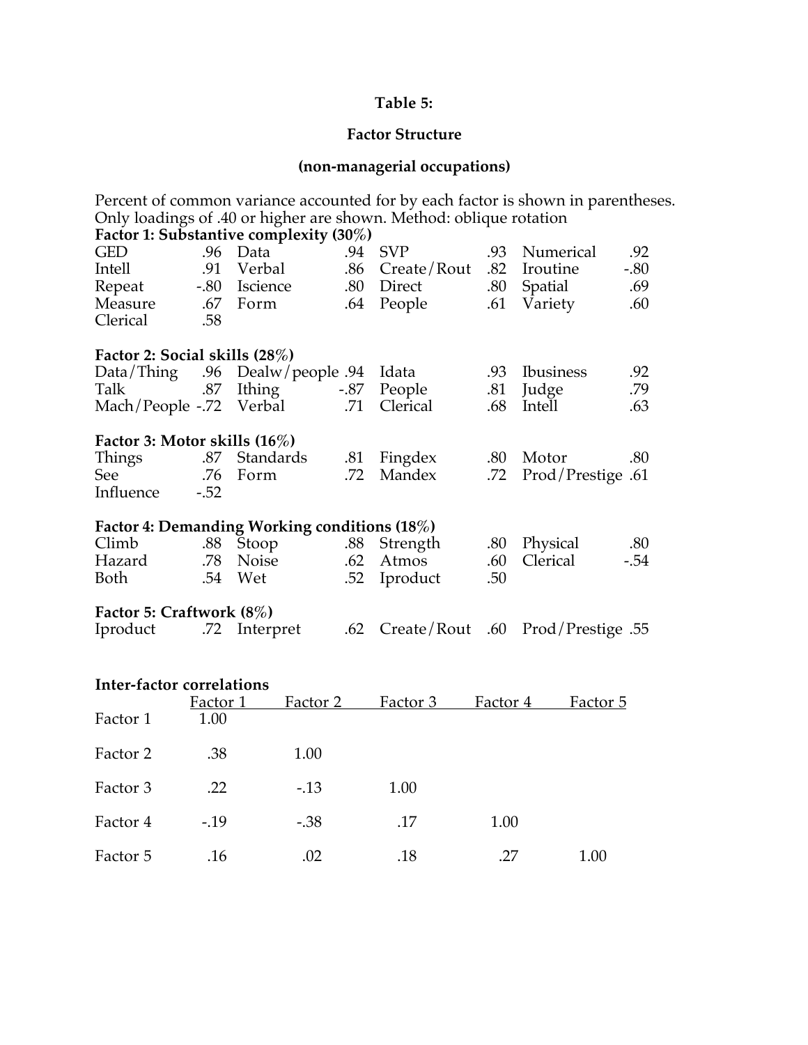**Table 5:**

**Factor Structure**

**(non-managerial occupations)**

Percent of common variance accounted for by each factor is shown in parentheses. Only loadings of .40 or higher are shown. Method: oblique rotation

**Factor 1: Substantive complexity (30%)**

| | | | | | | | |
|---|---|---|---|---|---|---|---|
| GED | .96 | Data | .94 | SVP | .93 | Numerical | .92 |
| Intell | .91 | Verbal | .86 | Create/Rout | .82 | Iroutine | -.80 |
| Repeat | -.80 | Iscience | .80 | Direct | .80 | Spatial | .69 |
| Measure | .67 | Form | .64 | People | .61 | Variety | .60 |
| Clerical | .58 | | | | | | |

**Factor 2: Social skills (28%)**

| | | | | | | | |
|---|---|---|---|---|---|---|---|
| Data/Thing | .96 | Dealw/people | .94 | Idata | .93 | Ibusiness | .92 |
| Talk | .87 | Ithing | -.87 | People | .81 | Judge | .79 |
| Mach/People | -.72 | Verbal | .71 | Clerical | .68 | Intell | .63 |

**Factor 3: Motor skills (16%)**

| | | | | | | | |
|---|---|---|---|---|---|---|---|
| Things | .87 | Standards | .81 | Fingdex | .80 | Motor | .80 |
| See | .76 | Form | .72 | Mandex | .72 | Prod/Prestige | .61 |
| Influence | -.52 | | | | | | |

**Factor 4: Demanding Working conditions (18%)**

| | | | | | | | |
|---|---|---|---|---|---|---|---|
| Climb | .88 | Stoop | .88 | Strength | .80 | Physical | .80 |
| Hazard | .78 | Noise | .62 | Atmos | .60 | Clerical | -.54 |
| Both | .54 | Wet | .52 | Iproduct | .50 | | |

**Factor 5: Craftwork (8%)**

| | | | | | | | |
|---|---|---|---|---|---|---|---|
| Iproduct | .72 | Interpret | .62 | Create/Rout | .60 | Prod/Prestige | .55 |

**Inter-factor correlations**

| | Factor 1 | Factor 2 | Factor 3 | Factor 4 | Factor 5 |
|---|---|---|---|---|---|
| Factor 1 | 1.00 | | | | |
| Factor 2 | .38 | 1.00 | | | |
| Factor 3 | .22 | -.13 | 1.00 | | |
| Factor 4 | -.19 | -.38 | .17 | 1.00 | |
| Factor 5 | .16 | .02 | .18 | .27 | 1.00 |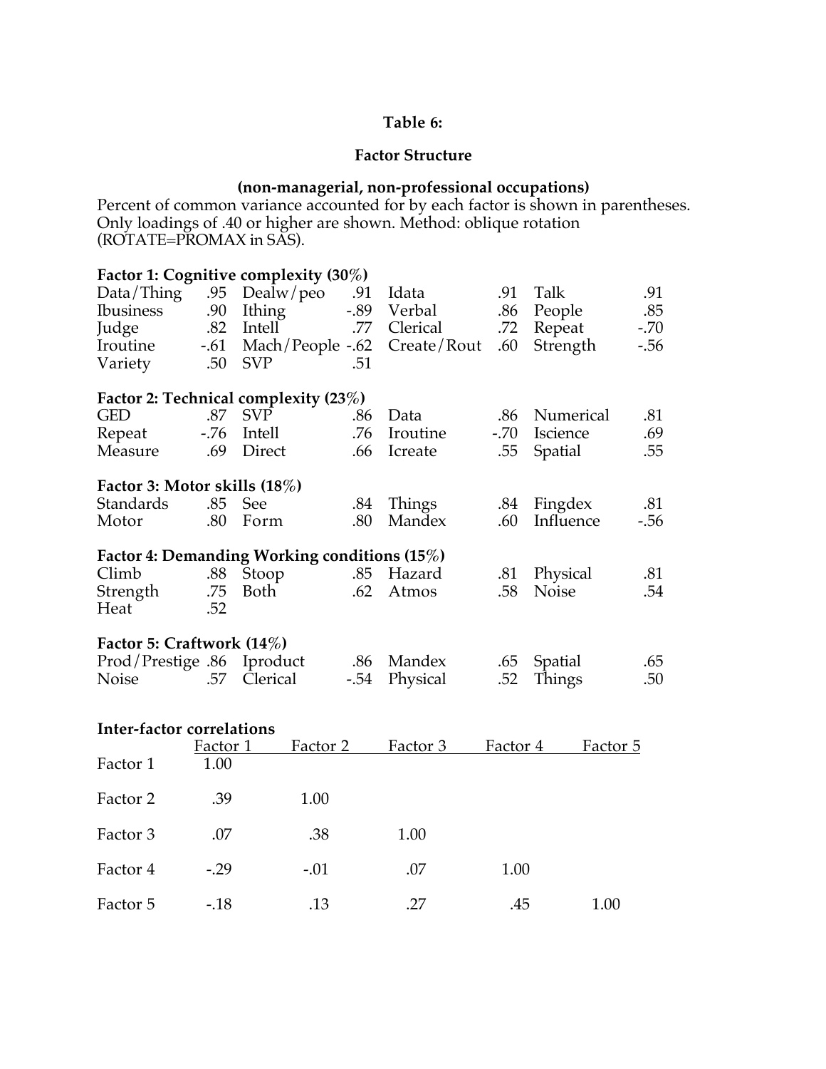**Table 6:**

**Factor Structure**

**(non-managerial, non-professional occupations)**

Percent of common variance accounted for by each factor is shown in parentheses. Only loadings of .40 or higher are shown. Method: oblique rotation (ROTATE=PROMAX in SAS).

**Factor 1: Cognitive complexity (30%)**

| | | | | | | | |
|---|---|---|---|---|---|---|---|
| Data/Thing | .95 | Dealw/peo | .91 | Idata | .91 | Talk | .91 |
| Ibusiness | .90 | Ithing | -.89 | Verbal | .86 | People | .85 |
| Judge | .82 | Intell | .77 | Clerical | .72 | Repeat | -.70 |
| Iroutine | -.61 | Mach/People | -.62 | Create/Rout | .60 | Strength | -.56 |
| Variety | .50 | SVP | .51 | | | | |

**Factor 2: Technical complexity (23%)**

| | | | | | | | |
|---|---|---|---|---|---|---|---|
| GED | .87 | SVP | .86 | Data | .86 | Numerical | .81 |
| Repeat | -.76 | Intell | .76 | Iroutine | -.70 | Iscience | .69 |
| Measure | .69 | Direct | .66 | Icreate | .55 | Spatial | .55 |

**Factor 3: Motor skills (18%)**

| | | | | | | | |
|---|---|---|---|---|---|---|---|
| Standards | .85 | See | .84 | Things | .84 | Fingdex | .81 |
| Motor | .80 | Form | .80 | Mandex | .60 | Influence | -.56 |

**Factor 4: Demanding Working conditions (15%)**

| | | | | | | | |
|---|---|---|---|---|---|---|---|
| Climb | .88 | Stoop | .85 | Hazard | .81 | Physical | .81 |
| Strength | .75 | Both | .62 | Atmos | .58 | Noise | .54 |
| Heat | .52 | | | | | | |

**Factor 5: Craftwork (14%)**

| | | | | | | | |
|---|---|---|---|---|---|---|---|
| Prod/Prestige | .86 | Iproduct | .86 | Mandex | .65 | Spatial | .65 |
| Noise | .57 | Clerical | -.54 | Physical | .52 | Things | .50 |

**Inter-factor correlations**

| | Factor 1 | Factor 2 | Factor 3 | Factor 4 | Factor 5 |
|---|---|---|---|---|---|
| Factor 1 | 1.00 | | | | |
| Factor 2 | .39 | 1.00 | | | |
| Factor 3 | .07 | .38 | 1.00 | | |
| Factor 4 | -.29 | -.01 | .07 | 1.00 | |
| Factor 5 | -.18 | .13 | .27 | .45 | 1.00 |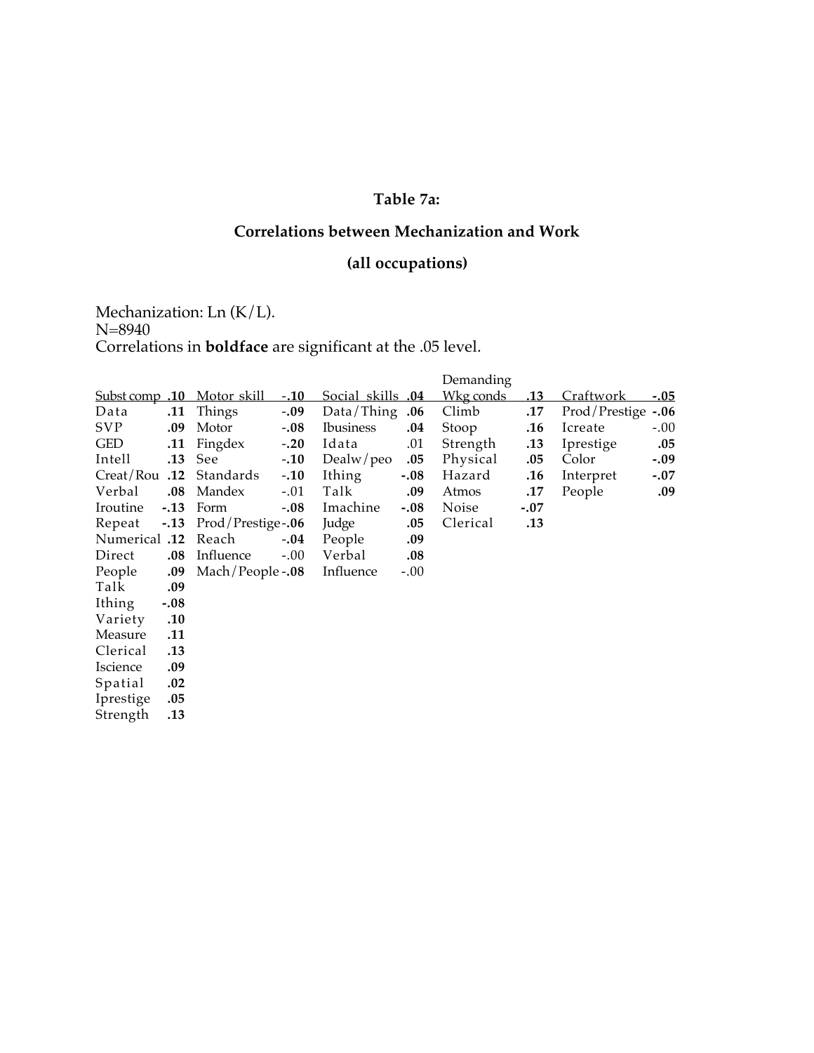**Table 7a:**

**Correlations between Mechanization and Work**

**(all occupations)**

Mechanization: Ln (K/L).
N=8940
Correlations in **boldface** are significant at the .05 level.

| Subst comp | **.10** | Motor skill | **-.10** | Social skills | **.04** | Demanding Wkg conds | **.13** | Craftwork | **-.05** |
|---|---|---|---|---|---|---|---|---|---|
| Data | **.11** | Things | **-.09** | Data/Thing | **.06** | Climb | **.17** | Prod/Prestige | **-.06** |
| SVP | **.09** | Motor | **-.08** | Ibusiness | **.04** | Stoop | **.16** | Icreate | -.00 |
| GED | **.11** | Fingdex | **-.20** | Idata | .01 | Strength | **.13** | Iprestige | **.05** |
| Intell | **.13** | See | **-.10** | Dealw/peo | **.05** | Physical | **.05** | Color | **-.09** |
| Creat/Rou | **.12** | Standards | **-.10** | Ithing | **-.08** | Hazard | **.16** | Interpret | **-.07** |
| Verbal | **.08** | Mandex | -.01 | Talk | **.09** | Atmos | **.17** | People | **.09** |
| Iroutine | **-.13** | Form | **-.08** | Imachine | **-.08** | Noise | **-.07** | | |
| Repeat | **-.13** | Prod/Prestige | **-.06** | Judge | **.05** | Clerical | **.13** | | |
| Numerical | **.12** | Reach | **-.04** | People | **.09** | | | | |
| Direct | **.08** | Influence | -.00 | Verbal | **.08** | | | | |
| People | **.09** | Mach/People | **-.08** | Influence | -.00 | | | | |
| Talk | **.09** | | | | | | | | |
| Ithing | **-.08** | | | | | | | | |
| Variety | **.10** | | | | | | | | |
| Measure | **.11** | | | | | | | | |
| Clerical | **.13** | | | | | | | | |
| Iscience | **.09** | | | | | | | | |
| Spatial | **.02** | | | | | | | | |
| Iprestige | **.05** | | | | | | | | |
| Strength | **.13** | | | | | | | | |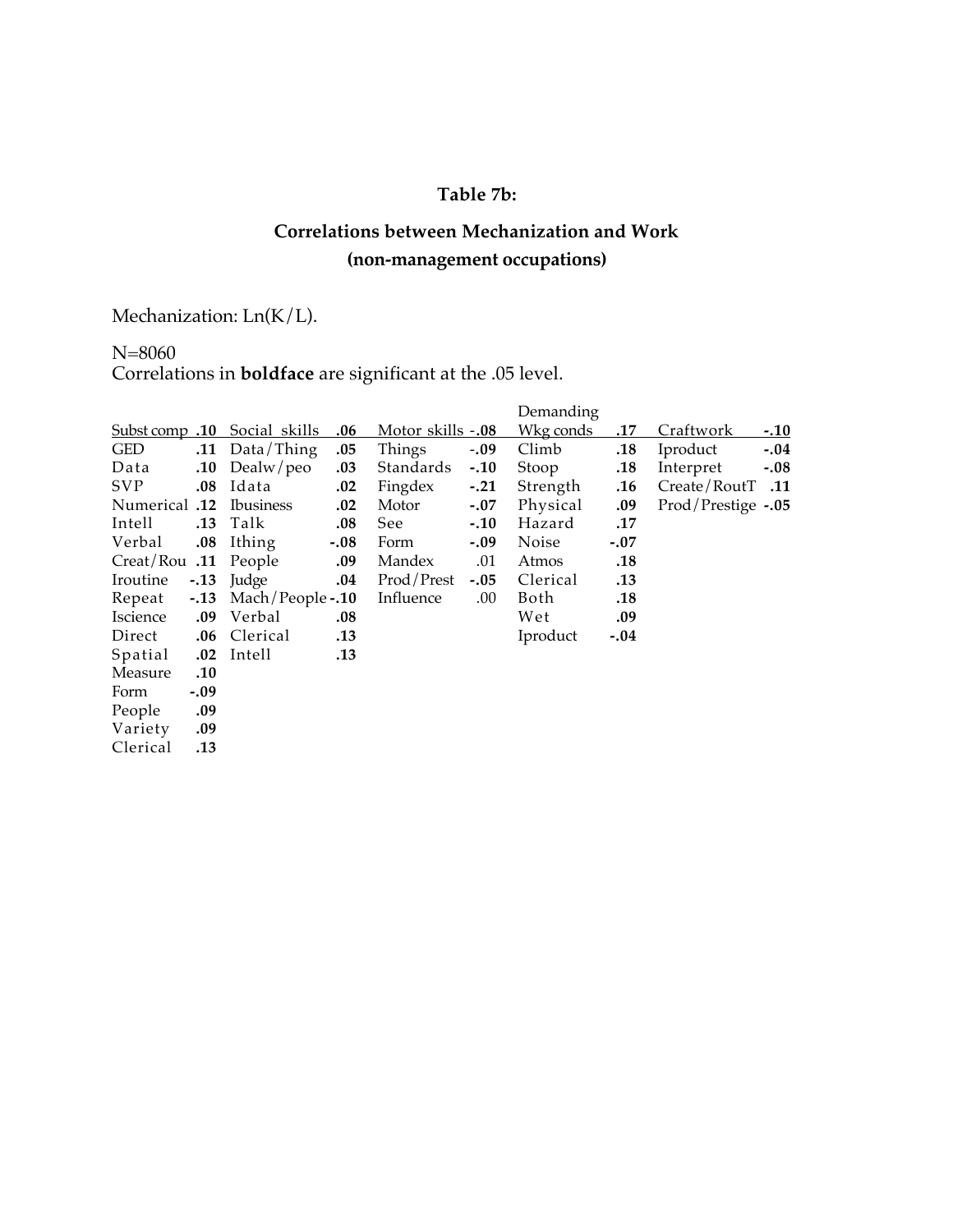**Table 7b:**

**Correlations between Mechanization and Work**
**(non-management occupations)**

Mechanization: Ln(K/L).

N=8060
Correlations in **boldface** are significant at the .05 level.

| Subst comp | **.10** | Social skills | **.06** | Motor skills | **-.08** | Demanding Wkg conds | **.17** | Craftwork | **-.10** |
|---|---|---|---|---|---|---|---|---|---|
| GED | **.11** | Data/Thing | **.05** | Things | **-.09** | Climb | **.18** | Iproduct | **-.04** |
| Data | **.10** | Dealw/peo | **.03** | Standards | **-.10** | Stoop | **.18** | Interpret | **-.08** |
| SVP | **.08** | Idata | **.02** | Fingdex | **-.21** | Strength | **.16** | Create/RoutT | **.11** |
| Numerical | **.12** | Ibusiness | **.02** | Motor | **-.07** | Physical | **.09** | Prod/Prestige | **-.05** |
| Intell | **.13** | Talk | **.08** | See | **-.10** | Hazard | **.17** | | |
| Verbal | **.08** | Ithing | **-.08** | Form | **-.09** | Noise | **-.07** | | |
| Creat/Rou | **.11** | People | **.09** | Mandex | .01 | Atmos | **.18** | | |
| Iroutine | **-.13** | Judge | **.04** | Prod/Prest | **-.05** | Clerical | **.13** | | |
| Repeat | **-.13** | Mach/People | **-.10** | Influence | .00 | Both | **.18** | | |
| Iscience | **.09** | Verbal | **.08** | | | Wet | **.09** | | |
| Direct | **.06** | Clerical | **.13** | | | Iproduct | **-.04** | | |
| Spatial | **.02** | Intell | **.13** | | | | | | |
| Measure | **.10** | | | | | | | | |
| Form | **-.09** | | | | | | | | |
| People | **.09** | | | | | | | | |
| Variety | **.09** | | | | | | | | |
| Clerical | **.13** | | | | | | | | |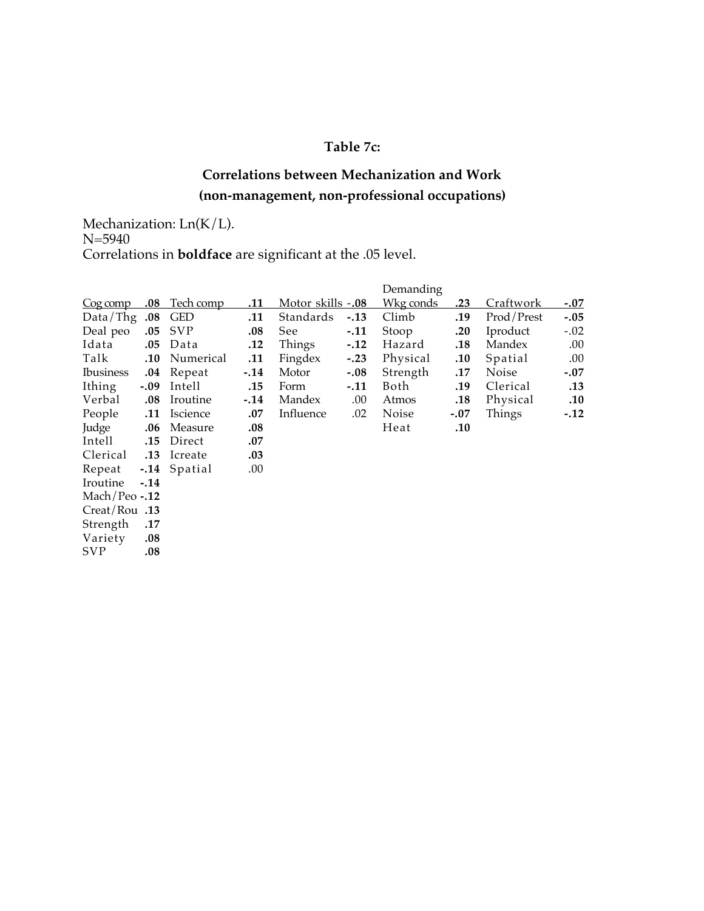### Table 7c:

### Correlations between Mechanization and Work (non-management, non-professional occupations)

Mechanization: Ln(K/L).
N=5940
Correlations in **boldface** are significant at the .05 level.

| Cog comp | **.08** | Tech comp | **.11** | Motor skills | **-.08** | Demanding Wkg conds | **.23** | Craftwork | **-.07** |
|---|---|---|---|---|---|---|---|---|---|
| Data/Thg | **.08** | GED | **.11** | Standards | **-.13** | Climb | **.19** | Prod/Prest | **-.05** |
| Deal peo | **.05** | SVP | **.08** | See | **-.11** | Stoop | **.20** | Iproduct | -.02 |
| Idata | **.05** | Data | **.12** | Things | **-.12** | Hazard | **.18** | Mandex | .00 |
| Talk | **.10** | Numerical | **.11** | Fingdex | **-.23** | Physical | **.10** | Spatial | .00 |
| Ibusiness | **.04** | Repeat | **-.14** | Motor | **-.08** | Strength | **.17** | Noise | **-.07** |
| Ithing | **-.09** | Intell | **.15** | Form | **-.11** | Both | **.19** | Clerical | **.13** |
| Verbal | **.08** | Iroutine | **-.14** | Mandex | .00 | Atmos | **.18** | Physical | **.10** |
| People | **.11** | Iscience | **.07** | Influence | .02 | Noise | **-.07** | Things | **-.12** |
| Judge | **.06** | Measure | **.08** | | | Heat | **.10** | | |
| Intell | **.15** | Direct | **.07** | | | | | | |
| Clerical | **.13** | Icreate | **.03** | | | | | | |
| Repeat | **-.14** | Spatial | .00 | | | | | | |
| Iroutine | **-.14** | | | | | | | | |
| Mach/Peo | **-.12** | | | | | | | | |
| Creat/Rou | **.13** | | | | | | | | |
| Strength | **.17** | | | | | | | | |
| Variety | **.08** | | | | | | | | |
| SVP | **.08** | | | | | | | | |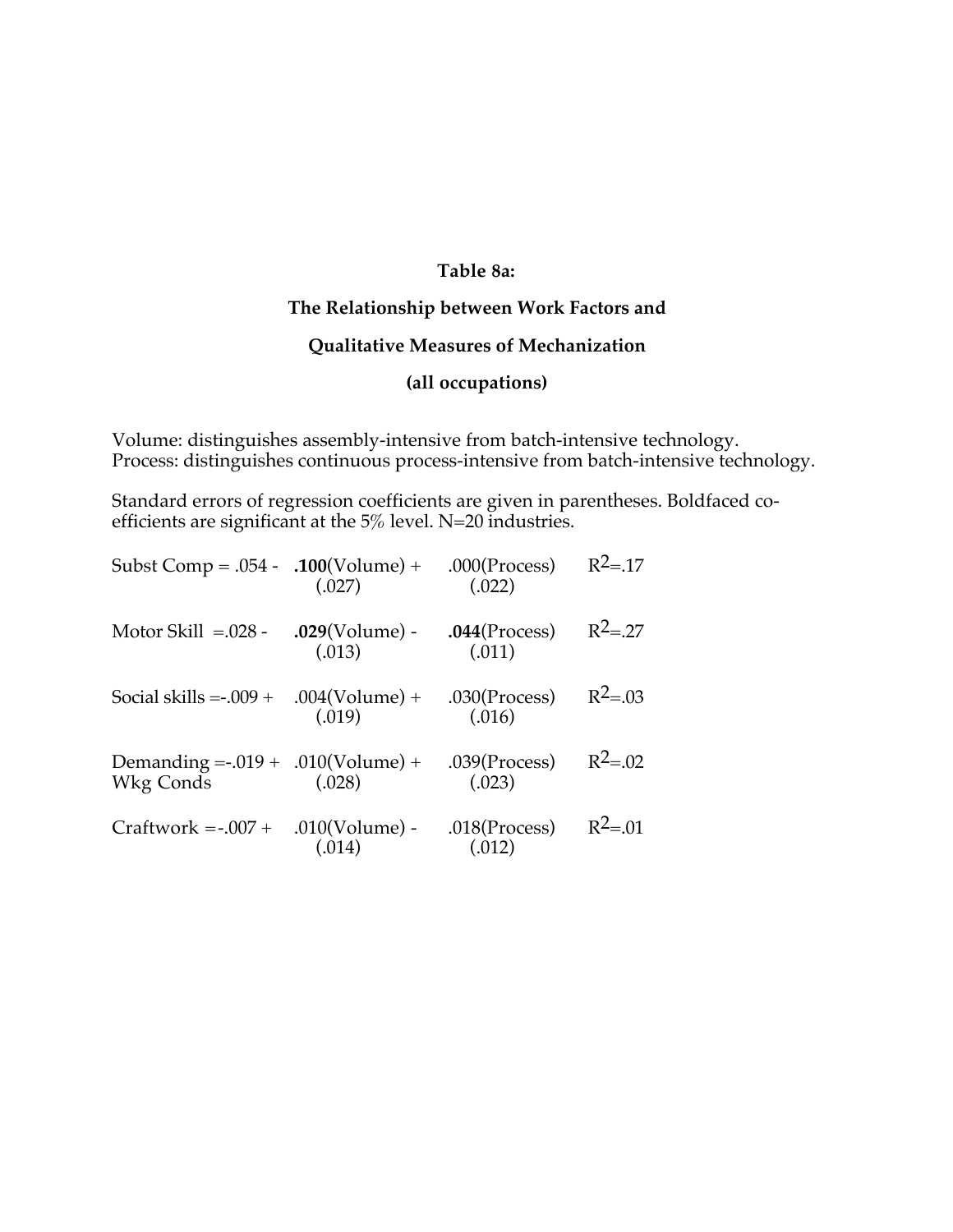**Table 8a:**

**The Relationship between Work Factors and**

**Qualitative Measures of Mechanization**

**(all occupations)**

Volume: distinguishes assembly-intensive from batch-intensive technology.
Process: distinguishes continuous process-intensive from batch-intensive technology.

Standard errors of regression coefficients are given in parentheses. Boldfaced coefficients are significant at the 5% level. N=20 industries.

| | | | |
|---|---|---|---|
| Subst Comp = .054 - | **.100**(Volume) + <br>(.027) | .000(Process) <br>(.022) | $R^2$=.17 |
| Motor Skill =.028 - | **.029**(Volume) - <br>(.013) | **.044**(Process) <br>(.011) | $R^2$=.27 |
| Social skills =-.009 + | .004(Volume) + <br>(.019) | .030(Process) <br>(.016) | $R^2$=.03 |
| Demanding Wkg Conds =-.019 + | .010(Volume) + <br>(.028) | .039(Process) <br>(.023) | $R^2$=.02 |
| Craftwork =-.007 + | .010(Volume) - <br>(.014) | .018(Process) <br>(.012) | $R^2$=.01 |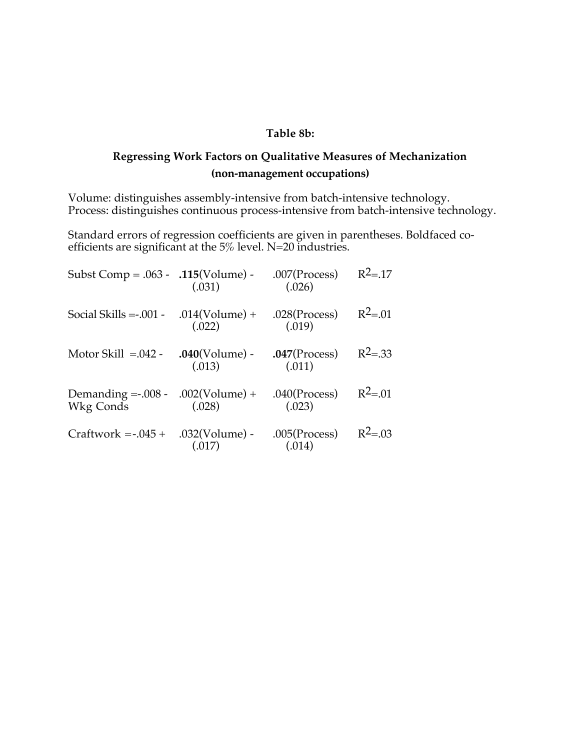**Table 8b:**

**Regressing Work Factors on Qualitative Measures of Mechanization (non-management occupations)**

Volume: distinguishes assembly-intensive from batch-intensive technology.
Process: distinguishes continuous process-intensive from batch-intensive technology.

Standard errors of regression coefficients are given in parentheses. Boldfaced coefficients are significant at the 5% level. N=20 industries.

| | | | |
|---|---|---|---|
| Subst Comp = .063 - | **.115**(Volume) - (.031) | .007(Process) (.026) | $R^2$=.17 |
| Social Skills =-.001 - | .014(Volume) + (.022) | .028(Process) (.019) | $R^2$=.01 |
| Motor Skill =.042 - | **.040**(Volume) - (.013) | **.047**(Process) (.011) | $R^2$=.33 |
| Demanding Wkg Conds =-.008 - | .002(Volume) + (.028) | .040(Process) (.023) | $R^2$=.01 |
| Craftwork =-.045 + | .032(Volume) - (.017) | .005(Process) (.014) | $R^2$=.03 |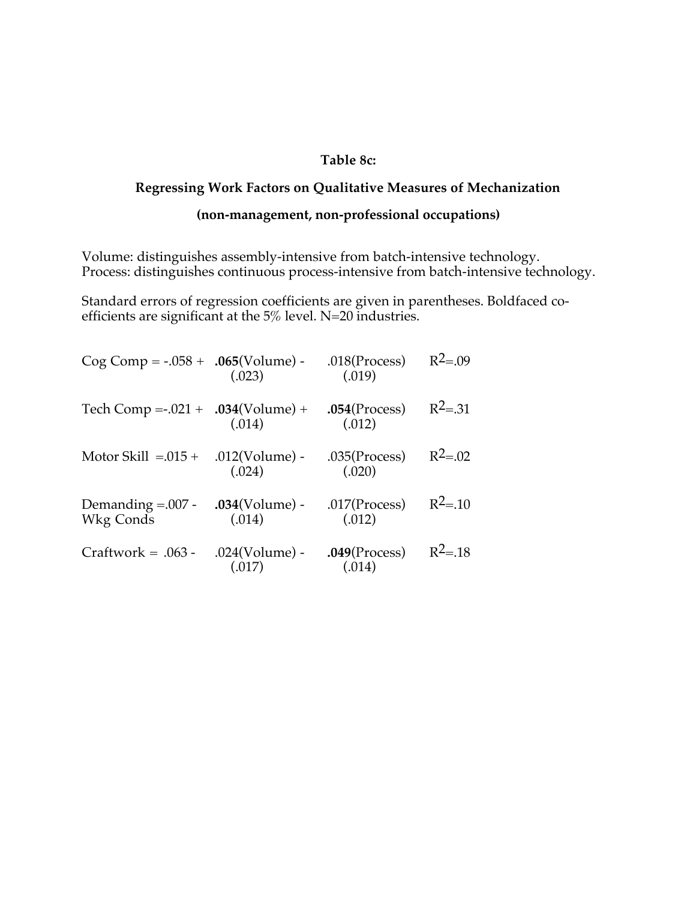### Table 8c:

### Regressing Work Factors on Qualitative Measures of Mechanization

### (non-management, non-professional occupations)

Volume: distinguishes assembly-intensive from batch-intensive technology.
Process: distinguishes continuous process-intensive from batch-intensive technology.

Standard errors of regression coefficients are given in parentheses. Boldfaced coefficients are significant at the 5% level. N=20 industries.

| | | | |
|---|---|---|---|
| Cog Comp = -.058 + | **.065**(Volume) - | .018(Process) | $R^2$=.09 |
| | (.023) | (.019) | |
| Tech Comp =-.021 + | **.034**(Volume) + | **.054**(Process) | $R^2$=.31 |
| | (.014) | (.012) | |
| Motor Skill =.015 + | .012(Volume) - | .035(Process) | $R^2$=.02 |
| | (.024) | (.020) | |
| Demanding Wkg Conds =.007 - | **.034**(Volume) - | .017(Process) | $R^2$=.10 |
| | (.014) | (.012) | |
| Craftwork = .063 - | .024(Volume) - | **.049**(Process) | $R^2$=.18 |
| | (.017) | (.014) | |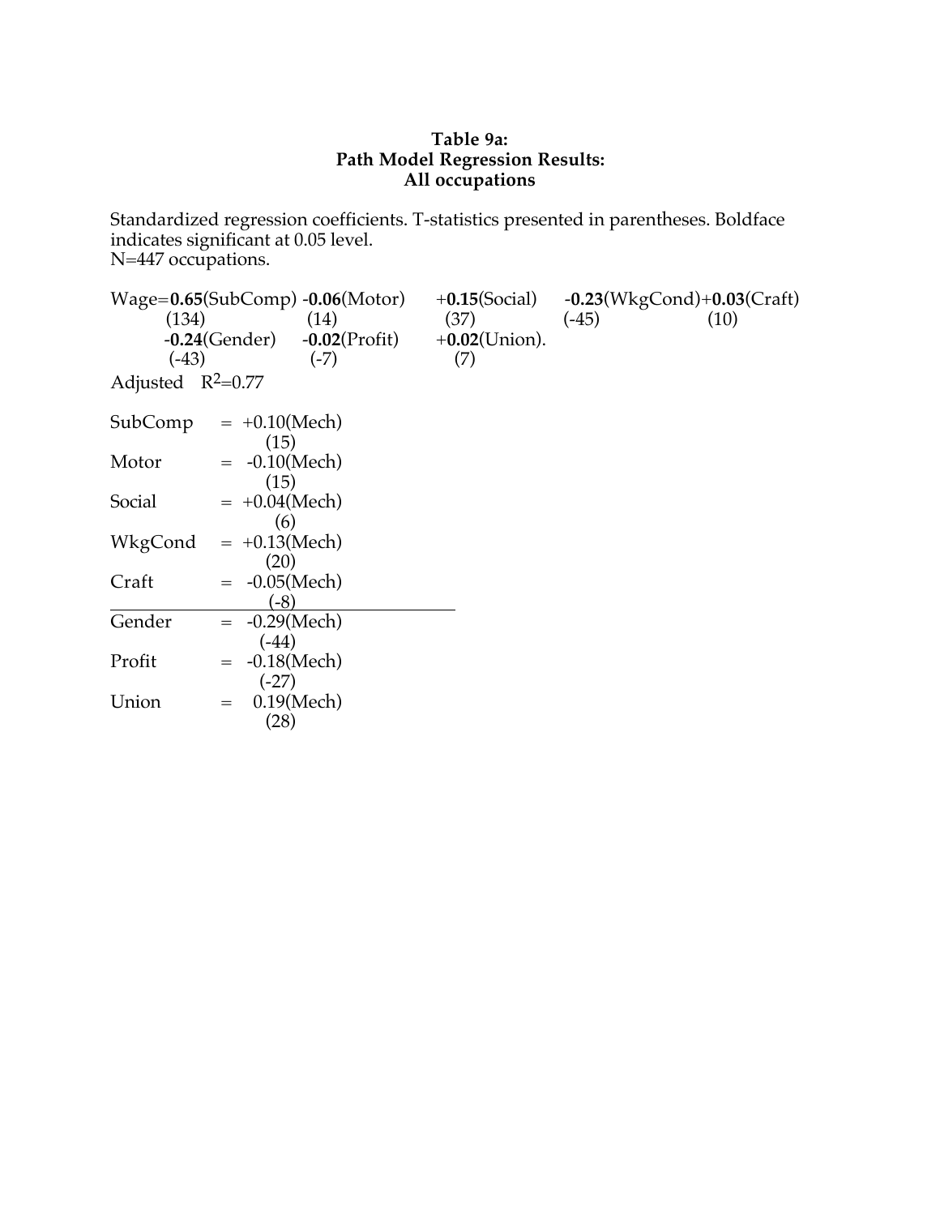**Table 9a:**
**Path Model Regression Results:**
**All occupations**

Standardized regression coefficients. T-statistics presented in parentheses. Boldface indicates significant at 0.05 level.
N=447 occupations.

Wage=**0.65**(SubComp) **-0.06**(Motor) +**0.15**(Social) -**0.23**(WkgCond)+**0.03**(Craft)
(134) (14) (37) (-45) (10)
**-0.24**(Gender) -**0.02**(Profit) +**0.02**(Union).
(-43) (-7) (7)

Adjusted $R^2$=0.77

| | | |
|---|---|---|
| SubComp | = | +0.10(Mech) (15) |
| Motor | = | -0.10(Mech) (15) |
| Social | = | +0.04(Mech) (6) |
| WkgCond | = | +0.13(Mech) (20) |
| Craft | = | -0.05(Mech) (-8) |
| Gender | = | -0.29(Mech) (-44) |
| Profit | = | -0.18(Mech) (-27) |
| Union | = | 0.19(Mech) (28) |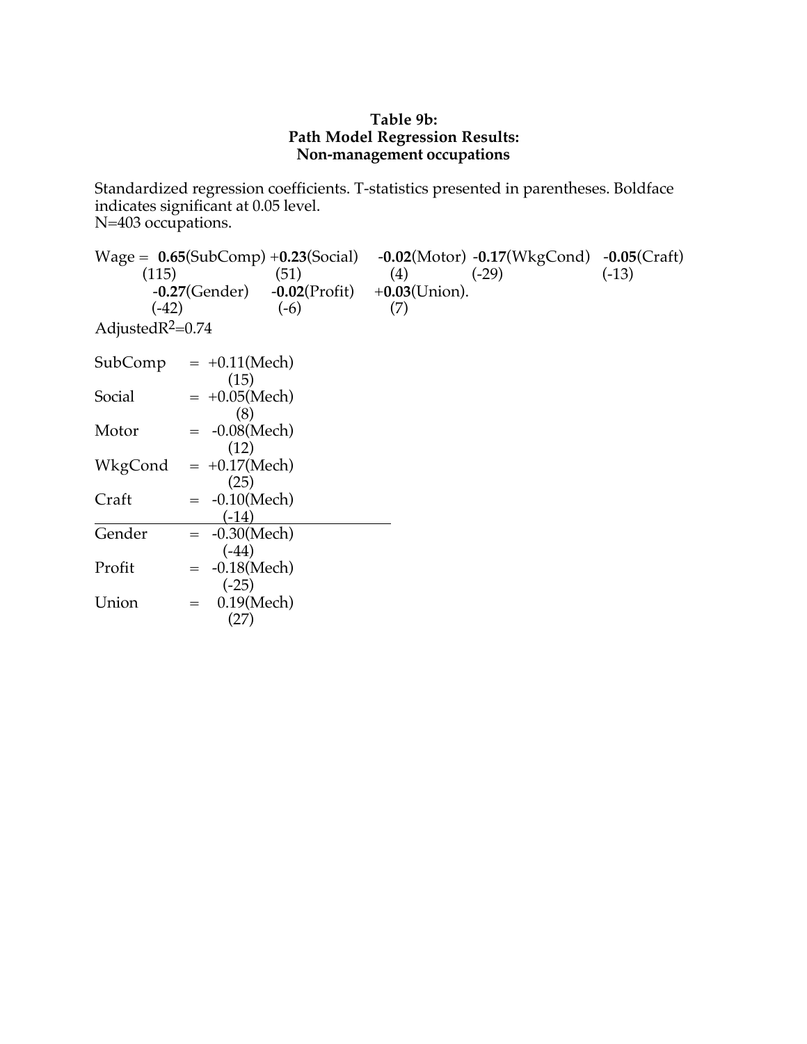**Table 9b:**
**Path Model Regression Results:**
**Non-management occupations**

Standardized regression coefficients. T-statistics presented in parentheses. Boldface indicates significant at 0.05 level.
N=403 occupations.

$$\text{Wage} = \underset{(115)}{\mathbf{0.65}}(\text{SubComp}) + \underset{(51)}{\mathbf{0.23}}(\text{Social}) - \underset{(4)}{\mathbf{0.02}}(\text{Motor}) - \underset{(-29)}{\mathbf{0.17}}(\text{WkgCond}) - \underset{(-13)}{\mathbf{0.05}}(\text{Craft})$$
$$- \underset{(-42)}{\mathbf{0.27}}(\text{Gender}) - \underset{(-6)}{\mathbf{0.02}}(\text{Profit}) + \underset{(7)}{\mathbf{0.03}}(\text{Union}).$$

Adjusted $R^2$=0.74

| | | |
|---|---|---|
| SubComp | = | +0.11(Mech) (15) |
| Social | = | +0.05(Mech) (8) |
| Motor | = | -0.08(Mech) (12) |
| WkgCond | = | +0.17(Mech) (25) |
| Craft | = | -0.10(Mech) (-14) |
| Gender | = | -0.30(Mech) (-44) |
| Profit | = | -0.18(Mech) (-25) |
| Union | = | 0.19(Mech) (27) |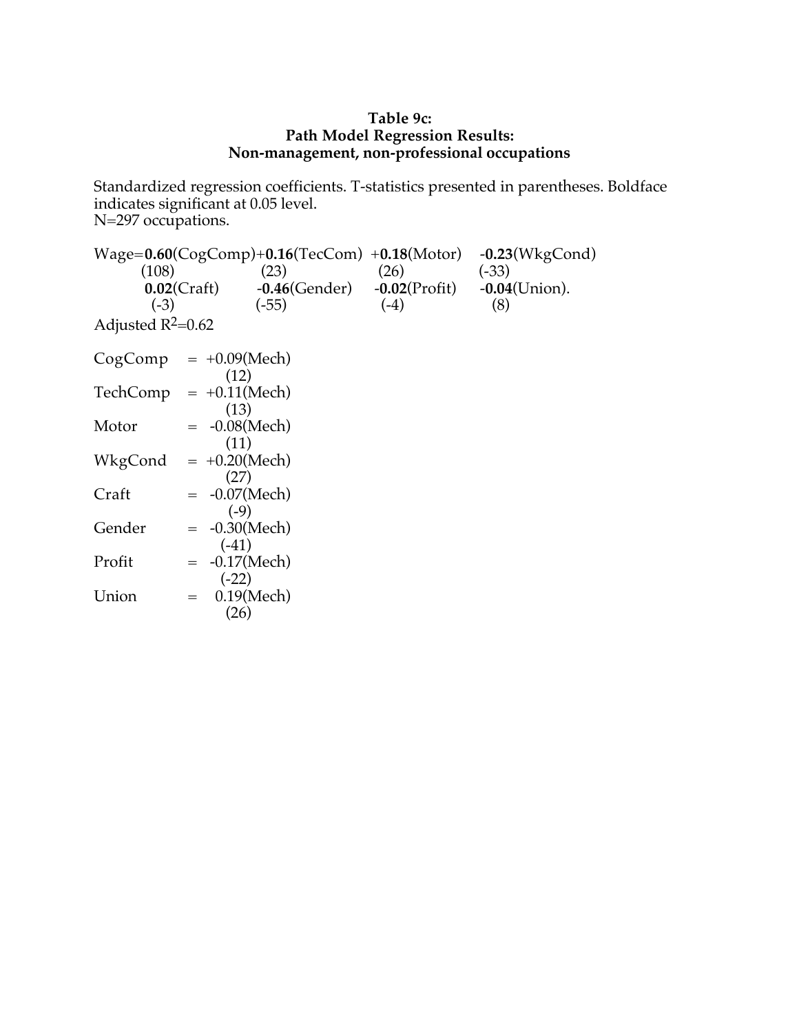**Table 9c:**
**Path Model Regression Results:**
**Non-management, non-professional occupations**

Standardized regression coefficients. T-statistics presented in parentheses. Boldface indicates significant at 0.05 level.
N=297 occupations.

| Wage=**0.60**(CogComp) | +**0.16**(TecCom) | +**0.18**(Motor) | -**0.23**(WkgCond) |
|---|---|---|---|
| (108) | (23) | (26) | (-33) |
| **0.02**(Craft) | -**0.46**(Gender) | -**0.02**(Profit) | -**0.04**(Union). |
| (-3) | (-55) | (-4) | (8) |

Adjusted $R^2$=0.62

| | | |
|---|---|---|
| CogComp | = | +0.09(Mech) (12) |
| TechComp | = | +0.11(Mech) (13) |
| Motor | = | -0.08(Mech) (11) |
| WkgCond | = | +0.20(Mech) (27) |
| Craft | = | -0.07(Mech) (-9) |
| Gender | = | -0.30(Mech) (-41) |
| Profit | = | -0.17(Mech) (-22) |
| Union | = | 0.19(Mech) (26) |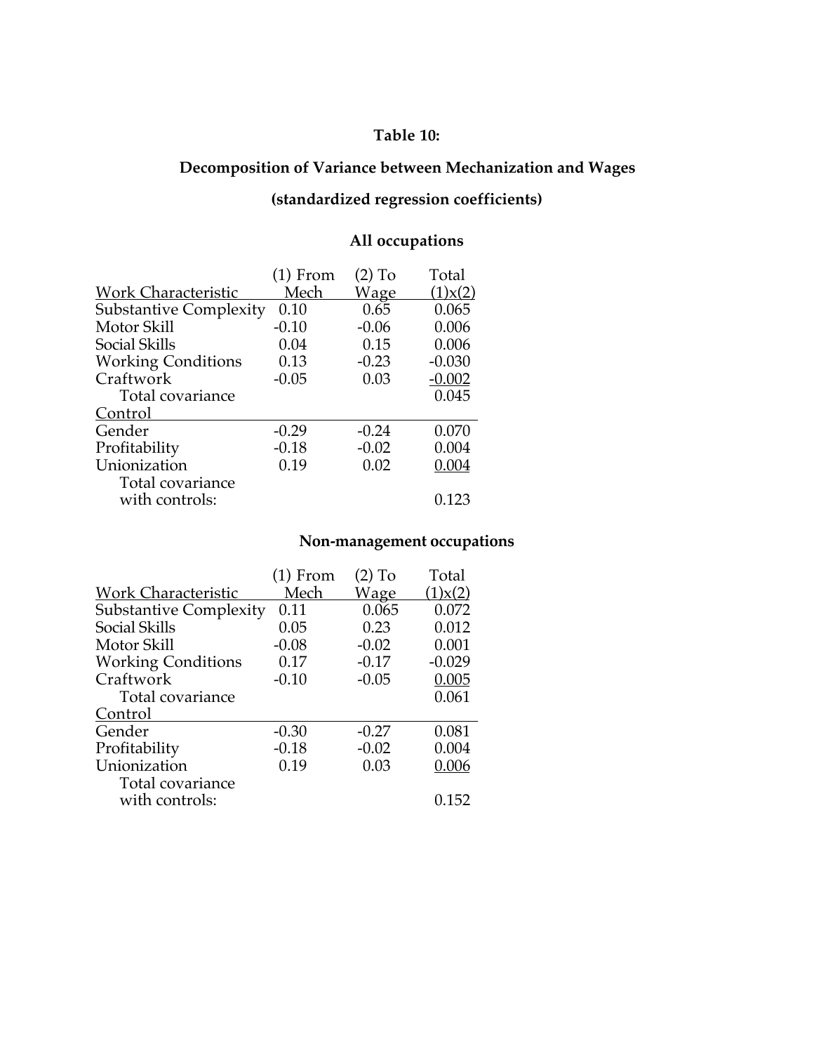**Table 10:**

**Decomposition of Variance between Mechanization and Wages**

**(standardized regression coefficients)**

**All occupations**

| Work Characteristic | (1) From Mech | (2) To Wage | Total (1)x(2) |
|---|---|---|---|
| Substantive Complexity | 0.10 | 0.65 | 0.065 |
| Motor Skill | -0.10 | -0.06 | 0.006 |
| Social Skills | 0.04 | 0.15 | 0.006 |
| Working Conditions | 0.13 | -0.23 | -0.030 |
| Craftwork | -0.05 | 0.03 | -0.002 |
| Total covariance | | | 0.045 |
| Control | | | |
| Gender | -0.29 | -0.24 | 0.070 |
| Profitability | -0.18 | -0.02 | 0.004 |
| Unionization | 0.19 | 0.02 | 0.004 |
| Total covariance with controls: | | | 0.123 |

**Non-management occupations**

| Work Characteristic | (1) From Mech | (2) To Wage | Total (1)x(2) |
|---|---|---|---|
| Substantive Complexity | 0.11 | 0.065 | 0.072 |
| Social Skills | 0.05 | 0.23 | 0.012 |
| Motor Skill | -0.08 | -0.02 | 0.001 |
| Working Conditions | 0.17 | -0.17 | -0.029 |
| Craftwork | -0.10 | -0.05 | 0.005 |
| Total covariance | | | 0.061 |
| Control | | | |
| Gender | -0.30 | -0.27 | 0.081 |
| Profitability | -0.18 | -0.02 | 0.004 |
| Unionization | 0.19 | 0.03 | 0.006 |
| Total covariance with controls: | | | 0.152 |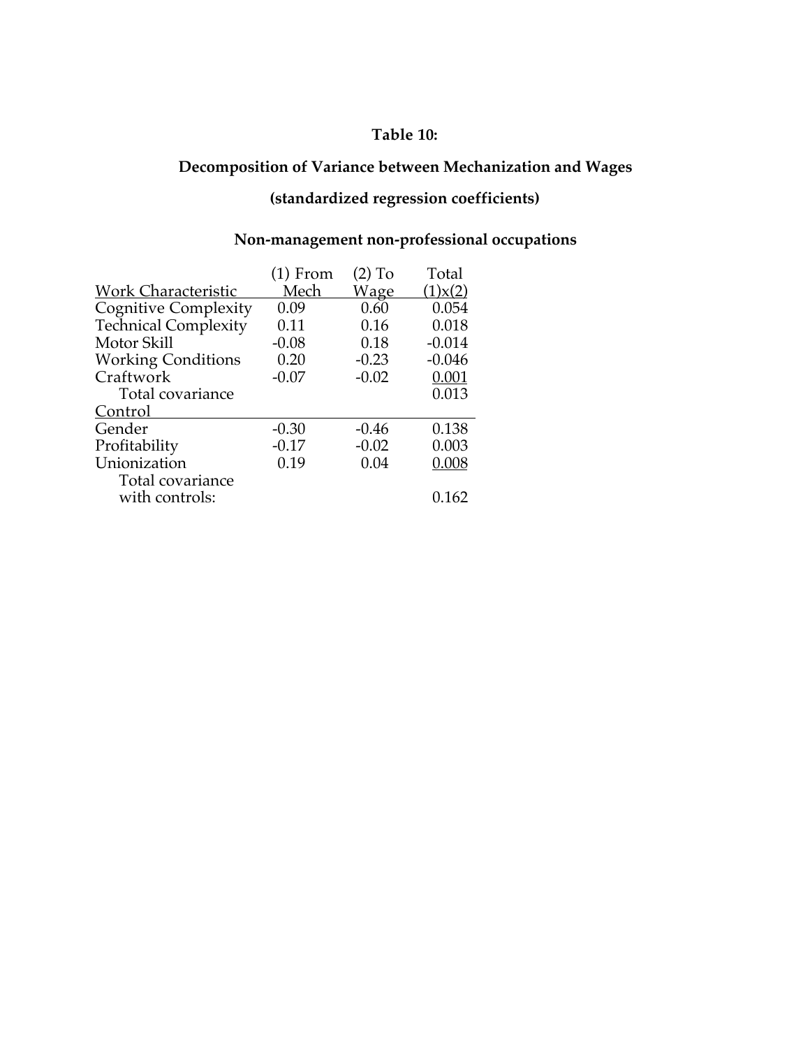**Table 10:**

**Decomposition of Variance between Mechanization and Wages**

**(standardized regression coefficients)**

**Non-management non-professional occupations**

| Work Characteristic | (1) From Mech | (2) To Wage | Total (1)x(2) |
|---|---|---|---|
| Cognitive Complexity | 0.09 | 0.60 | 0.054 |
| Technical Complexity | 0.11 | 0.16 | 0.018 |
| Motor Skill | -0.08 | 0.18 | -0.014 |
| Working Conditions | 0.20 | -0.23 | -0.046 |
| Craftwork | -0.07 | -0.02 | 0.001 |
| Total covariance | | | 0.013 |
| **Control** | | | |
| Gender | -0.30 | -0.46 | 0.138 |
| Profitability | -0.17 | -0.02 | 0.003 |
| Unionization | 0.19 | 0.04 | 0.008 |
| Total covariance with controls: | | | 0.162 |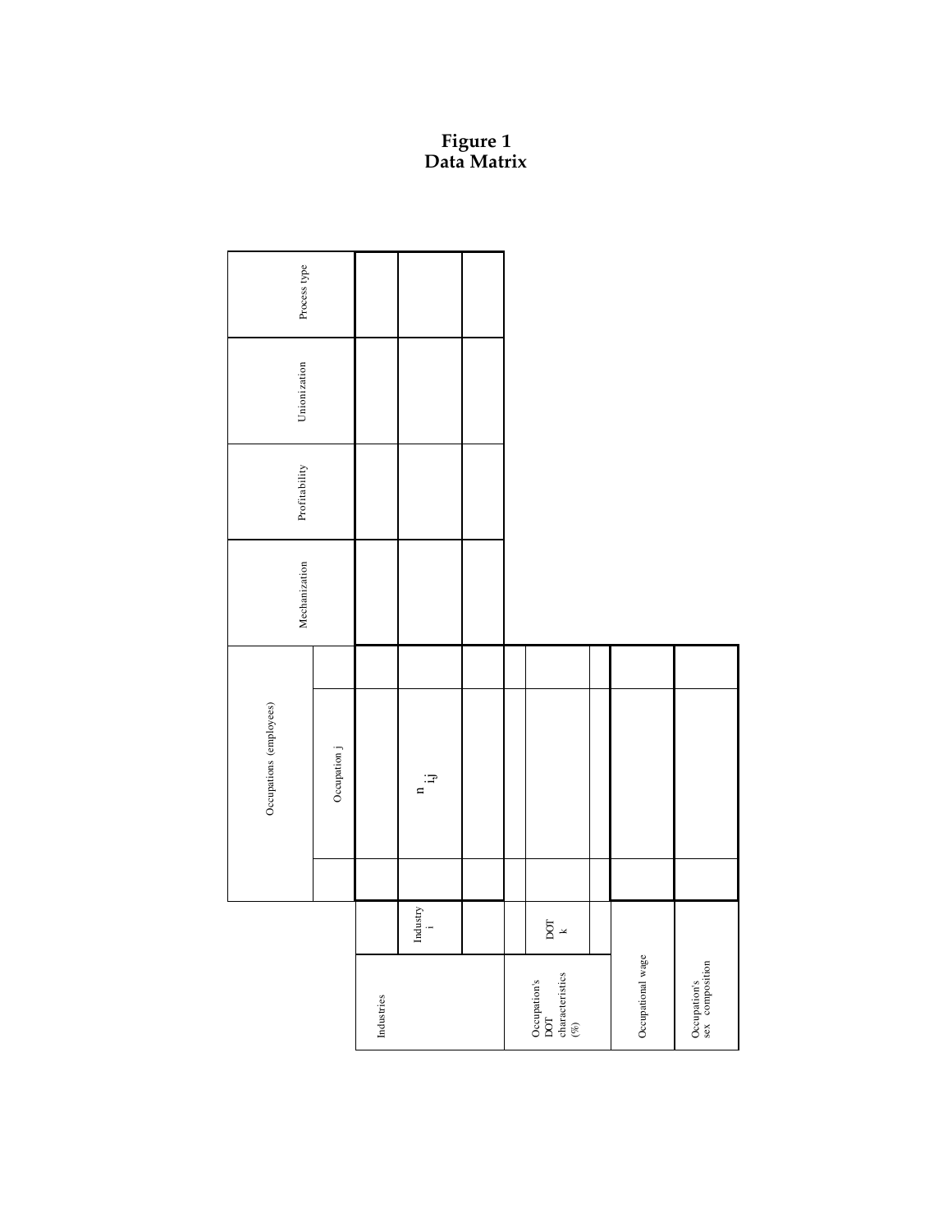# Figure 1
# Data Matrix

| | | Occupations (employees) | | | Mechanization | Profitability | Unionization | Process type |
|---|---|---|---|---|---|---|---|---|
| | | | Occupation j | | | | | |
| Industries | | | | | | | | |
| | Industry i | | $n_{i,j}$ | | | | | |
| | | | | | | | | |
| Occupation's DOT characteristics (%) | | | | | | | | |
| | DOT k | | | | | | | |
| | | | | | | | | |
| Occupational wage | | | | | | | | |
| Occupation's sex composition | | | | | | | | |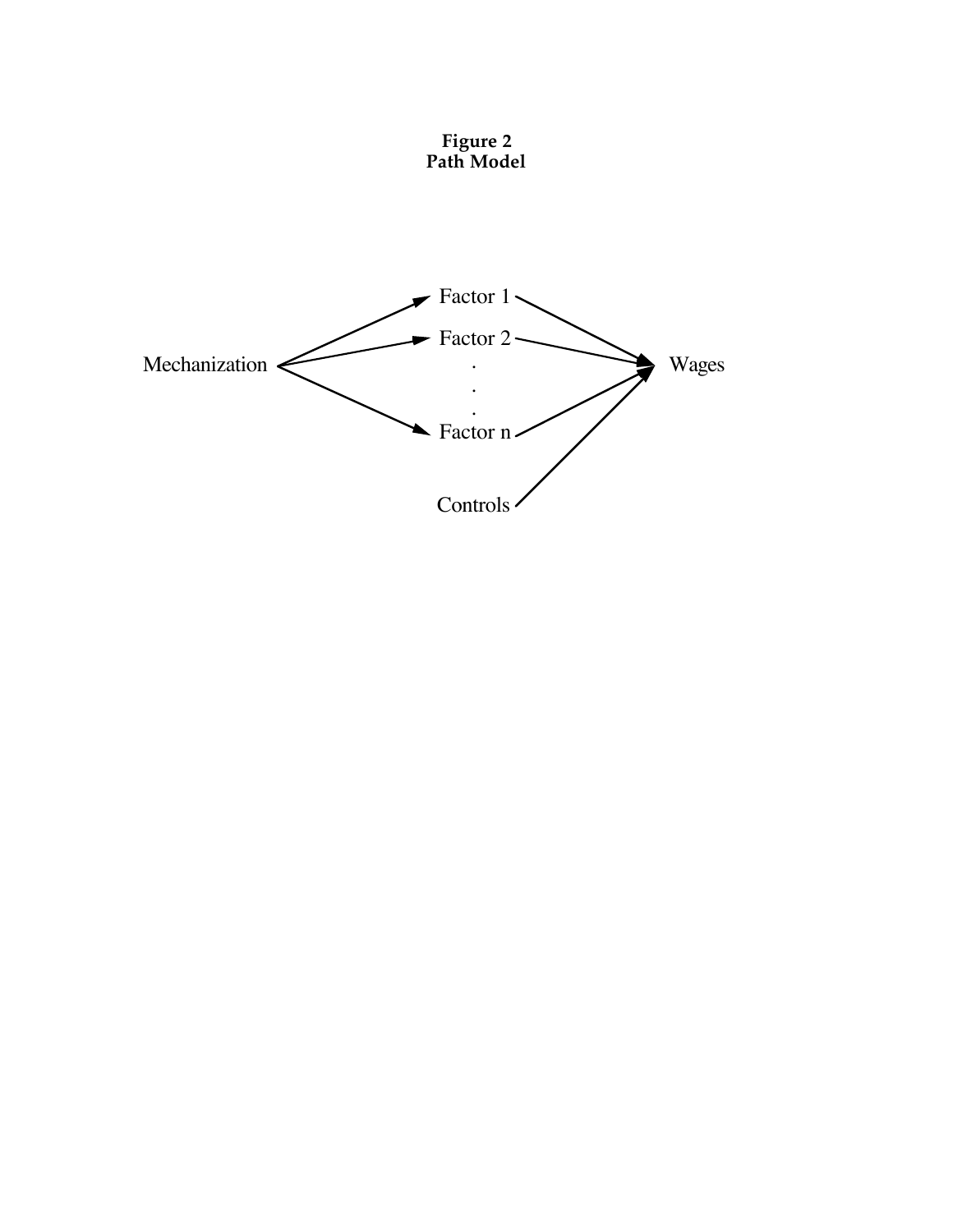**Figure 2**
**Path Model**

Mechanization

Factor 1

Factor 2

.

.

.

Factor n

Controls

Wages